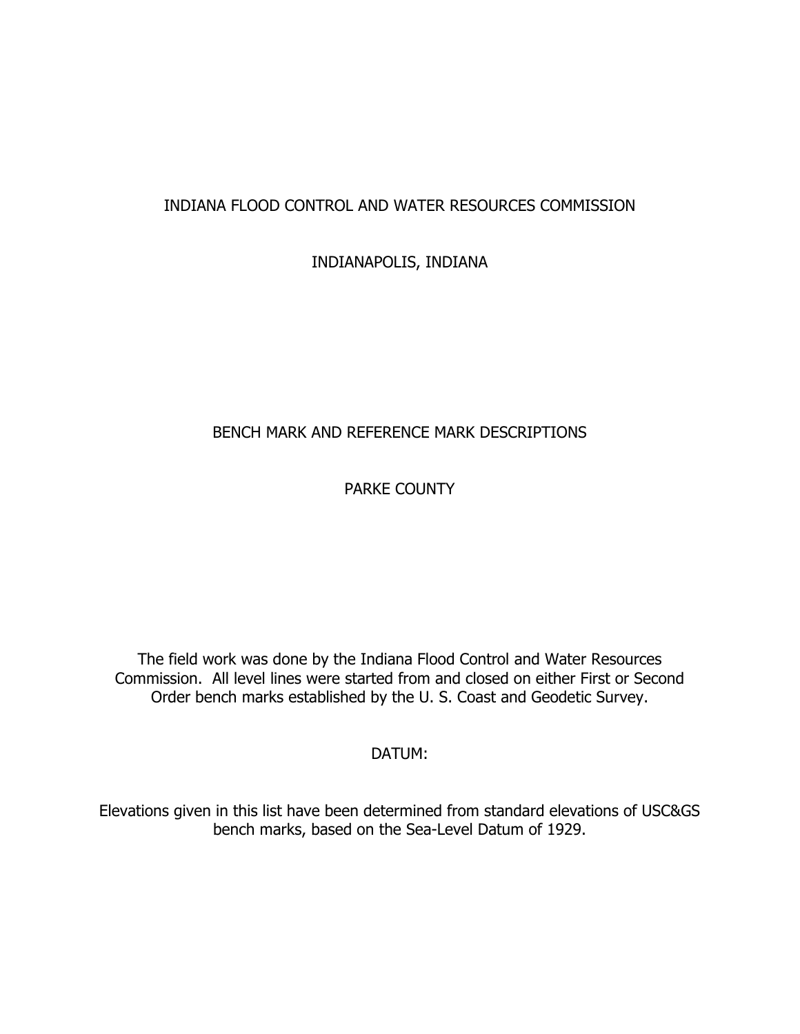# INDIANA FLOOD CONTROL AND WATER RESOURCES COMMISSION

## INDIANAPOLIS, INDIANA

## BENCH MARK AND REFERENCE MARK DESCRIPTIONS

## PARKE COUNTY

The field work was done by the Indiana Flood Control and Water Resources Commission. All level lines were started from and closed on either First or Second Order bench marks established by the U. S. Coast and Geodetic Survey.

DATUM:

Elevations given in this list have been determined from standard elevations of USC&GS bench marks, based on the Sea-Level Datum of 1929.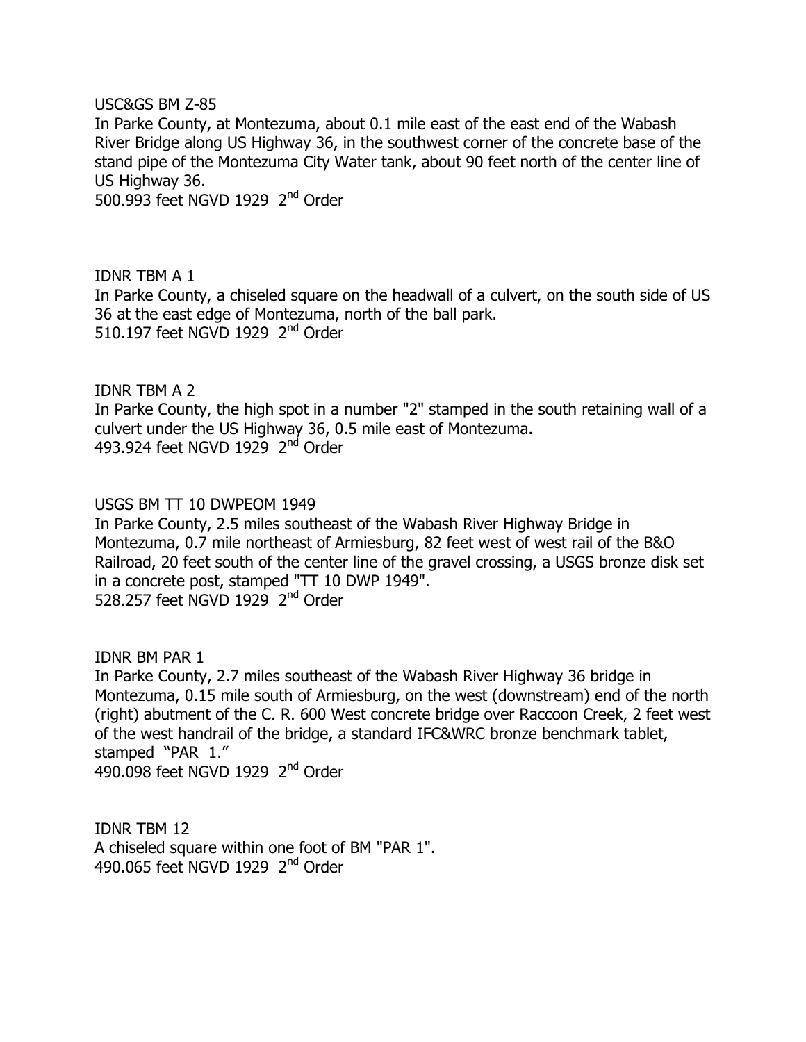USC&GS BM Z-85
In Parke County, at Montezuma, about 0.1 mile east of the east end of the Wabash River Bridge along US Highway 36, in the southwest corner of the concrete base of the stand pipe of the Montezuma City Water tank, about 90 feet north of the center line of US Highway 36.
500.993 feet NGVD 1929 2nd Order

IDNR TBM A 1
In Parke County, a chiseled square on the headwall of a culvert, on the south side of US 36 at the east edge of Montezuma, north of the ball park.
510.197 feet NGVD 1929 2nd Order

IDNR TBM A 2
In Parke County, the high spot in a number "2" stamped in the south retaining wall of a culvert under the US Highway 36, 0.5 mile east of Montezuma.
493.924 feet NGVD 1929 2nd Order

USGS BM TT 10 DWPEOM 1949
In Parke County, 2.5 miles southeast of the Wabash River Highway Bridge in Montezuma, 0.7 mile northeast of Armiesburg, 82 feet west of west rail of the B&O Railroad, 20 feet south of the center line of the gravel crossing, a USGS bronze disk set in a concrete post, stamped "TT 10 DWP 1949".
528.257 feet NGVD 1929 2nd Order

IDNR BM PAR 1
In Parke County, 2.7 miles southeast of the Wabash River Highway 36 bridge in Montezuma, 0.15 mile south of Armiesburg, on the west (downstream) end of the north (right) abutment of the C. R. 600 West concrete bridge over Raccoon Creek, 2 feet west of the west handrail of the bridge, a standard IFC&WRC bronze benchmark tablet, stamped "PAR 1."
490.098 feet NGVD 1929 2nd Order

IDNR TBM 12
A chiseled square within one foot of BM "PAR 1".
490.065 feet NGVD 1929 2nd Order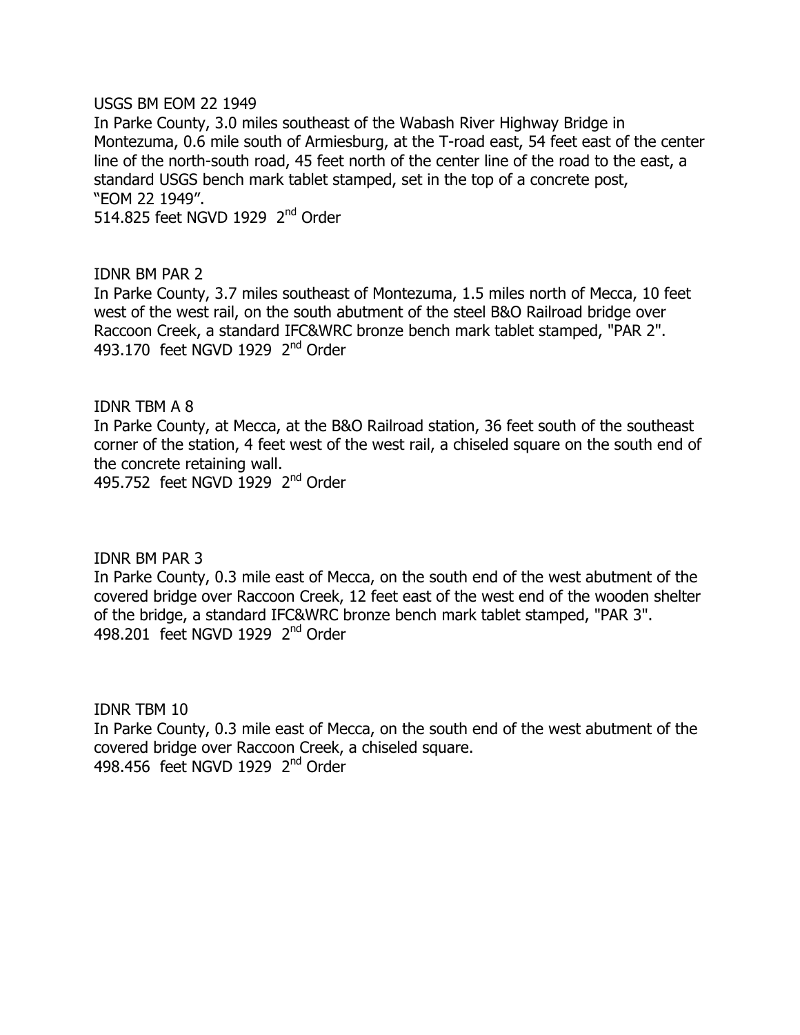USGS BM EOM 22 1949

In Parke County, 3.0 miles southeast of the Wabash River Highway Bridge in Montezuma, 0.6 mile south of Armiesburg, at the T-road east, 54 feet east of the center line of the north-south road, 45 feet north of the center line of the road to the east, a standard USGS bench mark tablet stamped, set in the top of a concrete post, "EOM 22 1949".

514.825 feet NGVD 1929 2nd Order

IDNR BM PAR 2

In Parke County, 3.7 miles southeast of Montezuma, 1.5 miles north of Mecca, 10 feet west of the west rail, on the south abutment of the steel B&O Railroad bridge over Raccoon Creek, a standard IFC&WRC bronze bench mark tablet stamped, "PAR 2".

493.170 feet NGVD 1929 2nd Order

IDNR TBM A 8

In Parke County, at Mecca, at the B&O Railroad station, 36 feet south of the southeast corner of the station, 4 feet west of the west rail, a chiseled square on the south end of the concrete retaining wall.

495.752 feet NGVD 1929 2nd Order

IDNR BM PAR 3

In Parke County, 0.3 mile east of Mecca, on the south end of the west abutment of the covered bridge over Raccoon Creek, 12 feet east of the west end of the wooden shelter of the bridge, a standard IFC&WRC bronze bench mark tablet stamped, "PAR 3".

498.201 feet NGVD 1929 2nd Order

IDNR TBM 10

In Parke County, 0.3 mile east of Mecca, on the south end of the west abutment of the covered bridge over Raccoon Creek, a chiseled square.

498.456 feet NGVD 1929 2nd Order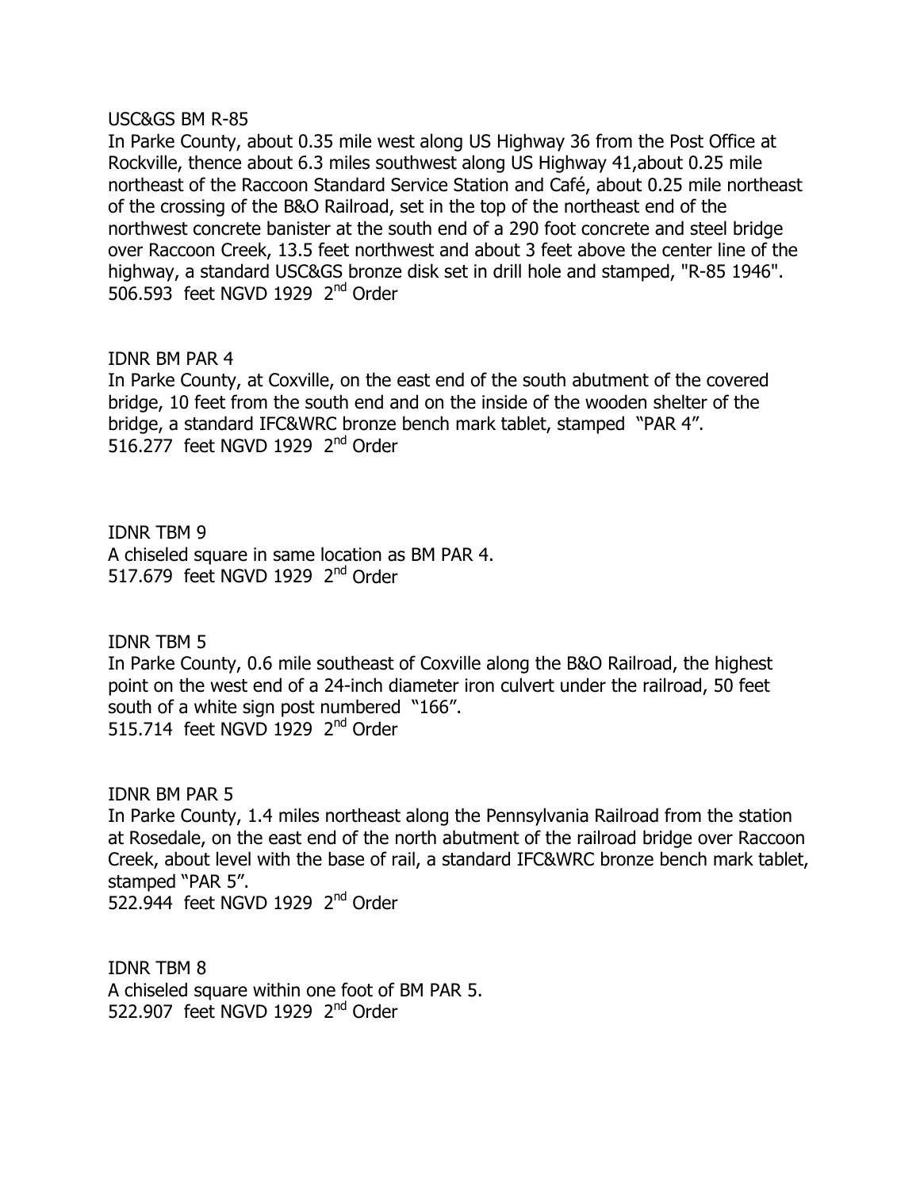USC&GS BM R-85
In Parke County, about 0.35 mile west along US Highway 36 from the Post Office at Rockville, thence about 6.3 miles southwest along US Highway 41,about 0.25 mile northeast of the Raccoon Standard Service Station and Café, about 0.25 mile northeast of the crossing of the B&O Railroad, set in the top of the northeast end of the northwest concrete banister at the south end of a 290 foot concrete and steel bridge over Raccoon Creek, 13.5 feet northwest and about 3 feet above the center line of the highway, a standard USC&GS bronze disk set in drill hole and stamped, "R-85 1946".
506.593 feet NGVD 1929 2nd Order

IDNR BM PAR 4
In Parke County, at Coxville, on the east end of the south abutment of the covered bridge, 10 feet from the south end and on the inside of the wooden shelter of the bridge, a standard IFC&WRC bronze bench mark tablet, stamped "PAR 4".
516.277 feet NGVD 1929 2nd Order

IDNR TBM 9
A chiseled square in same location as BM PAR 4.
517.679 feet NGVD 1929 2nd Order

IDNR TBM 5
In Parke County, 0.6 mile southeast of Coxville along the B&O Railroad, the highest point on the west end of a 24-inch diameter iron culvert under the railroad, 50 feet south of a white sign post numbered "166".
515.714 feet NGVD 1929 2nd Order

IDNR BM PAR 5
In Parke County, 1.4 miles northeast along the Pennsylvania Railroad from the station at Rosedale, on the east end of the north abutment of the railroad bridge over Raccoon Creek, about level with the base of rail, a standard IFC&WRC bronze bench mark tablet, stamped "PAR 5".
522.944 feet NGVD 1929 2nd Order

IDNR TBM 8
A chiseled square within one foot of BM PAR 5.
522.907 feet NGVD 1929 2nd Order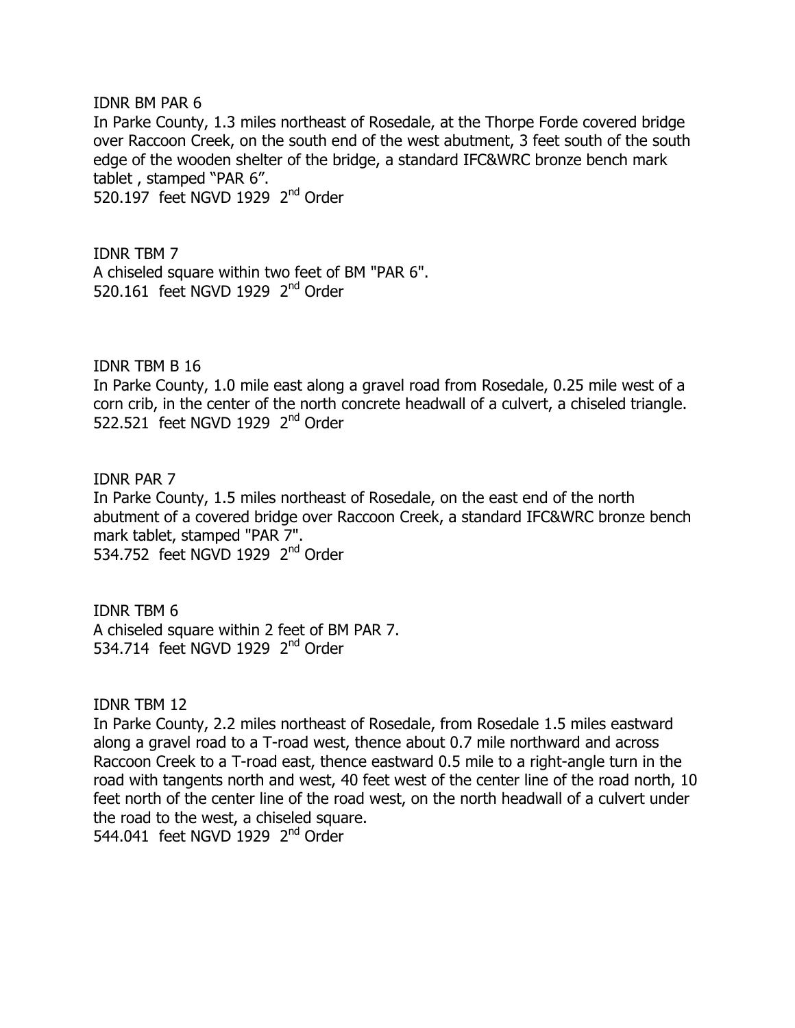IDNR BM PAR 6
In Parke County, 1.3 miles northeast of Rosedale, at the Thorpe Forde covered bridge over Raccoon Creek, on the south end of the west abutment, 3 feet south of the south edge of the wooden shelter of the bridge, a standard IFC&WRC bronze bench mark tablet , stamped "PAR 6".
520.197 feet NGVD 1929 2nd Order

IDNR TBM 7
A chiseled square within two feet of BM "PAR 6".
520.161 feet NGVD 1929 2nd Order

IDNR TBM B 16
In Parke County, 1.0 mile east along a gravel road from Rosedale, 0.25 mile west of a corn crib, in the center of the north concrete headwall of a culvert, a chiseled triangle.
522.521 feet NGVD 1929 2nd Order

IDNR PAR 7
In Parke County, 1.5 miles northeast of Rosedale, on the east end of the north abutment of a covered bridge over Raccoon Creek, a standard IFC&WRC bronze bench mark tablet, stamped "PAR 7".
534.752 feet NGVD 1929 2nd Order

IDNR TBM 6
A chiseled square within 2 feet of BM PAR 7.
534.714 feet NGVD 1929 2nd Order

IDNR TBM 12
In Parke County, 2.2 miles northeast of Rosedale, from Rosedale 1.5 miles eastward along a gravel road to a T-road west, thence about 0.7 mile northward and across Raccoon Creek to a T-road east, thence eastward 0.5 mile to a right-angle turn in the road with tangents north and west, 40 feet west of the center line of the road north, 10 feet north of the center line of the road west, on the north headwall of a culvert under the road to the west, a chiseled square.
544.041 feet NGVD 1929 2nd Order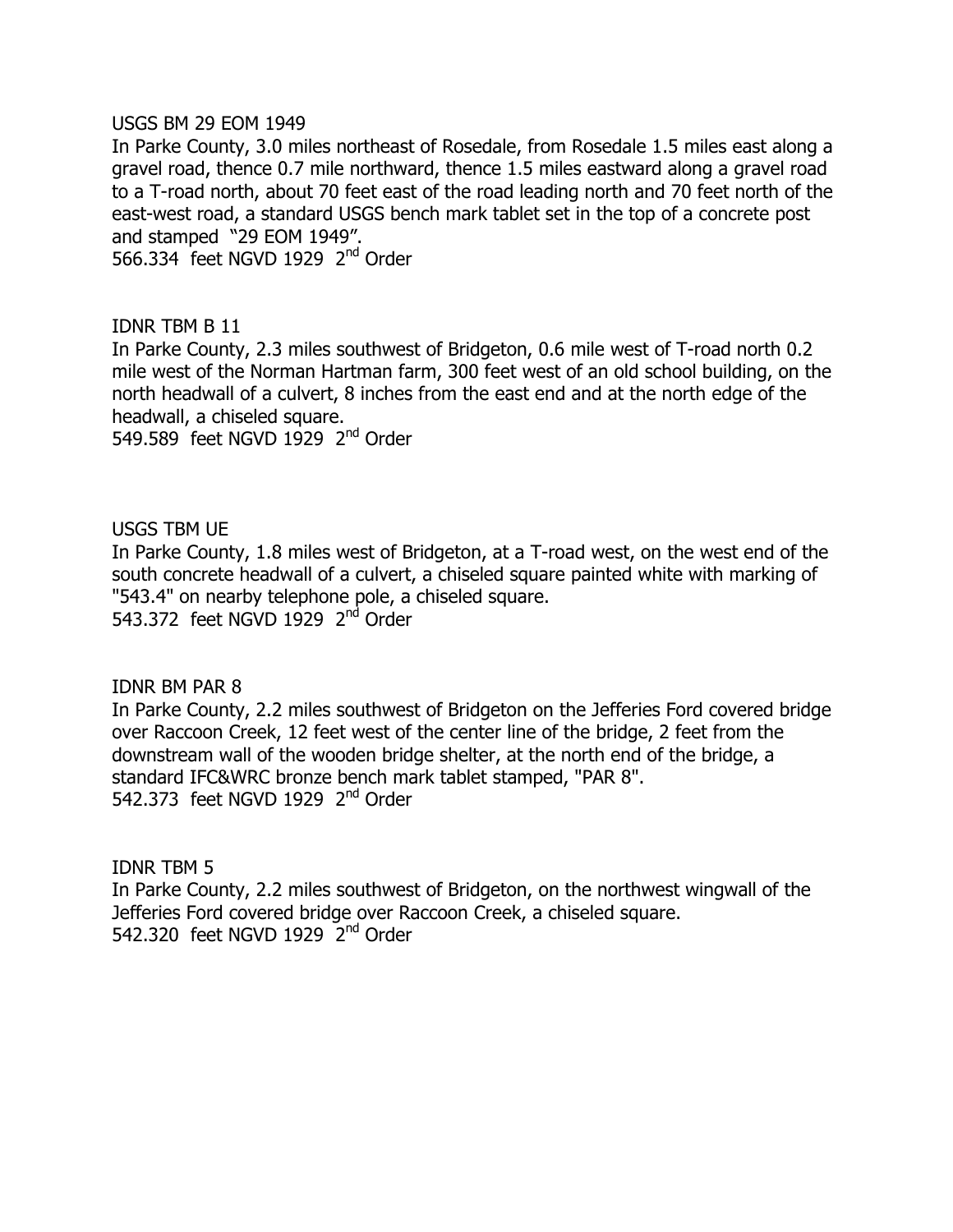USGS BM 29 EOM 1949

In Parke County, 3.0 miles northeast of Rosedale, from Rosedale 1.5 miles east along a gravel road, thence 0.7 mile northward, thence 1.5 miles eastward along a gravel road to a T-road north, about 70 feet east of the road leading north and 70 feet north of the east-west road, a standard USGS bench mark tablet set in the top of a concrete post and stamped "29 EOM 1949".

566.334 feet NGVD 1929 2nd Order

IDNR TBM B 11

In Parke County, 2.3 miles southwest of Bridgeton, 0.6 mile west of T-road north 0.2 mile west of the Norman Hartman farm, 300 feet west of an old school building, on the north headwall of a culvert, 8 inches from the east end and at the north edge of the headwall, a chiseled square.

549.589 feet NGVD 1929 2nd Order

USGS TBM UE

In Parke County, 1.8 miles west of Bridgeton, at a T-road west, on the west end of the south concrete headwall of a culvert, a chiseled square painted white with marking of "543.4" on nearby telephone pole, a chiseled square.

543.372 feet NGVD 1929 2nd Order

IDNR BM PAR 8

In Parke County, 2.2 miles southwest of Bridgeton on the Jefferies Ford covered bridge over Raccoon Creek, 12 feet west of the center line of the bridge, 2 feet from the downstream wall of the wooden bridge shelter, at the north end of the bridge, a standard IFC&WRC bronze bench mark tablet stamped, "PAR 8".

542.373 feet NGVD 1929 2nd Order

IDNR TBM 5

In Parke County, 2.2 miles southwest of Bridgeton, on the northwest wingwall of the Jefferies Ford covered bridge over Raccoon Creek, a chiseled square.

542.320 feet NGVD 1929 2nd Order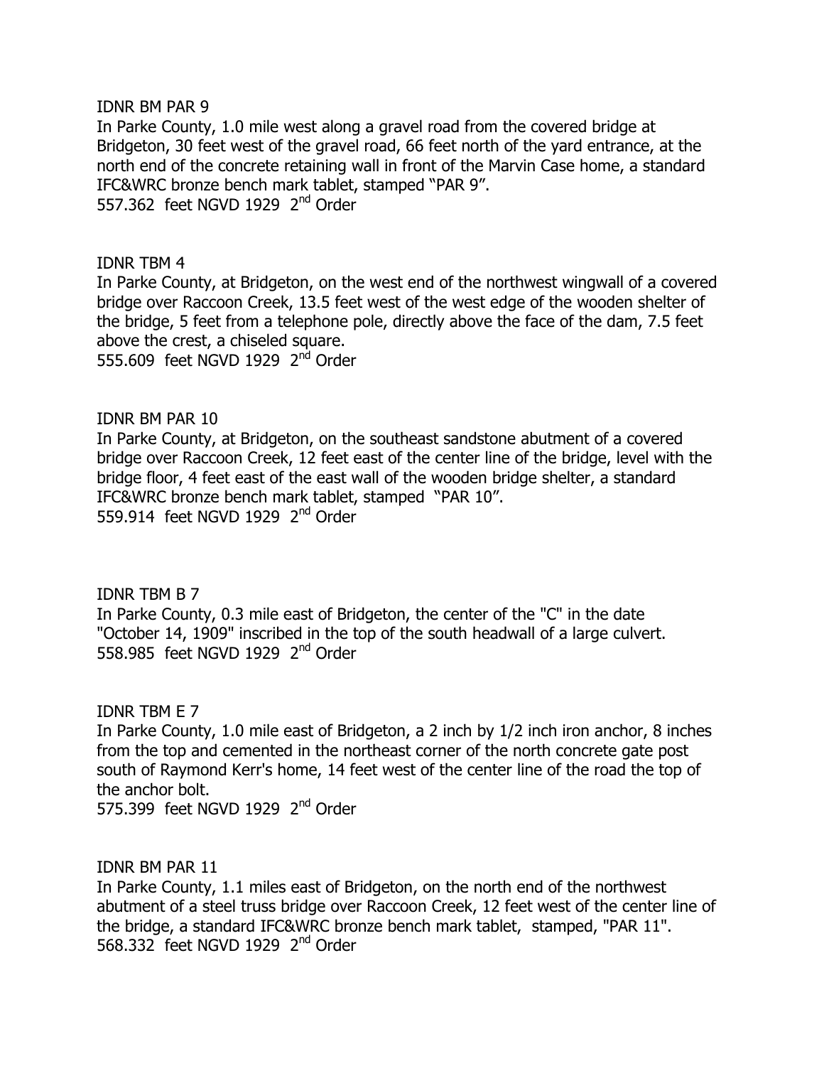IDNR BM PAR 9

In Parke County, 1.0 mile west along a gravel road from the covered bridge at Bridgeton, 30 feet west of the gravel road, 66 feet north of the yard entrance, at the north end of the concrete retaining wall in front of the Marvin Case home, a standard IFC&WRC bronze bench mark tablet, stamped "PAR 9".
557.362 feet NGVD 1929 2nd Order

IDNR TBM 4

In Parke County, at Bridgeton, on the west end of the northwest wingwall of a covered bridge over Raccoon Creek, 13.5 feet west of the west edge of the wooden shelter of the bridge, 5 feet from a telephone pole, directly above the face of the dam, 7.5 feet above the crest, a chiseled square.
555.609 feet NGVD 1929 2nd Order

IDNR BM PAR 10

In Parke County, at Bridgeton, on the southeast sandstone abutment of a covered bridge over Raccoon Creek, 12 feet east of the center line of the bridge, level with the bridge floor, 4 feet east of the east wall of the wooden bridge shelter, a standard IFC&WRC bronze bench mark tablet, stamped "PAR 10".
559.914 feet NGVD 1929 2nd Order

IDNR TBM B 7

In Parke County, 0.3 mile east of Bridgeton, the center of the "C" in the date "October 14, 1909" inscribed in the top of the south headwall of a large culvert.
558.985 feet NGVD 1929 2nd Order

IDNR TBM E 7

In Parke County, 1.0 mile east of Bridgeton, a 2 inch by 1/2 inch iron anchor, 8 inches from the top and cemented in the northeast corner of the north concrete gate post south of Raymond Kerr's home, 14 feet west of the center line of the road the top of the anchor bolt.
575.399 feet NGVD 1929 2nd Order

IDNR BM PAR 11

In Parke County, 1.1 miles east of Bridgeton, on the north end of the northwest abutment of a steel truss bridge over Raccoon Creek, 12 feet west of the center line of the bridge, a standard IFC&WRC bronze bench mark tablet, stamped, "PAR 11".
568.332 feet NGVD 1929 2nd Order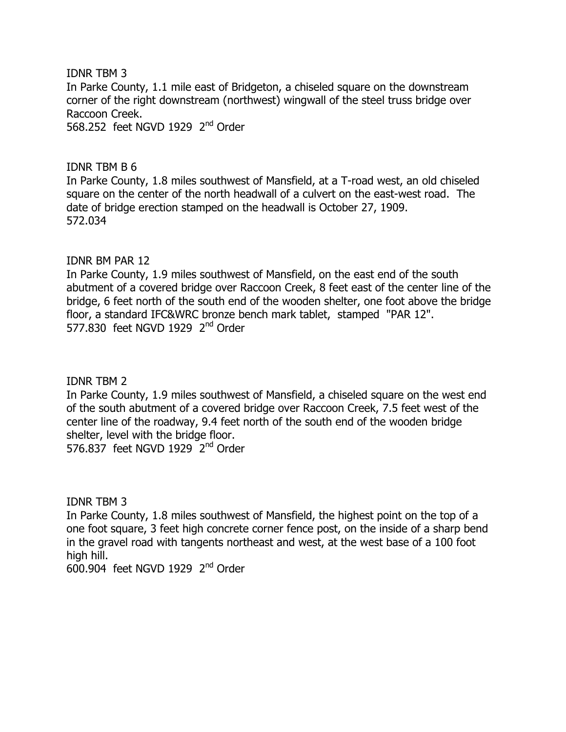IDNR TBM 3

In Parke County, 1.1 mile east of Bridgeton, a chiseled square on the downstream corner of the right downstream (northwest) wingwall of the steel truss bridge over Raccoon Creek.

568.252 feet NGVD 1929 2nd Order

IDNR TBM B 6

In Parke County, 1.8 miles southwest of Mansfield, at a T-road west, an old chiseled square on the center of the north headwall of a culvert on the east-west road. The date of bridge erection stamped on the headwall is October 27, 1909.

572.034

IDNR BM PAR 12

In Parke County, 1.9 miles southwest of Mansfield, on the east end of the south abutment of a covered bridge over Raccoon Creek, 8 feet east of the center line of the bridge, 6 feet north of the south end of the wooden shelter, one foot above the bridge floor, a standard IFC&WRC bronze bench mark tablet, stamped "PAR 12".

577.830 feet NGVD 1929 2nd Order

IDNR TBM 2

In Parke County, 1.9 miles southwest of Mansfield, a chiseled square on the west end of the south abutment of a covered bridge over Raccoon Creek, 7.5 feet west of the center line of the roadway, 9.4 feet north of the south end of the wooden bridge shelter, level with the bridge floor.

576.837 feet NGVD 1929 2nd Order

IDNR TBM 3

In Parke County, 1.8 miles southwest of Mansfield, the highest point on the top of a one foot square, 3 feet high concrete corner fence post, on the inside of a sharp bend in the gravel road with tangents northeast and west, at the west base of a 100 foot high hill.

600.904 feet NGVD 1929 2nd Order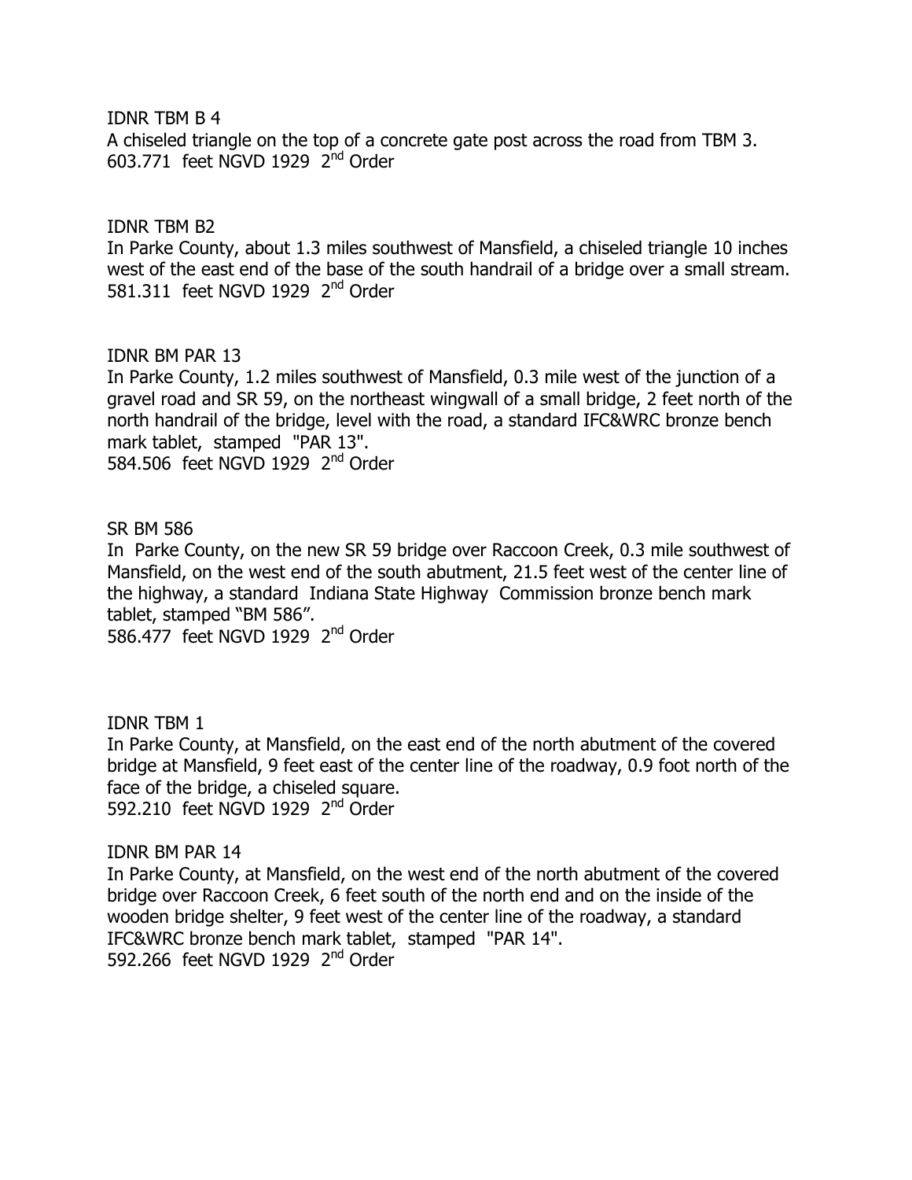IDNR TBM B 4

A chiseled triangle on the top of a concrete gate post across the road from TBM 3.
603.771 feet NGVD 1929 2nd Order

IDNR TBM B2

In Parke County, about 1.3 miles southwest of Mansfield, a chiseled triangle 10 inches west of the east end of the base of the south handrail of a bridge over a small stream.
581.311 feet NGVD 1929 2nd Order

IDNR BM PAR 13

In Parke County, 1.2 miles southwest of Mansfield, 0.3 mile west of the junction of a gravel road and SR 59, on the northeast wingwall of a small bridge, 2 feet north of the north handrail of the bridge, level with the road, a standard IFC&WRC bronze bench mark tablet, stamped "PAR 13".
584.506 feet NGVD 1929 2nd Order

SR BM 586

In Parke County, on the new SR 59 bridge over Raccoon Creek, 0.3 mile southwest of Mansfield, on the west end of the south abutment, 21.5 feet west of the center line of the highway, a standard Indiana State Highway Commission bronze bench mark tablet, stamped "BM 586".
586.477 feet NGVD 1929 2nd Order

IDNR TBM 1

In Parke County, at Mansfield, on the east end of the north abutment of the covered bridge at Mansfield, 9 feet east of the center line of the roadway, 0.9 foot north of the face of the bridge, a chiseled square.
592.210 feet NGVD 1929 2nd Order

IDNR BM PAR 14

In Parke County, at Mansfield, on the west end of the north abutment of the covered bridge over Raccoon Creek, 6 feet south of the north end and on the inside of the wooden bridge shelter, 9 feet west of the center line of the roadway, a standard IFC&WRC bronze bench mark tablet, stamped "PAR 14".
592.266 feet NGVD 1929 2nd Order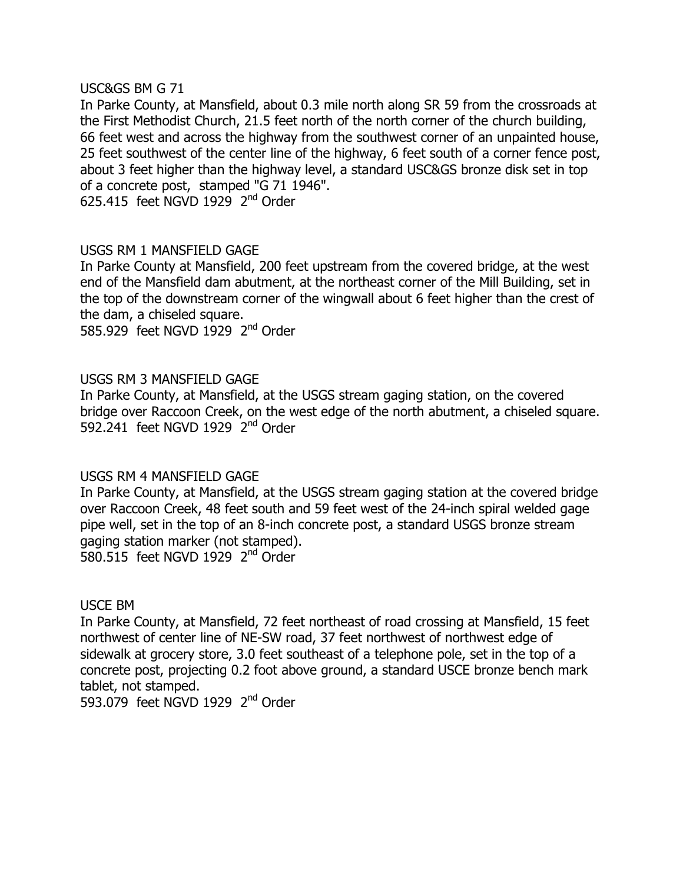USC&GS BM G 71

In Parke County, at Mansfield, about 0.3 mile north along SR 59 from the crossroads at the First Methodist Church, 21.5 feet north of the north corner of the church building, 66 feet west and across the highway from the southwest corner of an unpainted house, 25 feet southwest of the center line of the highway, 6 feet south of a corner fence post, about 3 feet higher than the highway level, a standard USC&GS bronze disk set in top of a concrete post, stamped "G 71 1946".

625.415 feet NGVD 1929 2nd Order

USGS RM 1 MANSFIELD GAGE

In Parke County at Mansfield, 200 feet upstream from the covered bridge, at the west end of the Mansfield dam abutment, at the northeast corner of the Mill Building, set in the top of the downstream corner of the wingwall about 6 feet higher than the crest of the dam, a chiseled square.

585.929 feet NGVD 1929 2nd Order

USGS RM 3 MANSFIELD GAGE

In Parke County, at Mansfield, at the USGS stream gaging station, on the covered bridge over Raccoon Creek, on the west edge of the north abutment, a chiseled square.

592.241 feet NGVD 1929 2nd Order

USGS RM 4 MANSFIELD GAGE

In Parke County, at Mansfield, at the USGS stream gaging station at the covered bridge over Raccoon Creek, 48 feet south and 59 feet west of the 24-inch spiral welded gage pipe well, set in the top of an 8-inch concrete post, a standard USGS bronze stream gaging station marker (not stamped).

580.515 feet NGVD 1929 2nd Order

USCE BM

In Parke County, at Mansfield, 72 feet northeast of road crossing at Mansfield, 15 feet northwest of center line of NE-SW road, 37 feet northwest of northwest edge of sidewalk at grocery store, 3.0 feet southeast of a telephone pole, set in the top of a concrete post, projecting 0.2 foot above ground, a standard USCE bronze bench mark tablet, not stamped.

593.079 feet NGVD 1929 2nd Order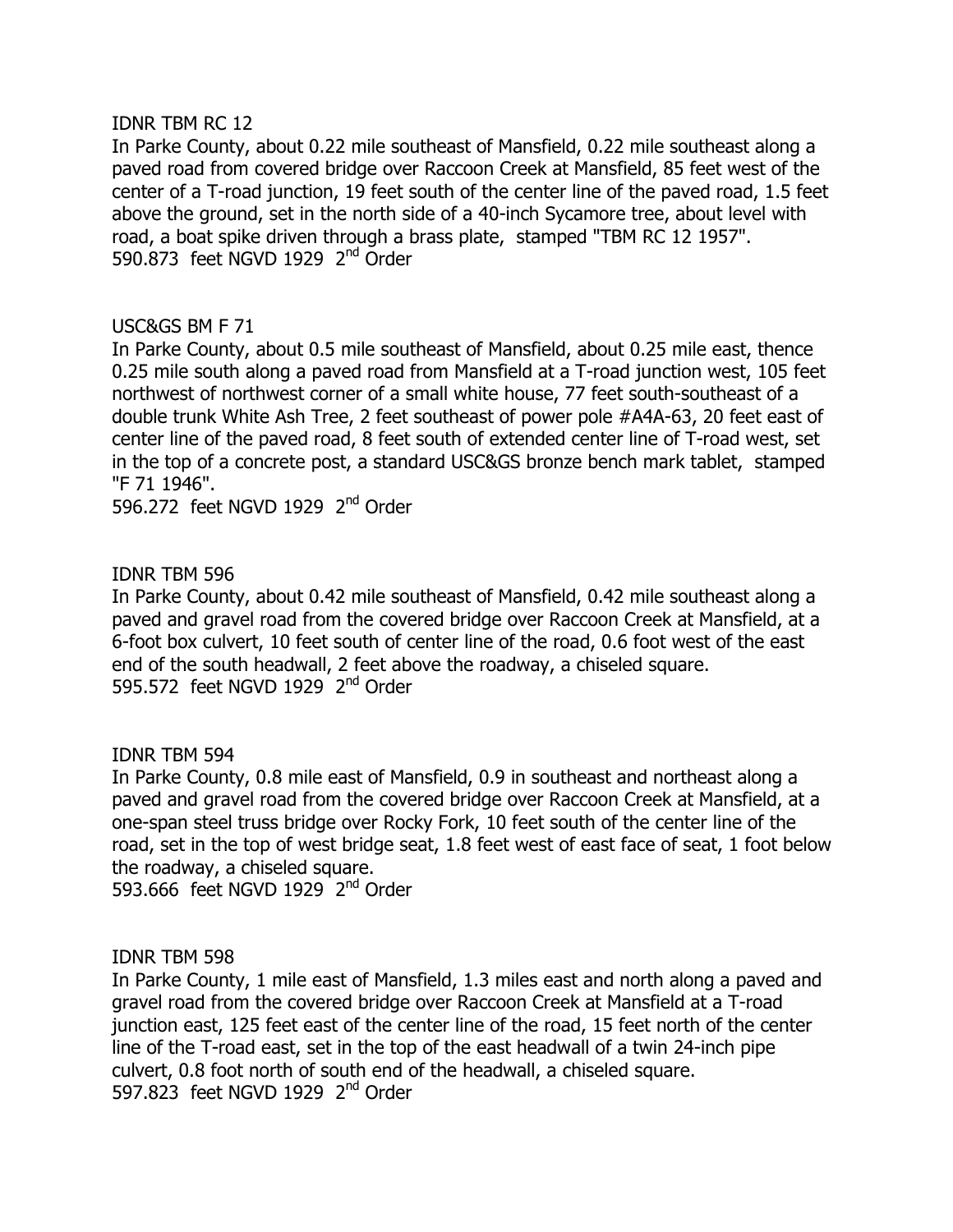IDNR TBM RC 12

In Parke County, about 0.22 mile southeast of Mansfield, 0.22 mile southeast along a paved road from covered bridge over Raccoon Creek at Mansfield, 85 feet west of the center of a T-road junction, 19 feet south of the center line of the paved road, 1.5 feet above the ground, set in the north side of a 40-inch Sycamore tree, about level with road, a boat spike driven through a brass plate, stamped "TBM RC 12 1957".
590.873 feet NGVD 1929 2nd Order

USC&GS BM F 71

In Parke County, about 0.5 mile southeast of Mansfield, about 0.25 mile east, thence 0.25 mile south along a paved road from Mansfield at a T-road junction west, 105 feet northwest of northwest corner of a small white house, 77 feet south-southeast of a double trunk White Ash Tree, 2 feet southeast of power pole #A4A-63, 20 feet east of center line of the paved road, 8 feet south of extended center line of T-road west, set in the top of a concrete post, a standard USC&GS bronze bench mark tablet, stamped "F 71 1946".
596.272 feet NGVD 1929 2nd Order

IDNR TBM 596

In Parke County, about 0.42 mile southeast of Mansfield, 0.42 mile southeast along a paved and gravel road from the covered bridge over Raccoon Creek at Mansfield, at a 6-foot box culvert, 10 feet south of center line of the road, 0.6 foot west of the east end of the south headwall, 2 feet above the roadway, a chiseled square.
595.572 feet NGVD 1929 2nd Order

IDNR TBM 594

In Parke County, 0.8 mile east of Mansfield, 0.9 in southeast and northeast along a paved and gravel road from the covered bridge over Raccoon Creek at Mansfield, at a one-span steel truss bridge over Rocky Fork, 10 feet south of the center line of the road, set in the top of west bridge seat, 1.8 feet west of east face of seat, 1 foot below the roadway, a chiseled square.
593.666 feet NGVD 1929 2nd Order

IDNR TBM 598

In Parke County, 1 mile east of Mansfield, 1.3 miles east and north along a paved and gravel road from the covered bridge over Raccoon Creek at Mansfield at a T-road junction east, 125 feet east of the center line of the road, 15 feet north of the center line of the T-road east, set in the top of the east headwall of a twin 24-inch pipe culvert, 0.8 foot north of south end of the headwall, a chiseled square.
597.823 feet NGVD 1929 2nd Order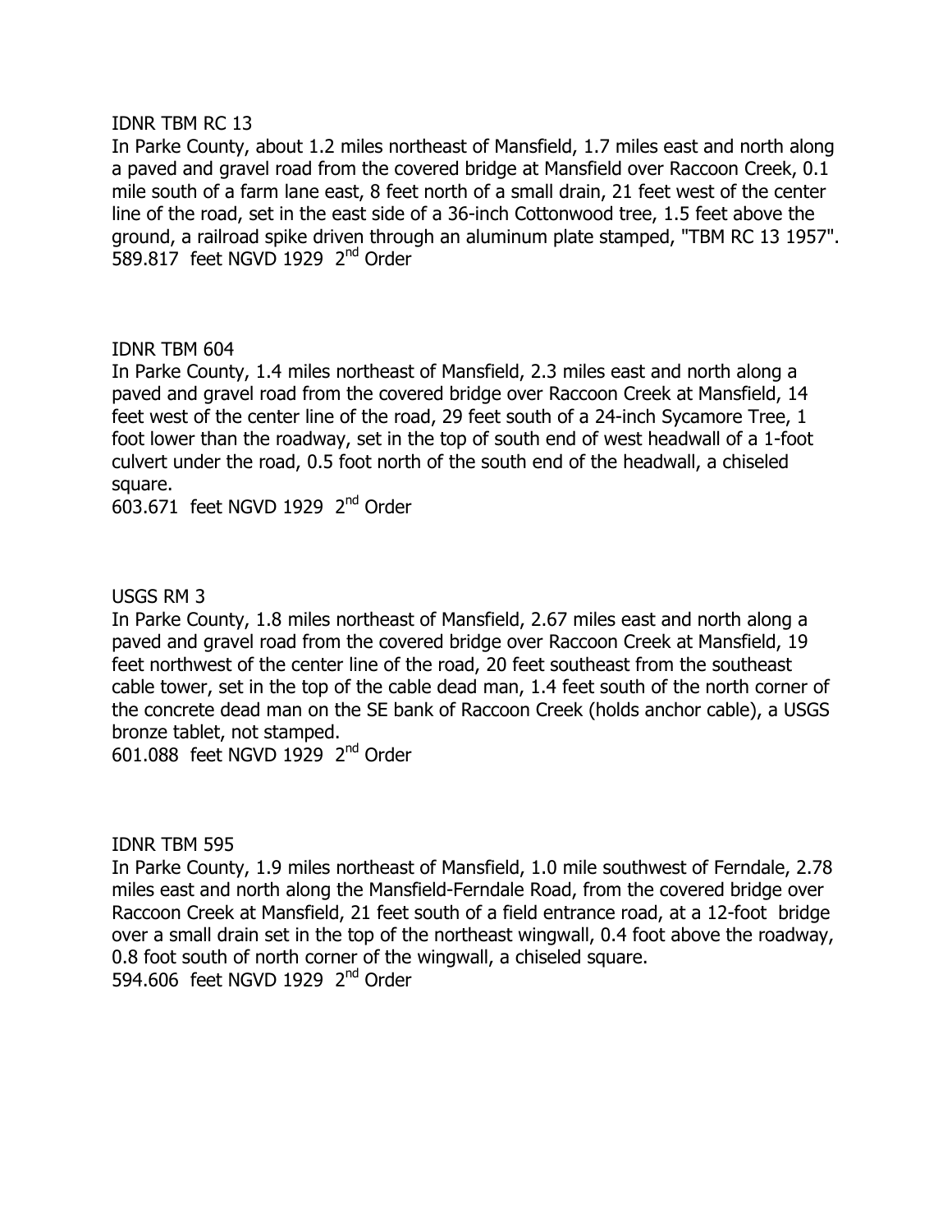IDNR TBM RC 13

In Parke County, about 1.2 miles northeast of Mansfield, 1.7 miles east and north along a paved and gravel road from the covered bridge at Mansfield over Raccoon Creek, 0.1 mile south of a farm lane east, 8 feet north of a small drain, 21 feet west of the center line of the road, set in the east side of a 36-inch Cottonwood tree, 1.5 feet above the ground, a railroad spike driven through an aluminum plate stamped, "TBM RC 13 1957".
589.817 feet NGVD 1929 2nd Order

IDNR TBM 604

In Parke County, 1.4 miles northeast of Mansfield, 2.3 miles east and north along a paved and gravel road from the covered bridge over Raccoon Creek at Mansfield, 14 feet west of the center line of the road, 29 feet south of a 24-inch Sycamore Tree, 1 foot lower than the roadway, set in the top of south end of west headwall of a 1-foot culvert under the road, 0.5 foot north of the south end of the headwall, a chiseled square.
603.671 feet NGVD 1929 2nd Order

USGS RM 3

In Parke County, 1.8 miles northeast of Mansfield, 2.67 miles east and north along a paved and gravel road from the covered bridge over Raccoon Creek at Mansfield, 19 feet northwest of the center line of the road, 20 feet southeast from the southeast cable tower, set in the top of the cable dead man, 1.4 feet south of the north corner of the concrete dead man on the SE bank of Raccoon Creek (holds anchor cable), a USGS bronze tablet, not stamped.
601.088 feet NGVD 1929 2nd Order

IDNR TBM 595

In Parke County, 1.9 miles northeast of Mansfield, 1.0 mile southwest of Ferndale, 2.78 miles east and north along the Mansfield-Ferndale Road, from the covered bridge over Raccoon Creek at Mansfield, 21 feet south of a field entrance road, at a 12-foot bridge over a small drain set in the top of the northeast wingwall, 0.4 foot above the roadway, 0.8 foot south of north corner of the wingwall, a chiseled square.
594.606 feet NGVD 1929 2nd Order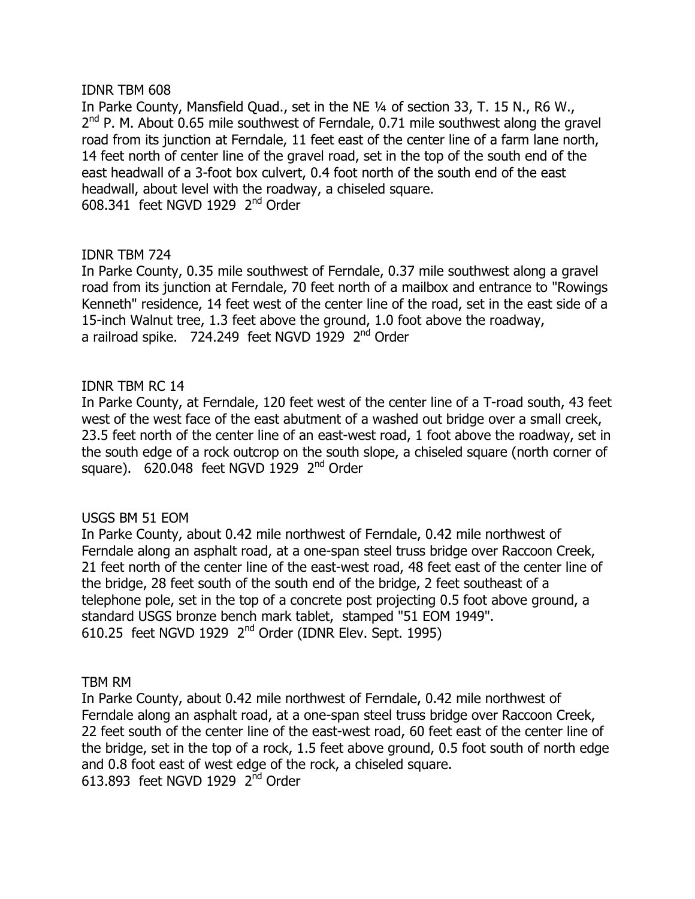IDNR TBM 608

In Parke County, Mansfield Quad., set in the NE ¼ of section 33, T. 15 N., R6 W., 2nd P. M. About 0.65 mile southwest of Ferndale, 0.71 mile southwest along the gravel road from its junction at Ferndale, 11 feet east of the center line of a farm lane north, 14 feet north of center line of the gravel road, set in the top of the south end of the east headwall of a 3-foot box culvert, 0.4 foot north of the south end of the east headwall, about level with the roadway, a chiseled square.
608.341 feet NGVD 1929 2nd Order

IDNR TBM 724

In Parke County, 0.35 mile southwest of Ferndale, 0.37 mile southwest along a gravel road from its junction at Ferndale, 70 feet north of a mailbox and entrance to "Rowings Kenneth" residence, 14 feet west of the center line of the road, set in the east side of a 15-inch Walnut tree, 1.3 feet above the ground, 1.0 foot above the roadway, a railroad spike. 724.249 feet NGVD 1929 2nd Order

IDNR TBM RC 14

In Parke County, at Ferndale, 120 feet west of the center line of a T-road south, 43 feet west of the west face of the east abutment of a washed out bridge over a small creek, 23.5 feet north of the center line of an east-west road, 1 foot above the roadway, set in the south edge of a rock outcrop on the south slope, a chiseled square (north corner of square). 620.048 feet NGVD 1929 2nd Order

USGS BM 51 EOM

In Parke County, about 0.42 mile northwest of Ferndale, 0.42 mile northwest of Ferndale along an asphalt road, at a one-span steel truss bridge over Raccoon Creek, 21 feet north of the center line of the east-west road, 48 feet east of the center line of the bridge, 28 feet south of the south end of the bridge, 2 feet southeast of a telephone pole, set in the top of a concrete post projecting 0.5 foot above ground, a standard USGS bronze bench mark tablet, stamped "51 EOM 1949".
610.25 feet NGVD 1929 2nd Order (IDNR Elev. Sept. 1995)

TBM RM

In Parke County, about 0.42 mile northwest of Ferndale, 0.42 mile northwest of Ferndale along an asphalt road, at a one-span steel truss bridge over Raccoon Creek, 22 feet south of the center line of the east-west road, 60 feet east of the center line of the bridge, set in the top of a rock, 1.5 feet above ground, 0.5 foot south of north edge and 0.8 foot east of west edge of the rock, a chiseled square.
613.893 feet NGVD 1929 2nd Order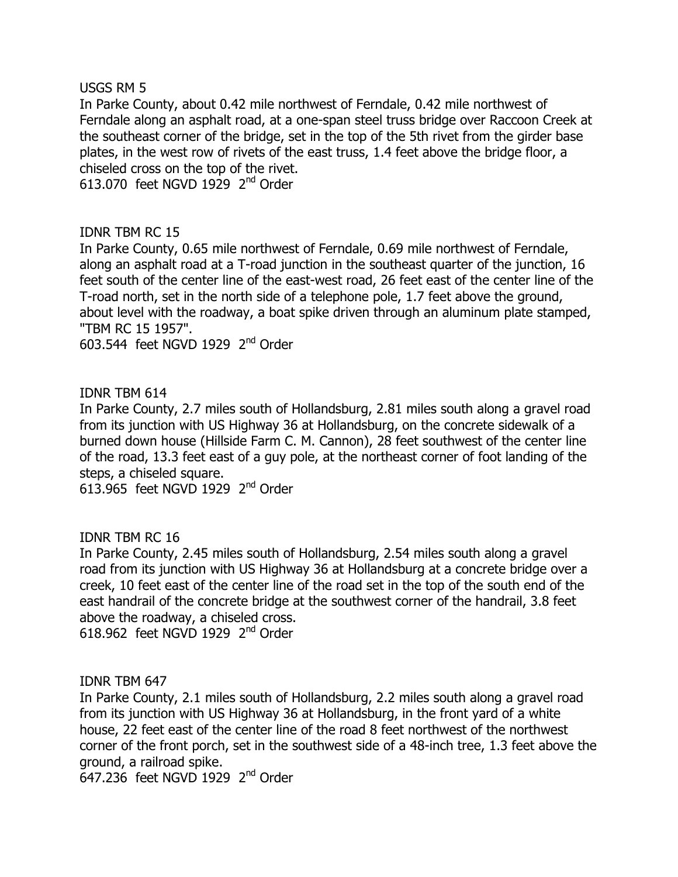USGS RM 5

In Parke County, about 0.42 mile northwest of Ferndale, 0.42 mile northwest of Ferndale along an asphalt road, at a one-span steel truss bridge over Raccoon Creek at the southeast corner of the bridge, set in the top of the 5th rivet from the girder base plates, in the west row of rivets of the east truss, 1.4 feet above the bridge floor, a chiseled cross on the top of the rivet.

613.070 feet NGVD 1929 2nd Order

IDNR TBM RC 15

In Parke County, 0.65 mile northwest of Ferndale, 0.69 mile northwest of Ferndale, along an asphalt road at a T-road junction in the southeast quarter of the junction, 16 feet south of the center line of the east-west road, 26 feet east of the center line of the T-road north, set in the north side of a telephone pole, 1.7 feet above the ground, about level with the roadway, a boat spike driven through an aluminum plate stamped, "TBM RC 15 1957".

603.544 feet NGVD 1929 2nd Order

IDNR TBM 614

In Parke County, 2.7 miles south of Hollandsburg, 2.81 miles south along a gravel road from its junction with US Highway 36 at Hollandsburg, on the concrete sidewalk of a burned down house (Hillside Farm C. M. Cannon), 28 feet southwest of the center line of the road, 13.3 feet east of a guy pole, at the northeast corner of foot landing of the steps, a chiseled square.

613.965 feet NGVD 1929 2nd Order

IDNR TBM RC 16

In Parke County, 2.45 miles south of Hollandsburg, 2.54 miles south along a gravel road from its junction with US Highway 36 at Hollandsburg at a concrete bridge over a creek, 10 feet east of the center line of the road set in the top of the south end of the east handrail of the concrete bridge at the southwest corner of the handrail, 3.8 feet above the roadway, a chiseled cross.

618.962 feet NGVD 1929 2nd Order

IDNR TBM 647

In Parke County, 2.1 miles south of Hollandsburg, 2.2 miles south along a gravel road from its junction with US Highway 36 at Hollandsburg, in the front yard of a white house, 22 feet east of the center line of the road 8 feet northwest of the northwest corner of the front porch, set in the southwest side of a 48-inch tree, 1.3 feet above the ground, a railroad spike.

647.236 feet NGVD 1929 2nd Order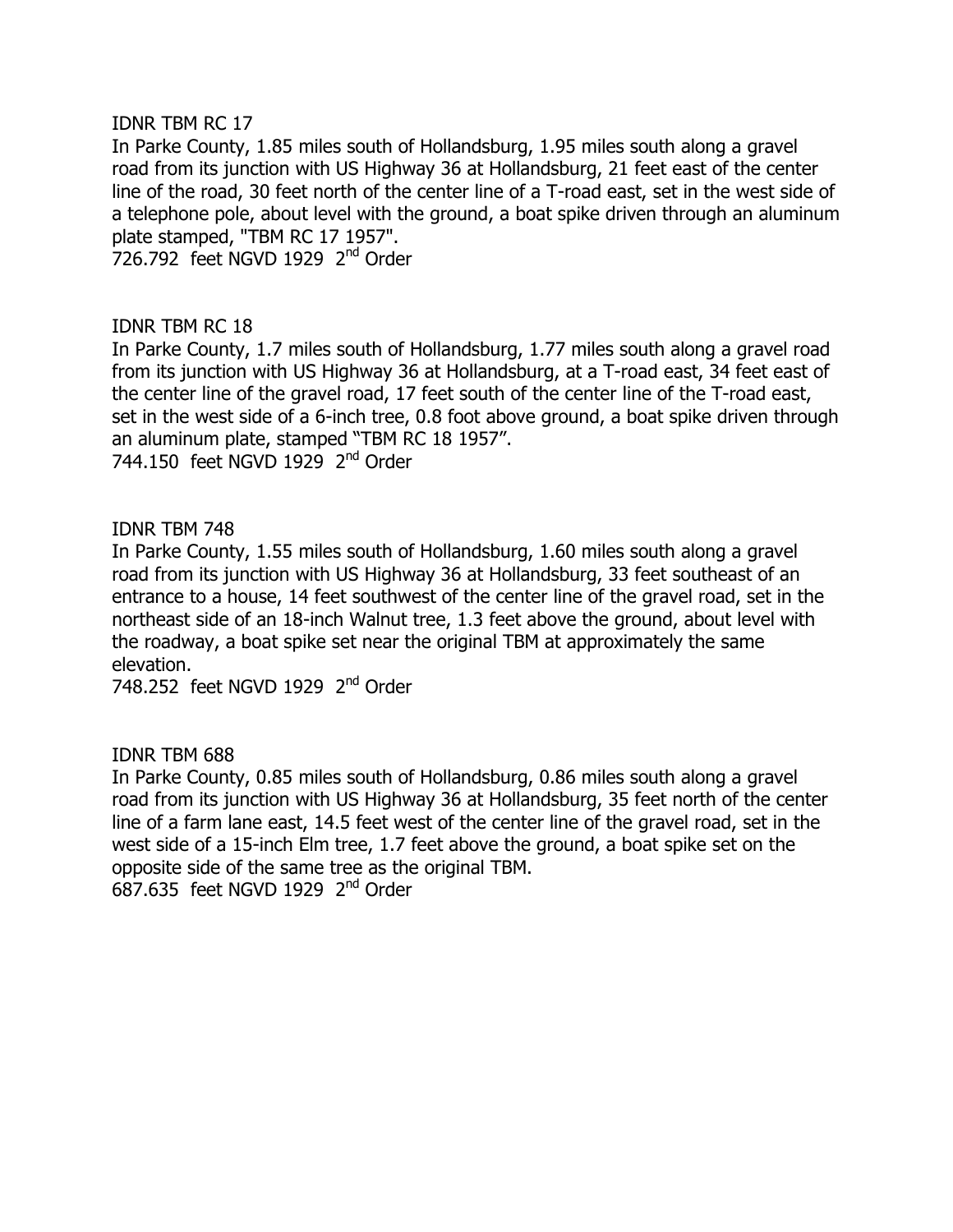IDNR TBM RC 17

In Parke County, 1.85 miles south of Hollandsburg, 1.95 miles south along a gravel road from its junction with US Highway 36 at Hollandsburg, 21 feet east of the center line of the road, 30 feet north of the center line of a T-road east, set in the west side of a telephone pole, about level with the ground, a boat spike driven through an aluminum plate stamped, "TBM RC 17 1957".

726.792 feet NGVD 1929 2nd Order

IDNR TBM RC 18

In Parke County, 1.7 miles south of Hollandsburg, 1.77 miles south along a gravel road from its junction with US Highway 36 at Hollandsburg, at a T-road east, 34 feet east of the center line of the gravel road, 17 feet south of the center line of the T-road east, set in the west side of a 6-inch tree, 0.8 foot above ground, a boat spike driven through an aluminum plate, stamped "TBM RC 18 1957".

744.150 feet NGVD 1929 2nd Order

IDNR TBM 748

In Parke County, 1.55 miles south of Hollandsburg, 1.60 miles south along a gravel road from its junction with US Highway 36 at Hollandsburg, 33 feet southeast of an entrance to a house, 14 feet southwest of the center line of the gravel road, set in the northeast side of an 18-inch Walnut tree, 1.3 feet above the ground, about level with the roadway, a boat spike set near the original TBM at approximately the same elevation.

748.252 feet NGVD 1929 2nd Order

IDNR TBM 688

In Parke County, 0.85 miles south of Hollandsburg, 0.86 miles south along a gravel road from its junction with US Highway 36 at Hollandsburg, 35 feet north of the center line of a farm lane east, 14.5 feet west of the center line of the gravel road, set in the west side of a 15-inch Elm tree, 1.7 feet above the ground, a boat spike set on the opposite side of the same tree as the original TBM.

687.635 feet NGVD 1929 2nd Order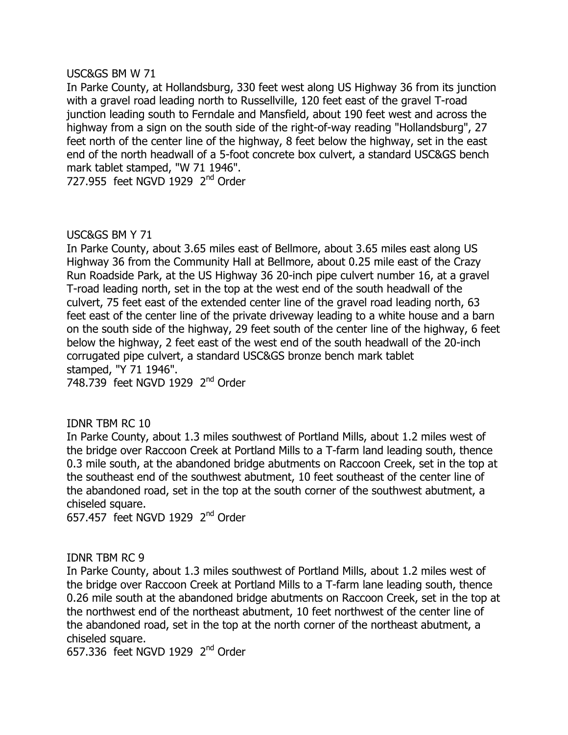USC&GS BM W 71

In Parke County, at Hollandsburg, 330 feet west along US Highway 36 from its junction with a gravel road leading north to Russellville, 120 feet east of the gravel T-road junction leading south to Ferndale and Mansfield, about 190 feet west and across the highway from a sign on the south side of the right-of-way reading "Hollandsburg", 27 feet north of the center line of the highway, 8 feet below the highway, set in the east end of the north headwall of a 5-foot concrete box culvert, a standard USC&GS bench mark tablet stamped, "W 71 1946".

727.955 feet NGVD 1929 2nd Order

USC&GS BM Y 71

In Parke County, about 3.65 miles east of Bellmore, about 3.65 miles east along US Highway 36 from the Community Hall at Bellmore, about 0.25 mile east of the Crazy Run Roadside Park, at the US Highway 36 20-inch pipe culvert number 16, at a gravel T-road leading north, set in the top at the west end of the south headwall of the culvert, 75 feet east of the extended center line of the gravel road leading north, 63 feet east of the center line of the private driveway leading to a white house and a barn on the south side of the highway, 29 feet south of the center line of the highway, 6 feet below the highway, 2 feet east of the west end of the south headwall of the 20-inch corrugated pipe culvert, a standard USC&GS bronze bench mark tablet stamped, "Y 71 1946".

748.739 feet NGVD 1929 2nd Order

IDNR TBM RC 10

In Parke County, about 1.3 miles southwest of Portland Mills, about 1.2 miles west of the bridge over Raccoon Creek at Portland Mills to a T-farm land leading south, thence 0.3 mile south, at the abandoned bridge abutments on Raccoon Creek, set in the top at the southeast end of the southwest abutment, 10 feet southeast of the center line of the abandoned road, set in the top at the south corner of the southwest abutment, a chiseled square.

657.457 feet NGVD 1929 2nd Order

IDNR TBM RC 9

In Parke County, about 1.3 miles southwest of Portland Mills, about 1.2 miles west of the bridge over Raccoon Creek at Portland Mills to a T-farm lane leading south, thence 0.26 mile south at the abandoned bridge abutments on Raccoon Creek, set in the top at the northwest end of the northeast abutment, 10 feet northwest of the center line of the abandoned road, set in the top at the north corner of the northeast abutment, a chiseled square.

657.336 feet NGVD 1929 2nd Order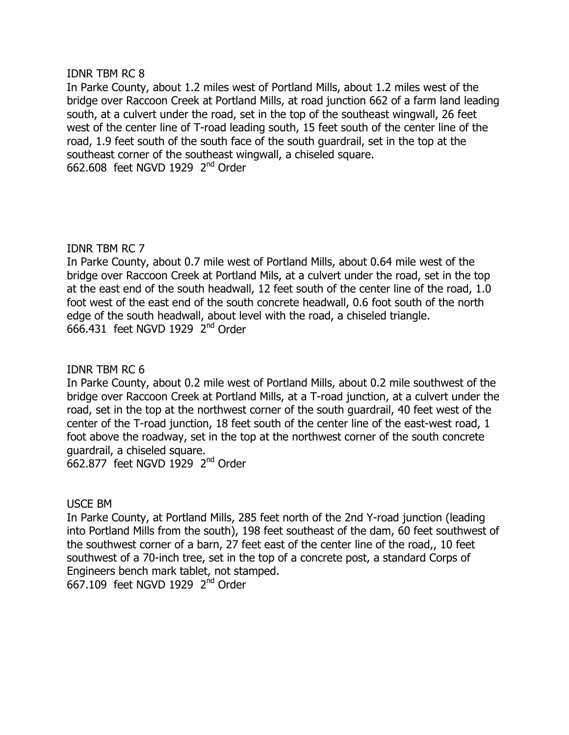IDNR TBM RC 8

In Parke County, about 1.2 miles west of Portland Mills, about 1.2 miles west of the bridge over Raccoon Creek at Portland Mills, at road junction 662 of a farm land leading south, at a culvert under the road, set in the top of the southeast wingwall, 26 feet west of the center line of T-road leading south, 15 feet south of the center line of the road, 1.9 feet south of the south face of the south guardrail, set in the top at the southeast corner of the southeast wingwall, a chiseled square.

662.608 feet NGVD 1929 2nd Order

IDNR TBM RC 7

In Parke County, about 0.7 mile west of Portland Mills, about 0.64 mile west of the bridge over Raccoon Creek at Portland Mils, at a culvert under the road, set in the top at the east end of the south headwall, 12 feet south of the center line of the road, 1.0 foot west of the east end of the south concrete headwall, 0.6 foot south of the north edge of the south headwall, about level with the road, a chiseled triangle.

666.431 feet NGVD 1929 2nd Order

IDNR TBM RC 6

In Parke County, about 0.2 mile west of Portland Mills, about 0.2 mile southwest of the bridge over Raccoon Creek at Portland Mills, at a T-road junction, at a culvert under the road, set in the top at the northwest corner of the south guardrail, 40 feet west of the center of the T-road junction, 18 feet south of the center line of the east-west road, 1 foot above the roadway, set in the top at the northwest corner of the south concrete guardrail, a chiseled square.

662.877 feet NGVD 1929 2nd Order

USCE BM

In Parke County, at Portland Mills, 285 feet north of the 2nd Y-road junction (leading into Portland Mills from the south), 198 feet southeast of the dam, 60 feet southwest of the southwest corner of a barn, 27 feet east of the center line of the road,, 10 feet southwest of a 70-inch tree, set in the top of a concrete post, a standard Corps of Engineers bench mark tablet, not stamped.

667.109 feet NGVD 1929 2nd Order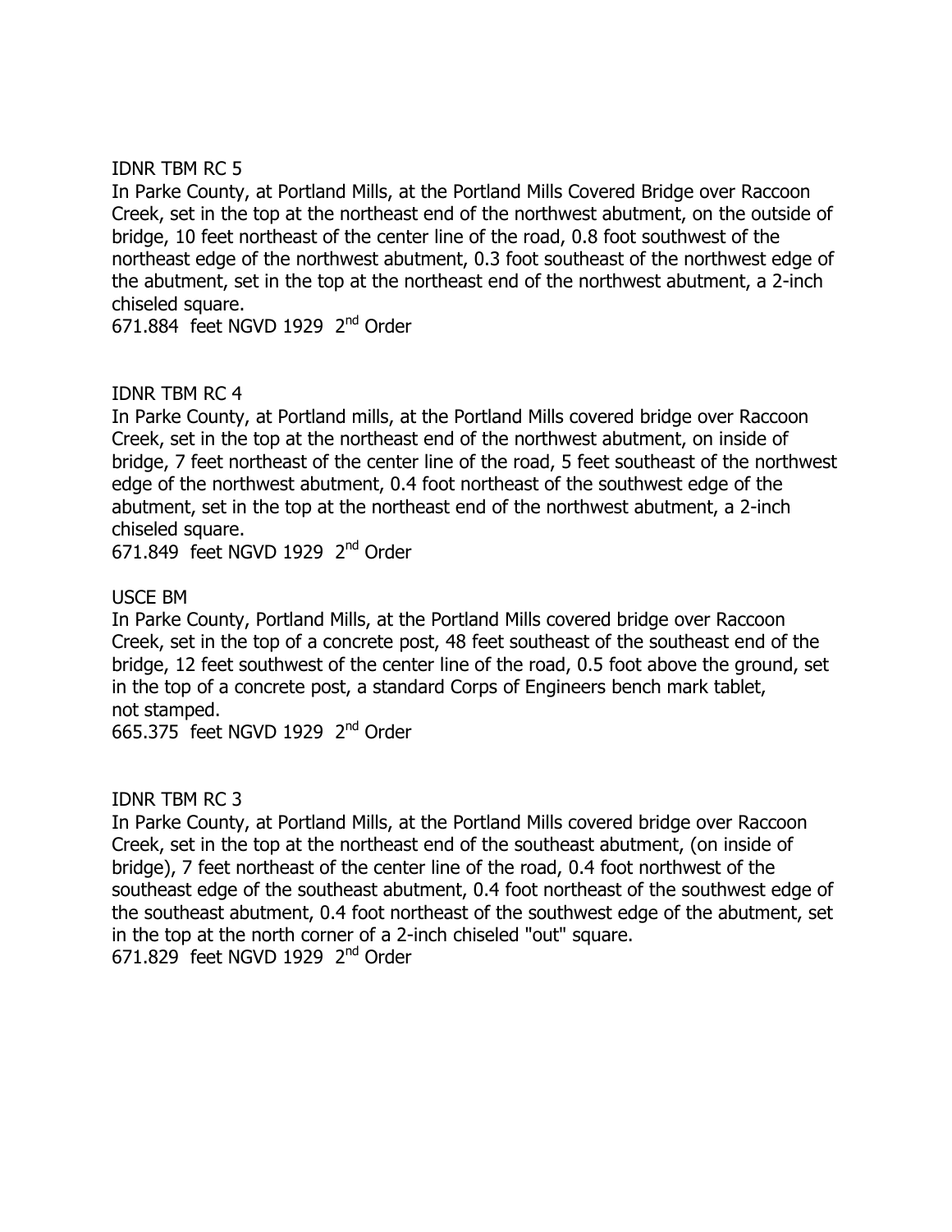IDNR TBM RC 5

In Parke County, at Portland Mills, at the Portland Mills Covered Bridge over Raccoon Creek, set in the top at the northeast end of the northwest abutment, on the outside of bridge, 10 feet northeast of the center line of the road, 0.8 foot southwest of the northeast edge of the northwest abutment, 0.3 foot southeast of the northwest edge of the abutment, set in the top at the northeast end of the northwest abutment, a 2-inch chiseled square.

671.884 feet NGVD 1929 2nd Order

IDNR TBM RC 4

In Parke County, at Portland mills, at the Portland Mills covered bridge over Raccoon Creek, set in the top at the northeast end of the northwest abutment, on inside of bridge, 7 feet northeast of the center line of the road, 5 feet southeast of the northwest edge of the northwest abutment, 0.4 foot northeast of the southwest edge of the abutment, set in the top at the northeast end of the northwest abutment, a 2-inch chiseled square.

671.849 feet NGVD 1929 2nd Order

USCE BM

In Parke County, Portland Mills, at the Portland Mills covered bridge over Raccoon Creek, set in the top of a concrete post, 48 feet southeast of the southeast end of the bridge, 12 feet southwest of the center line of the road, 0.5 foot above the ground, set in the top of a concrete post, a standard Corps of Engineers bench mark tablet, not stamped.

665.375 feet NGVD 1929 2nd Order

IDNR TBM RC 3

In Parke County, at Portland Mills, at the Portland Mills covered bridge over Raccoon Creek, set in the top at the northeast end of the southeast abutment, (on inside of bridge), 7 feet northeast of the center line of the road, 0.4 foot northwest of the southeast edge of the southeast abutment, 0.4 foot northeast of the southwest edge of the southeast abutment, 0.4 foot northeast of the southwest edge of the abutment, set in the top at the north corner of a 2-inch chiseled "out" square.

671.829 feet NGVD 1929 2nd Order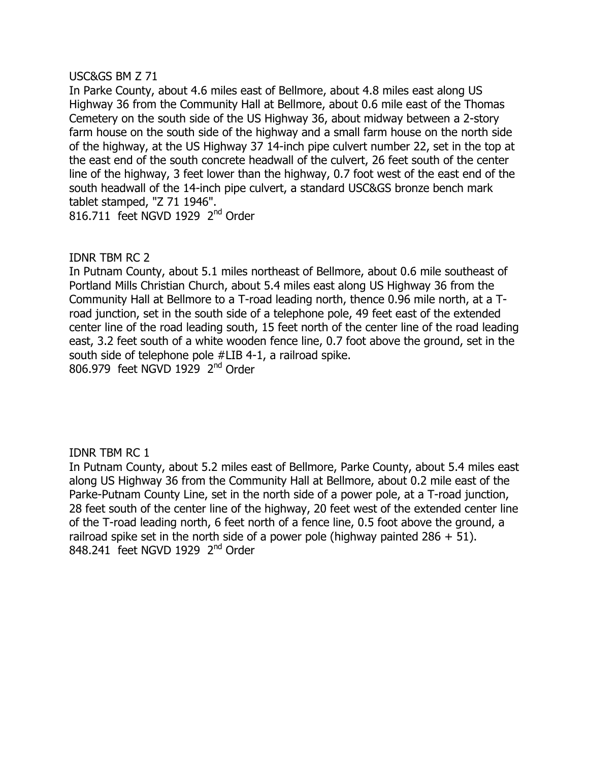USC&GS BM Z 71

In Parke County, about 4.6 miles east of Bellmore, about 4.8 miles east along US Highway 36 from the Community Hall at Bellmore, about 0.6 mile east of the Thomas Cemetery on the south side of the US Highway 36, about midway between a 2-story farm house on the south side of the highway and a small farm house on the north side of the highway, at the US Highway 37 14-inch pipe culvert number 22, set in the top at the east end of the south concrete headwall of the culvert, 26 feet south of the center line of the highway, 3 feet lower than the highway, 0.7 foot west of the east end of the south headwall of the 14-inch pipe culvert, a standard USC&GS bronze bench mark tablet stamped, "Z 71 1946".

816.711 feet NGVD 1929 2nd Order

IDNR TBM RC 2

In Putnam County, about 5.1 miles northeast of Bellmore, about 0.6 mile southeast of Portland Mills Christian Church, about 5.4 miles east along US Highway 36 from the Community Hall at Bellmore to a T-road leading north, thence 0.96 mile north, at a T-road junction, set in the south side of a telephone pole, 49 feet east of the extended center line of the road leading south, 15 feet north of the center line of the road leading east, 3.2 feet south of a white wooden fence line, 0.7 foot above the ground, set in the south side of telephone pole #LIB 4-1, a railroad spike.

806.979 feet NGVD 1929 2nd Order

IDNR TBM RC 1

In Putnam County, about 5.2 miles east of Bellmore, Parke County, about 5.4 miles east along US Highway 36 from the Community Hall at Bellmore, about 0.2 mile east of the Parke-Putnam County Line, set in the north side of a power pole, at a T-road junction, 28 feet south of the center line of the highway, 20 feet west of the extended center line of the T-road leading north, 6 feet north of a fence line, 0.5 foot above the ground, a railroad spike set in the north side of a power pole (highway painted 286 + 51).

848.241 feet NGVD 1929 2nd Order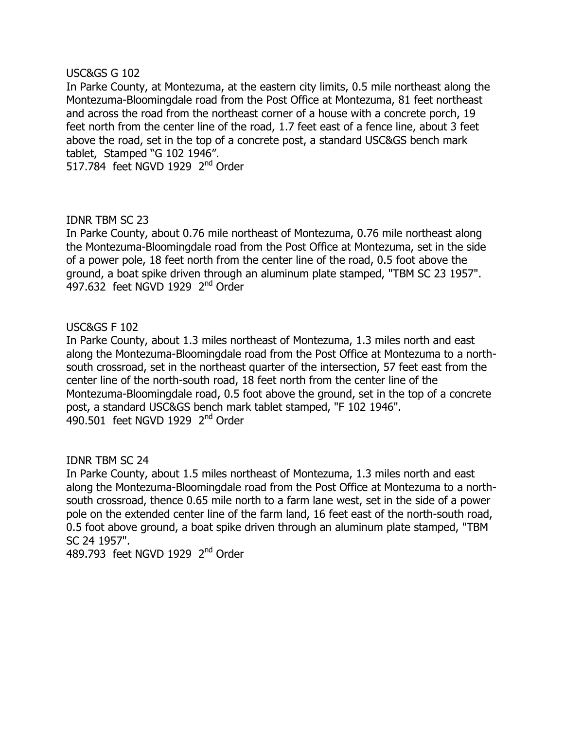USC&GS G 102

In Parke County, at Montezuma, at the eastern city limits, 0.5 mile northeast along the Montezuma-Bloomingdale road from the Post Office at Montezuma, 81 feet northeast and across the road from the northeast corner of a house with a concrete porch, 19 feet north from the center line of the road, 1.7 feet east of a fence line, about 3 feet above the road, set in the top of a concrete post, a standard USC&GS bench mark tablet, Stamped "G 102 1946".

517.784 feet NGVD 1929 2nd Order

IDNR TBM SC 23

In Parke County, about 0.76 mile northeast of Montezuma, 0.76 mile northeast along the Montezuma-Bloomingdale road from the Post Office at Montezuma, set in the side of a power pole, 18 feet north from the center line of the road, 0.5 foot above the ground, a boat spike driven through an aluminum plate stamped, "TBM SC 23 1957".

497.632 feet NGVD 1929 2nd Order

USC&GS F 102

In Parke County, about 1.3 miles northeast of Montezuma, 1.3 miles north and east along the Montezuma-Bloomingdale road from the Post Office at Montezuma to a north-south crossroad, set in the northeast quarter of the intersection, 57 feet east from the center line of the north-south road, 18 feet north from the center line of the Montezuma-Bloomingdale road, 0.5 foot above the ground, set in the top of a concrete post, a standard USC&GS bench mark tablet stamped, "F 102 1946".

490.501 feet NGVD 1929 2nd Order

IDNR TBM SC 24

In Parke County, about 1.5 miles northeast of Montezuma, 1.3 miles north and east along the Montezuma-Bloomingdale road from the Post Office at Montezuma to a north-south crossroad, thence 0.65 mile north to a farm lane west, set in the side of a power pole on the extended center line of the farm land, 16 feet east of the north-south road, 0.5 foot above ground, a boat spike driven through an aluminum plate stamped, "TBM SC 24 1957".

489.793 feet NGVD 1929 2nd Order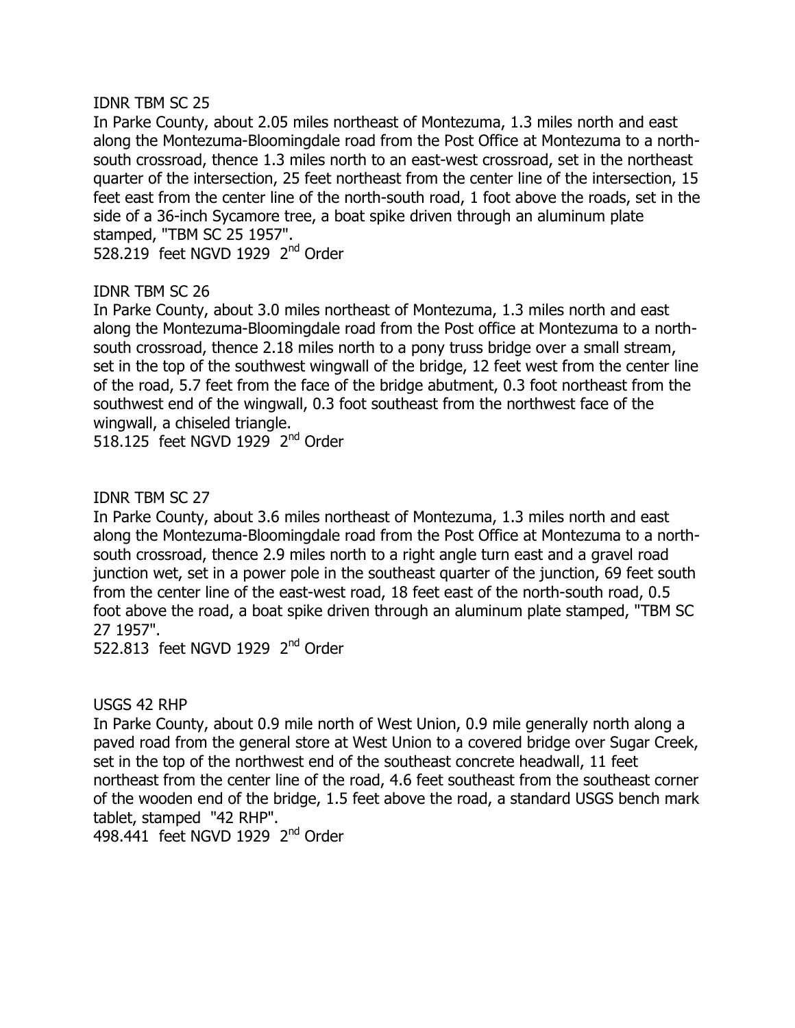IDNR TBM SC 25

In Parke County, about 2.05 miles northeast of Montezuma, 1.3 miles north and east along the Montezuma-Bloomingdale road from the Post Office at Montezuma to a north-south crossroad, thence 1.3 miles north to an east-west crossroad, set in the northeast quarter of the intersection, 25 feet northeast from the center line of the intersection, 15 feet east from the center line of the north-south road, 1 foot above the roads, set in the side of a 36-inch Sycamore tree, a boat spike driven through an aluminum plate stamped, "TBM SC 25 1957".

528.219 feet NGVD 1929 2nd Order

IDNR TBM SC 26

In Parke County, about 3.0 miles northeast of Montezuma, 1.3 miles north and east along the Montezuma-Bloomingdale road from the Post office at Montezuma to a north-south crossroad, thence 2.18 miles north to a pony truss bridge over a small stream, set in the top of the southwest wingwall of the bridge, 12 feet west from the center line of the road, 5.7 feet from the face of the bridge abutment, 0.3 foot northeast from the southwest end of the wingwall, 0.3 foot southeast from the northwest face of the wingwall, a chiseled triangle.

518.125 feet NGVD 1929 2nd Order

IDNR TBM SC 27

In Parke County, about 3.6 miles northeast of Montezuma, 1.3 miles north and east along the Montezuma-Bloomingdale road from the Post Office at Montezuma to a north-south crossroad, thence 2.9 miles north to a right angle turn east and a gravel road junction wet, set in a power pole in the southeast quarter of the junction, 69 feet south from the center line of the east-west road, 18 feet east of the north-south road, 0.5 foot above the road, a boat spike driven through an aluminum plate stamped, "TBM SC 27 1957".

522.813 feet NGVD 1929 2nd Order

USGS 42 RHP

In Parke County, about 0.9 mile north of West Union, 0.9 mile generally north along a paved road from the general store at West Union to a covered bridge over Sugar Creek, set in the top of the northwest end of the southeast concrete headwall, 11 feet northeast from the center line of the road, 4.6 feet southeast from the southeast corner of the wooden end of the bridge, 1.5 feet above the road, a standard USGS bench mark tablet, stamped "42 RHP".

498.441 feet NGVD 1929 2nd Order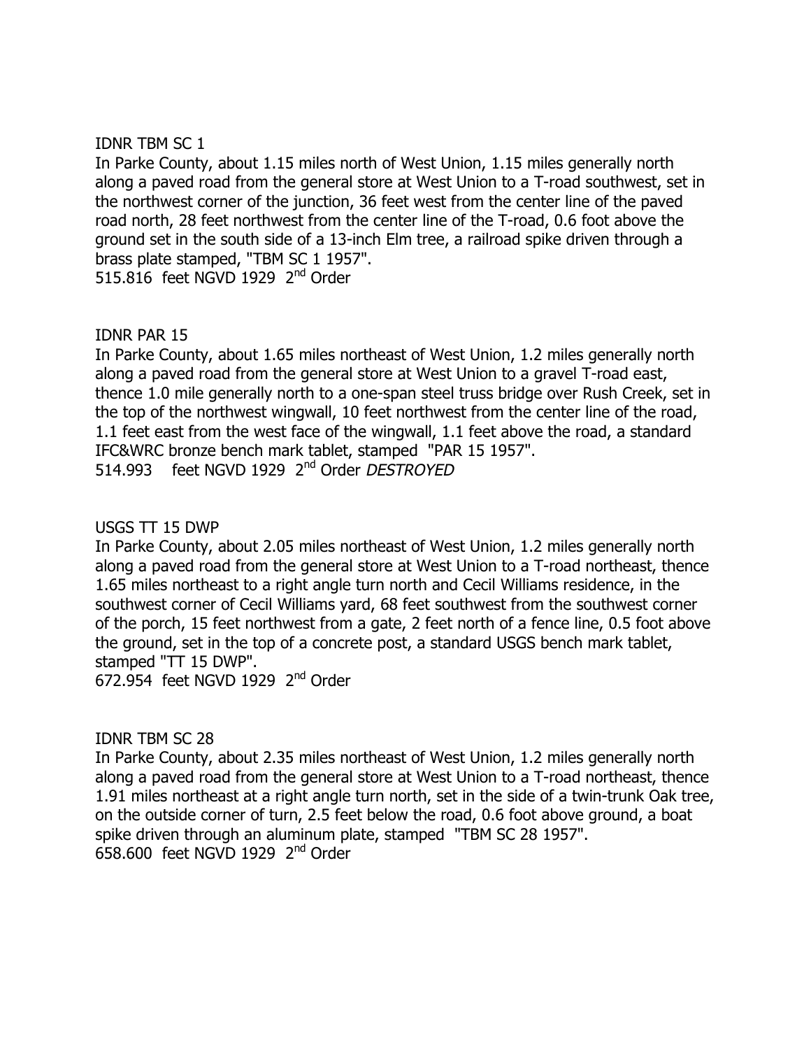IDNR TBM SC 1

In Parke County, about 1.15 miles north of West Union, 1.15 miles generally north along a paved road from the general store at West Union to a T-road southwest, set in the northwest corner of the junction, 36 feet west from the center line of the paved road north, 28 feet northwest from the center line of the T-road, 0.6 foot above the ground set in the south side of a 13-inch Elm tree, a railroad spike driven through a brass plate stamped, "TBM SC 1 1957".

515.816 feet NGVD 1929 2nd Order

IDNR PAR 15

In Parke County, about 1.65 miles northeast of West Union, 1.2 miles generally north along a paved road from the general store at West Union to a gravel T-road east, thence 1.0 mile generally north to a one-span steel truss bridge over Rush Creek, set in the top of the northwest wingwall, 10 feet northwest from the center line of the road, 1.1 feet east from the west face of the wingwall, 1.1 feet above the road, a standard IFC&WRC bronze bench mark tablet, stamped "PAR 15 1957".

514.993 feet NGVD 1929 2nd Order *DESTROYED*

USGS TT 15 DWP

In Parke County, about 2.05 miles northeast of West Union, 1.2 miles generally north along a paved road from the general store at West Union to a T-road northeast, thence 1.65 miles northeast to a right angle turn north and Cecil Williams residence, in the southwest corner of Cecil Williams yard, 68 feet southwest from the southwest corner of the porch, 15 feet northwest from a gate, 2 feet north of a fence line, 0.5 foot above the ground, set in the top of a concrete post, a standard USGS bench mark tablet, stamped "TT 15 DWP".

672.954 feet NGVD 1929 2nd Order

IDNR TBM SC 28

In Parke County, about 2.35 miles northeast of West Union, 1.2 miles generally north along a paved road from the general store at West Union to a T-road northeast, thence 1.91 miles northeast at a right angle turn north, set in the side of a twin-trunk Oak tree, on the outside corner of turn, 2.5 feet below the road, 0.6 foot above ground, a boat spike driven through an aluminum plate, stamped "TBM SC 28 1957".

658.600 feet NGVD 1929 2nd Order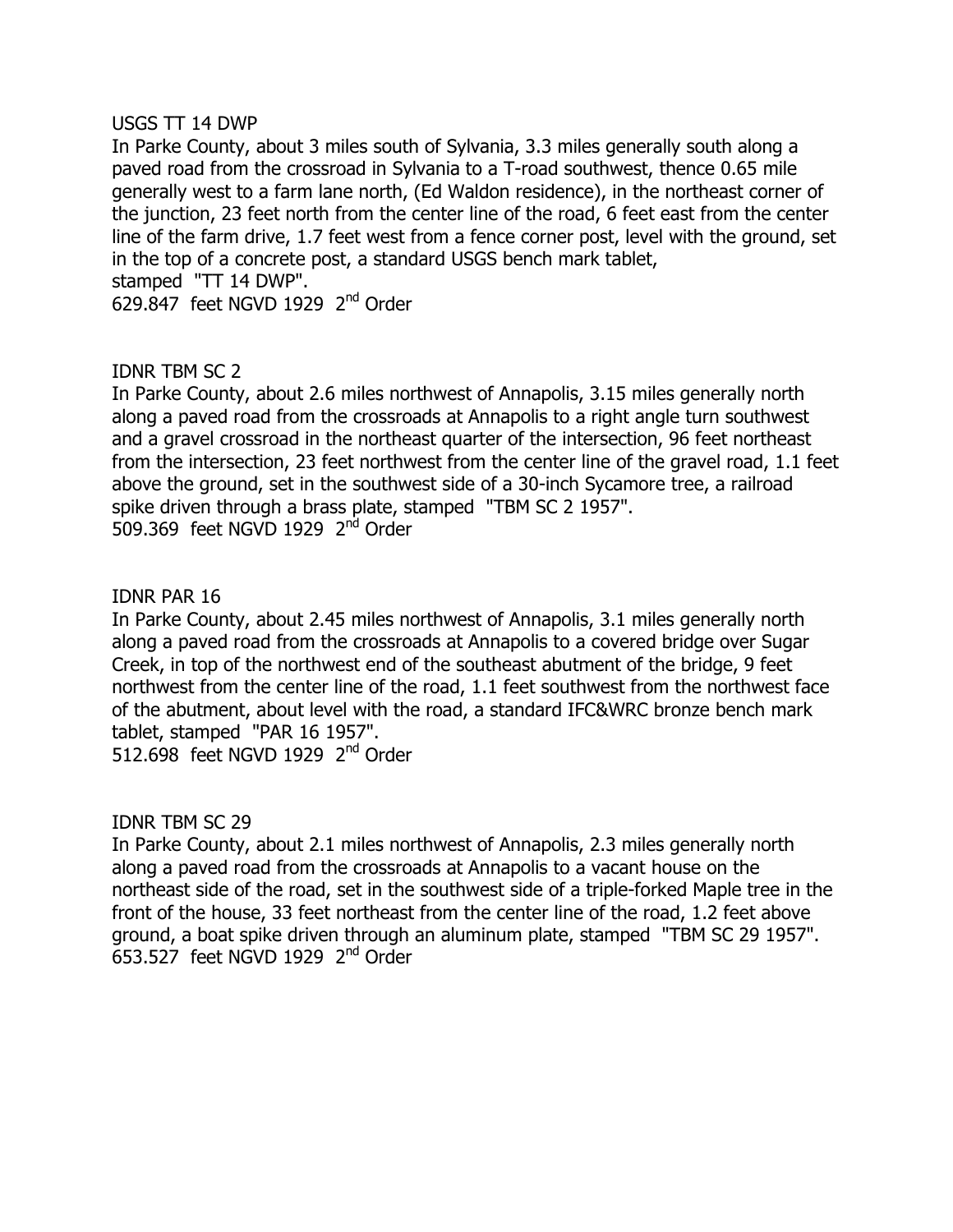USGS TT 14 DWP

In Parke County, about 3 miles south of Sylvania, 3.3 miles generally south along a paved road from the crossroad in Sylvania to a T-road southwest, thence 0.65 mile generally west to a farm lane north, (Ed Waldon residence), in the northeast corner of the junction, 23 feet north from the center line of the road, 6 feet east from the center line of the farm drive, 1.7 feet west from a fence corner post, level with the ground, set in the top of a concrete post, a standard USGS bench mark tablet, stamped "TT 14 DWP".

629.847 feet NGVD 1929 2nd Order

IDNR TBM SC 2

In Parke County, about 2.6 miles northwest of Annapolis, 3.15 miles generally north along a paved road from the crossroads at Annapolis to a right angle turn southwest and a gravel crossroad in the northeast quarter of the intersection, 96 feet northeast from the intersection, 23 feet northwest from the center line of the gravel road, 1.1 feet above the ground, set in the southwest side of a 30-inch Sycamore tree, a railroad spike driven through a brass plate, stamped "TBM SC 2 1957".

509.369 feet NGVD 1929 2nd Order

IDNR PAR 16

In Parke County, about 2.45 miles northwest of Annapolis, 3.1 miles generally north along a paved road from the crossroads at Annapolis to a covered bridge over Sugar Creek, in top of the northwest end of the southeast abutment of the bridge, 9 feet northwest from the center line of the road, 1.1 feet southwest from the northwest face of the abutment, about level with the road, a standard IFC&WRC bronze bench mark tablet, stamped "PAR 16 1957".

512.698 feet NGVD 1929 2nd Order

IDNR TBM SC 29

In Parke County, about 2.1 miles northwest of Annapolis, 2.3 miles generally north along a paved road from the crossroads at Annapolis to a vacant house on the northeast side of the road, set in the southwest side of a triple-forked Maple tree in the front of the house, 33 feet northeast from the center line of the road, 1.2 feet above ground, a boat spike driven through an aluminum plate, stamped "TBM SC 29 1957".

653.527 feet NGVD 1929 2nd Order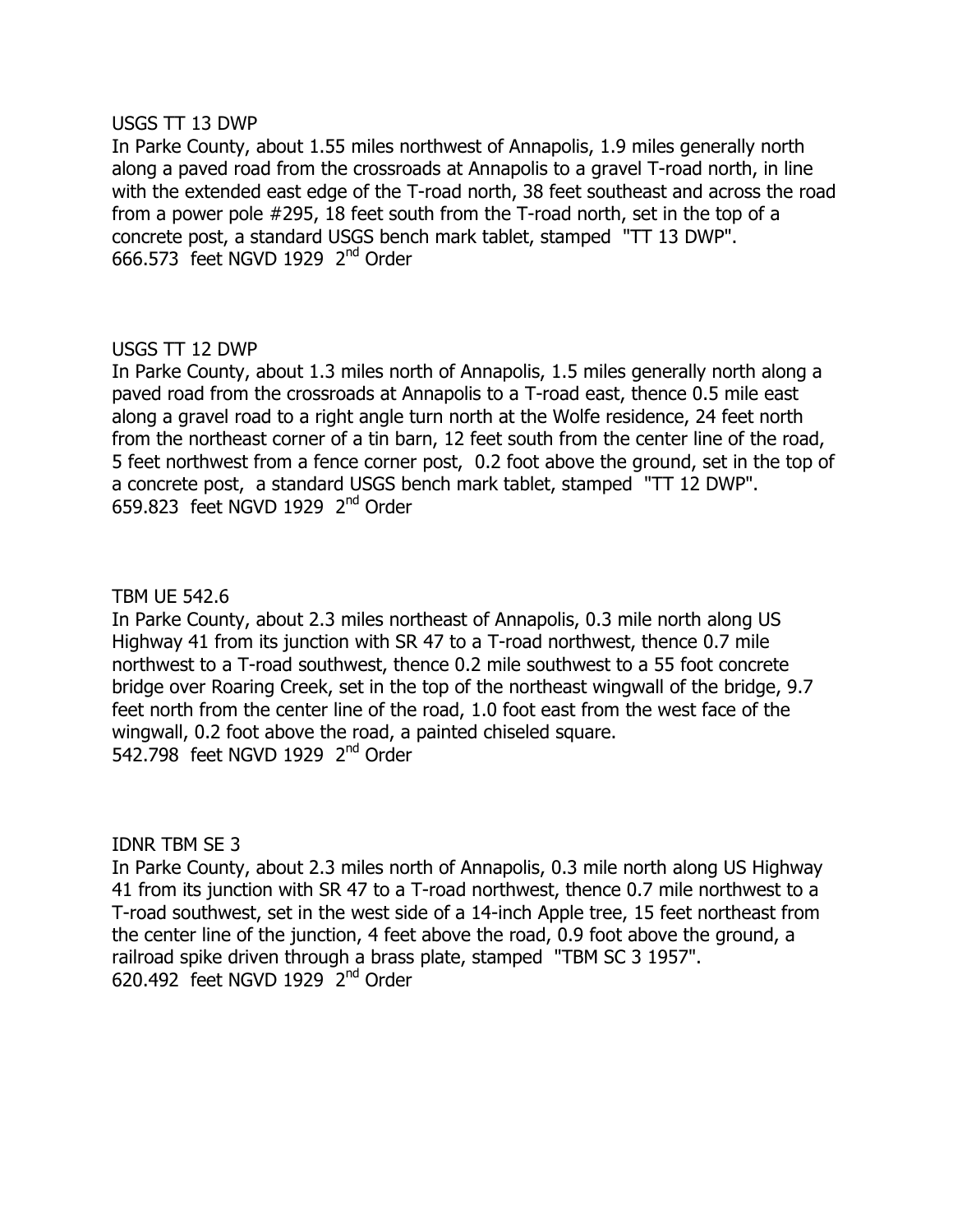USGS TT 13 DWP
In Parke County, about 1.55 miles northwest of Annapolis, 1.9 miles generally north along a paved road from the crossroads at Annapolis to a gravel T-road north, in line with the extended east edge of the T-road north, 38 feet southeast and across the road from a power pole #295, 18 feet south from the T-road north, set in the top of a concrete post, a standard USGS bench mark tablet, stamped "TT 13 DWP".
666.573 feet NGVD 1929 2nd Order

USGS TT 12 DWP
In Parke County, about 1.3 miles north of Annapolis, 1.5 miles generally north along a paved road from the crossroads at Annapolis to a T-road east, thence 0.5 mile east along a gravel road to a right angle turn north at the Wolfe residence, 24 feet north from the northeast corner of a tin barn, 12 feet south from the center line of the road, 5 feet northwest from a fence corner post, 0.2 foot above the ground, set in the top of a concrete post, a standard USGS bench mark tablet, stamped "TT 12 DWP".
659.823 feet NGVD 1929 2nd Order

TBM UE 542.6
In Parke County, about 2.3 miles northeast of Annapolis, 0.3 mile north along US Highway 41 from its junction with SR 47 to a T-road northwest, thence 0.7 mile northwest to a T-road southwest, thence 0.2 mile southwest to a 55 foot concrete bridge over Roaring Creek, set in the top of the northeast wingwall of the bridge, 9.7 feet north from the center line of the road, 1.0 foot east from the west face of the wingwall, 0.2 foot above the road, a painted chiseled square.
542.798 feet NGVD 1929 2nd Order

IDNR TBM SE 3
In Parke County, about 2.3 miles north of Annapolis, 0.3 mile north along US Highway 41 from its junction with SR 47 to a T-road northwest, thence 0.7 mile northwest to a T-road southwest, set in the west side of a 14-inch Apple tree, 15 feet northeast from the center line of the junction, 4 feet above the road, 0.9 foot above the ground, a railroad spike driven through a brass plate, stamped "TBM SC 3 1957".
620.492 feet NGVD 1929 2nd Order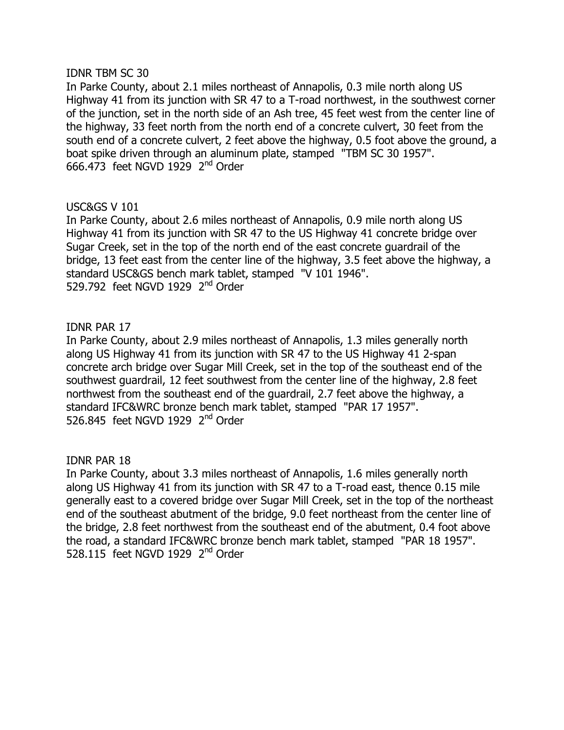IDNR TBM SC 30
In Parke County, about 2.1 miles northeast of Annapolis, 0.3 mile north along US Highway 41 from its junction with SR 47 to a T-road northwest, in the southwest corner of the junction, set in the north side of an Ash tree, 45 feet west from the center line of the highway, 33 feet north from the north end of a concrete culvert, 30 feet from the south end of a concrete culvert, 2 feet above the highway, 0.5 foot above the ground, a boat spike driven through an aluminum plate, stamped "TBM SC 30 1957".
666.473 feet NGVD 1929 2nd Order

USC&GS V 101
In Parke County, about 2.6 miles northeast of Annapolis, 0.9 mile north along US Highway 41 from its junction with SR 47 to the US Highway 41 concrete bridge over Sugar Creek, set in the top of the north end of the east concrete guardrail of the bridge, 13 feet east from the center line of the highway, 3.5 feet above the highway, a standard USC&GS bench mark tablet, stamped "V 101 1946".
529.792 feet NGVD 1929 2nd Order

IDNR PAR 17
In Parke County, about 2.9 miles northeast of Annapolis, 1.3 miles generally north along US Highway 41 from its junction with SR 47 to the US Highway 41 2-span concrete arch bridge over Sugar Mill Creek, set in the top of the southeast end of the southwest guardrail, 12 feet southwest from the center line of the highway, 2.8 feet northwest from the southeast end of the guardrail, 2.7 feet above the highway, a standard IFC&WRC bronze bench mark tablet, stamped "PAR 17 1957".
526.845 feet NGVD 1929 2nd Order

IDNR PAR 18
In Parke County, about 3.3 miles northeast of Annapolis, 1.6 miles generally north along US Highway 41 from its junction with SR 47 to a T-road east, thence 0.15 mile generally east to a covered bridge over Sugar Mill Creek, set in the top of the northeast end of the southeast abutment of the bridge, 9.0 feet northeast from the center line of the bridge, 2.8 feet northwest from the southeast end of the abutment, 0.4 foot above the road, a standard IFC&WRC bronze bench mark tablet, stamped "PAR 18 1957".
528.115 feet NGVD 1929 2nd Order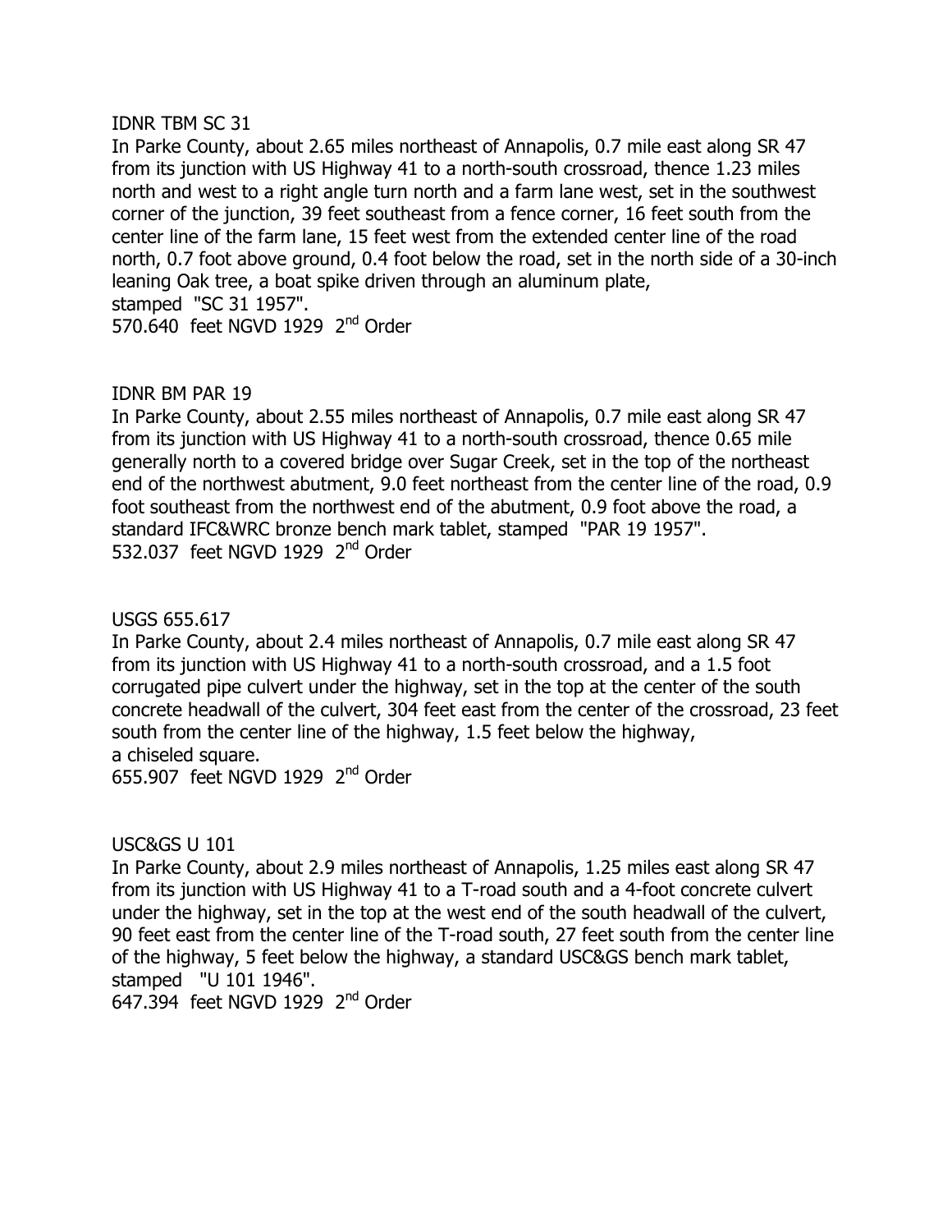IDNR TBM SC 31

In Parke County, about 2.65 miles northeast of Annapolis, 0.7 mile east along SR 47 from its junction with US Highway 41 to a north-south crossroad, thence 1.23 miles north and west to a right angle turn north and a farm lane west, set in the southwest corner of the junction, 39 feet southeast from a fence corner, 16 feet south from the center line of the farm lane, 15 feet west from the extended center line of the road north, 0.7 foot above ground, 0.4 foot below the road, set in the north side of a 30-inch leaning Oak tree, a boat spike driven through an aluminum plate, stamped "SC 31 1957".

570.640 feet NGVD 1929 2nd Order

IDNR BM PAR 19

In Parke County, about 2.55 miles northeast of Annapolis, 0.7 mile east along SR 47 from its junction with US Highway 41 to a north-south crossroad, thence 0.65 mile generally north to a covered bridge over Sugar Creek, set in the top of the northeast end of the northwest abutment, 9.0 feet northeast from the center line of the road, 0.9 foot southeast from the northwest end of the abutment, 0.9 foot above the road, a standard IFC&WRC bronze bench mark tablet, stamped "PAR 19 1957".

532.037 feet NGVD 1929 2nd Order

USGS 655.617

In Parke County, about 2.4 miles northeast of Annapolis, 0.7 mile east along SR 47 from its junction with US Highway 41 to a north-south crossroad, and a 1.5 foot corrugated pipe culvert under the highway, set in the top at the center of the south concrete headwall of the culvert, 304 feet east from the center of the crossroad, 23 feet south from the center line of the highway, 1.5 feet below the highway, a chiseled square.

655.907 feet NGVD 1929 2nd Order

USC&GS U 101

In Parke County, about 2.9 miles northeast of Annapolis, 1.25 miles east along SR 47 from its junction with US Highway 41 to a T-road south and a 4-foot concrete culvert under the highway, set in the top at the west end of the south headwall of the culvert, 90 feet east from the center line of the T-road south, 27 feet south from the center line of the highway, 5 feet below the highway, a standard USC&GS bench mark tablet, stamped "U 101 1946".

647.394 feet NGVD 1929 2nd Order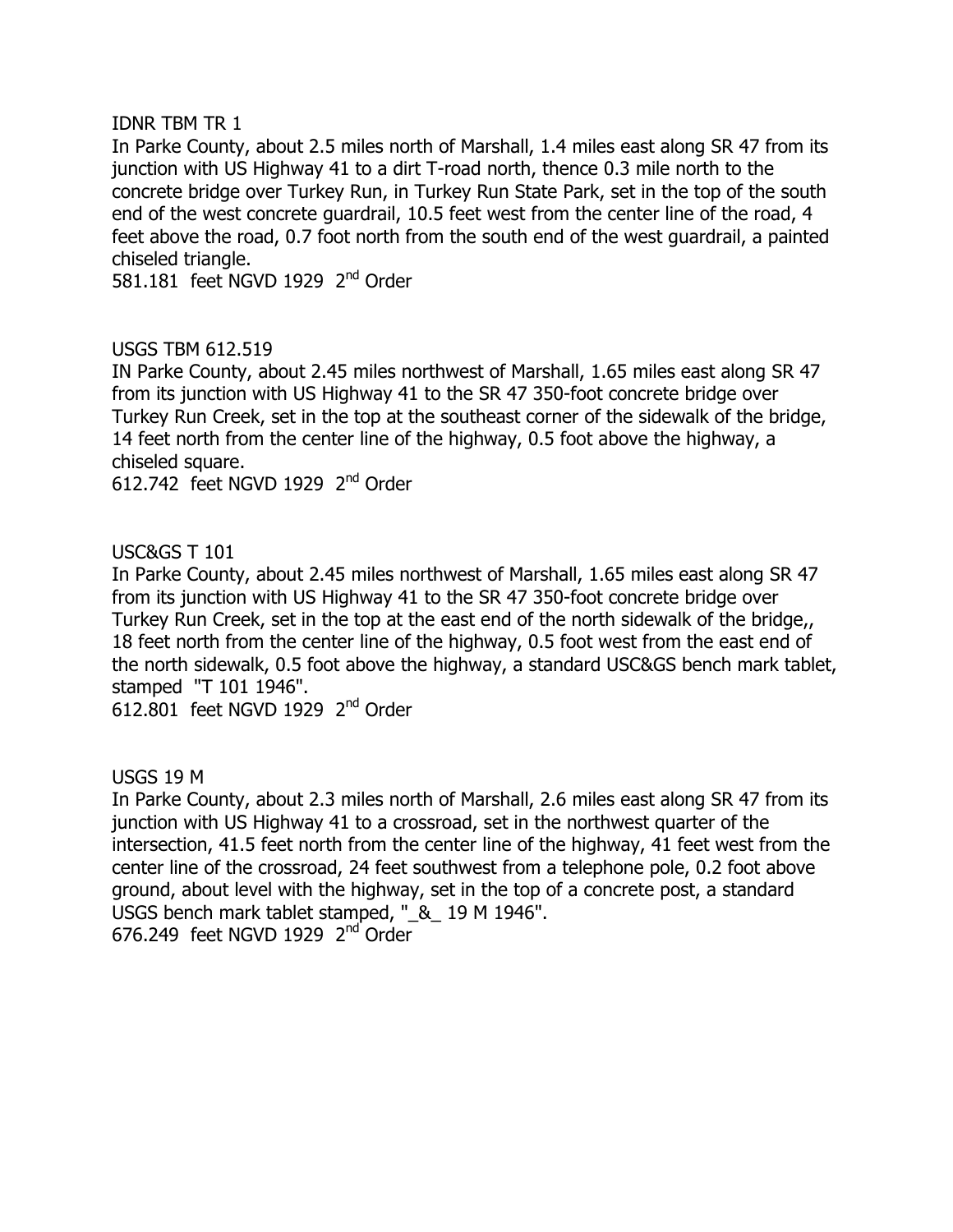IDNR TBM TR 1
In Parke County, about 2.5 miles north of Marshall, 1.4 miles east along SR 47 from its junction with US Highway 41 to a dirt T-road north, thence 0.3 mile north to the concrete bridge over Turkey Run, in Turkey Run State Park, set in the top of the south end of the west concrete guardrail, 10.5 feet west from the center line of the road, 4 feet above the road, 0.7 foot north from the south end of the west guardrail, a painted chiseled triangle.
581.181 feet NGVD 1929 2nd Order

USGS TBM 612.519
IN Parke County, about 2.45 miles northwest of Marshall, 1.65 miles east along SR 47 from its junction with US Highway 41 to the SR 47 350-foot concrete bridge over Turkey Run Creek, set in the top at the southeast corner of the sidewalk of the bridge, 14 feet north from the center line of the highway, 0.5 foot above the highway, a chiseled square.
612.742 feet NGVD 1929 2nd Order

USC&GS T 101
In Parke County, about 2.45 miles northwest of Marshall, 1.65 miles east along SR 47 from its junction with US Highway 41 to the SR 47 350-foot concrete bridge over Turkey Run Creek, set in the top at the east end of the north sidewalk of the bridge,, 18 feet north from the center line of the highway, 0.5 foot west from the east end of the north sidewalk, 0.5 foot above the highway, a standard USC&GS bench mark tablet, stamped "T 101 1946".
612.801 feet NGVD 1929 2nd Order

USGS 19 M
In Parke County, about 2.3 miles north of Marshall, 2.6 miles east along SR 47 from its junction with US Highway 41 to a crossroad, set in the northwest quarter of the intersection, 41.5 feet north from the center line of the highway, 41 feet west from the center line of the crossroad, 24 feet southwest from a telephone pole, 0.2 foot above ground, about level with the highway, set in the top of a concrete post, a standard USGS bench mark tablet stamped, "_&_ 19 M 1946".
676.249 feet NGVD 1929 2nd Order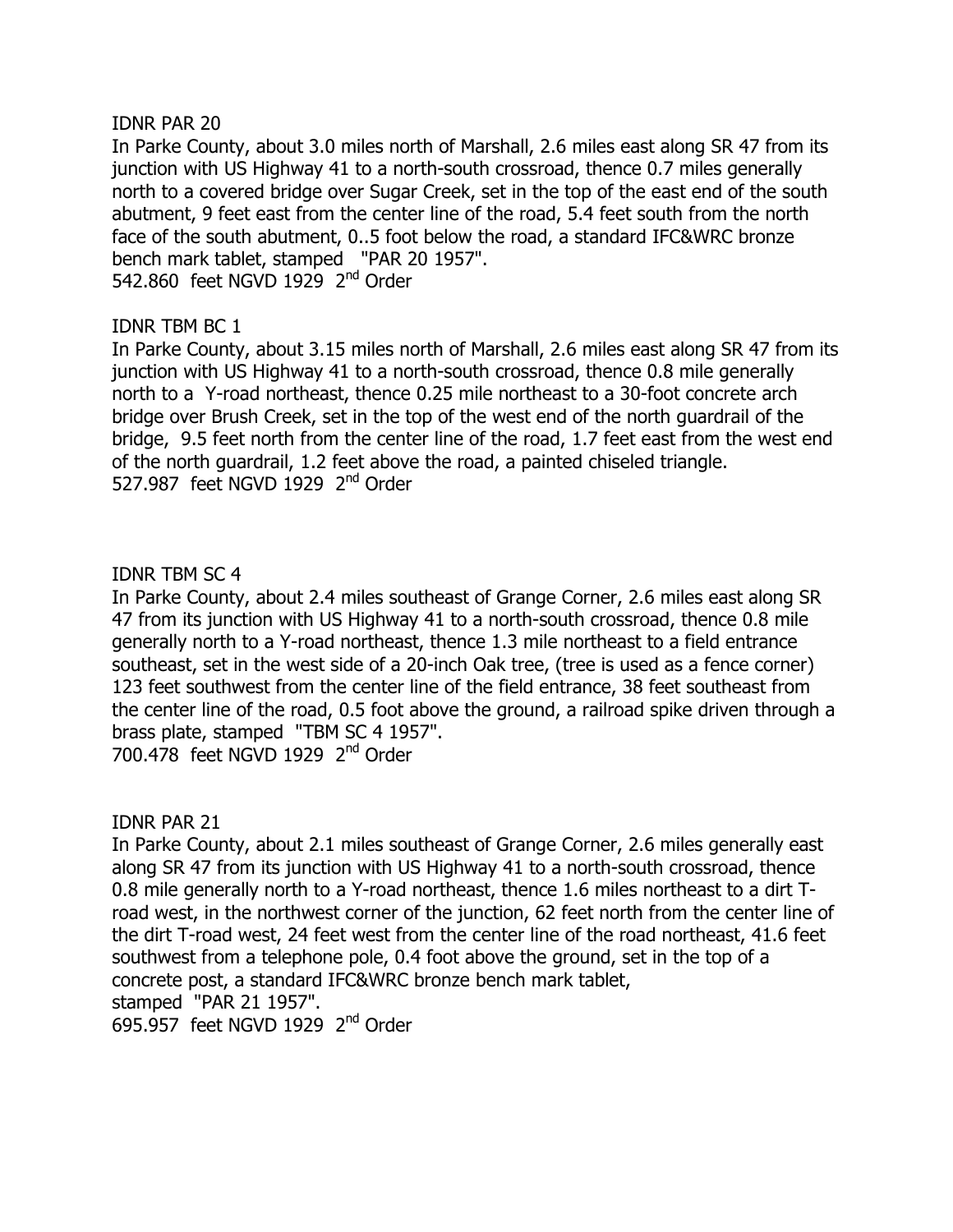IDNR PAR 20

In Parke County, about 3.0 miles north of Marshall, 2.6 miles east along SR 47 from its junction with US Highway 41 to a north-south crossroad, thence 0.7 miles generally north to a covered bridge over Sugar Creek, set in the top of the east end of the south abutment, 9 feet east from the center line of the road, 5.4 feet south from the north face of the south abutment, 0..5 foot below the road, a standard IFC&WRC bronze bench mark tablet, stamped "PAR 20 1957".

542.860 feet NGVD 1929 2nd Order

IDNR TBM BC 1

In Parke County, about 3.15 miles north of Marshall, 2.6 miles east along SR 47 from its junction with US Highway 41 to a north-south crossroad, thence 0.8 mile generally north to a Y-road northeast, thence 0.25 mile northeast to a 30-foot concrete arch bridge over Brush Creek, set in the top of the west end of the north guardrail of the bridge, 9.5 feet north from the center line of the road, 1.7 feet east from the west end of the north guardrail, 1.2 feet above the road, a painted chiseled triangle.

527.987 feet NGVD 1929 2nd Order

IDNR TBM SC 4

In Parke County, about 2.4 miles southeast of Grange Corner, 2.6 miles east along SR 47 from its junction with US Highway 41 to a north-south crossroad, thence 0.8 mile generally north to a Y-road northeast, thence 1.3 mile northeast to a field entrance southeast, set in the west side of a 20-inch Oak tree, (tree is used as a fence corner) 123 feet southwest from the center line of the field entrance, 38 feet southeast from the center line of the road, 0.5 foot above the ground, a railroad spike driven through a brass plate, stamped "TBM SC 4 1957".

700.478 feet NGVD 1929 2nd Order

IDNR PAR 21

In Parke County, about 2.1 miles southeast of Grange Corner, 2.6 miles generally east along SR 47 from its junction with US Highway 41 to a north-south crossroad, thence 0.8 mile generally north to a Y-road northeast, thence 1.6 miles northeast to a dirt T-road west, in the northwest corner of the junction, 62 feet north from the center line of the dirt T-road west, 24 feet west from the center line of the road northeast, 41.6 feet southwest from a telephone pole, 0.4 foot above the ground, set in the top of a concrete post, a standard IFC&WRC bronze bench mark tablet, stamped "PAR 21 1957".

695.957 feet NGVD 1929 2nd Order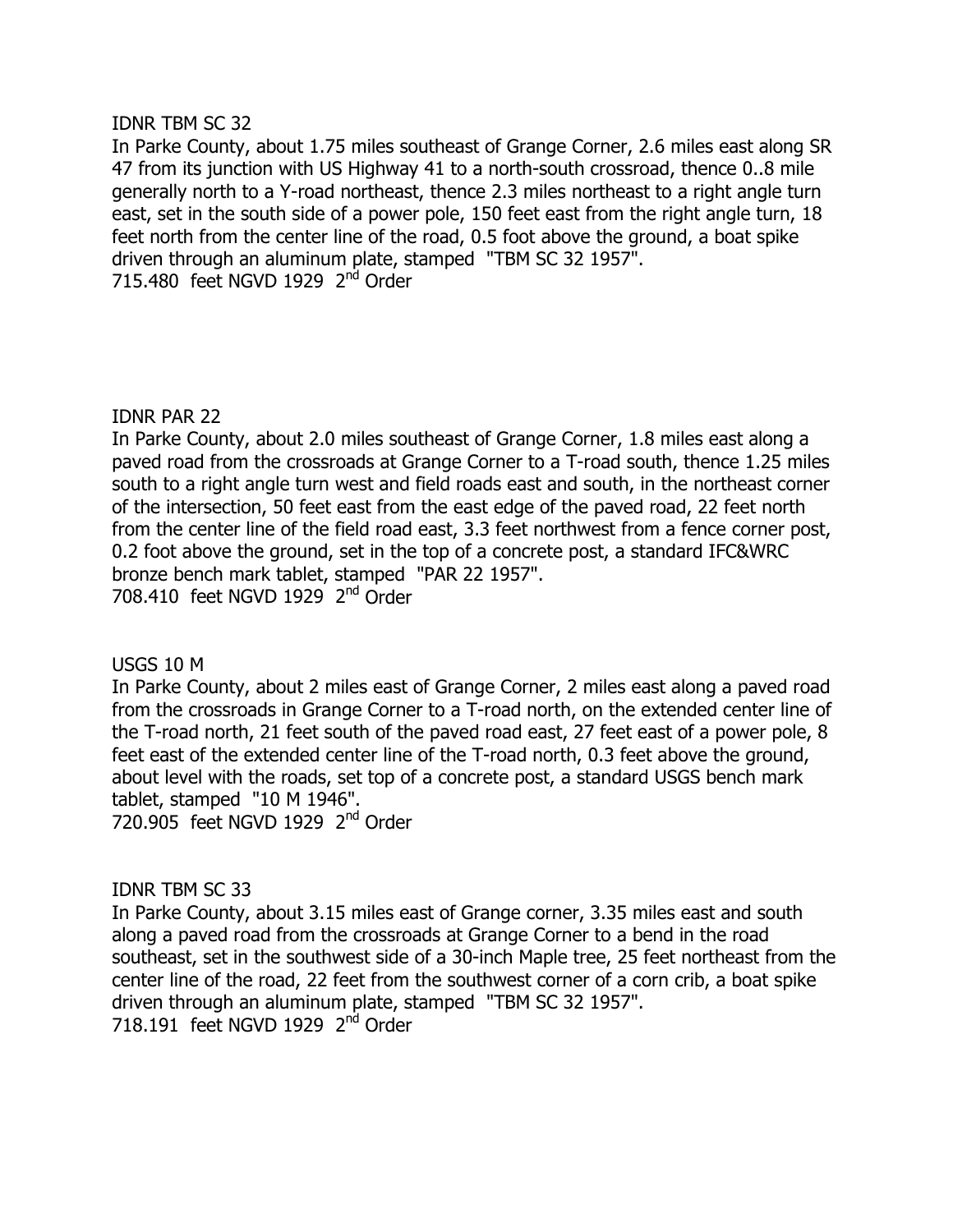IDNR TBM SC 32

In Parke County, about 1.75 miles southeast of Grange Corner, 2.6 miles east along SR 47 from its junction with US Highway 41 to a north-south crossroad, thence 0..8 mile generally north to a Y-road northeast, thence 2.3 miles northeast to a right angle turn east, set in the south side of a power pole, 150 feet east from the right angle turn, 18 feet north from the center line of the road, 0.5 foot above the ground, a boat spike driven through an aluminum plate, stamped "TBM SC 32 1957".

715.480 feet NGVD 1929 2nd Order

IDNR PAR 22

In Parke County, about 2.0 miles southeast of Grange Corner, 1.8 miles east along a paved road from the crossroads at Grange Corner to a T-road south, thence 1.25 miles south to a right angle turn west and field roads east and south, in the northeast corner of the intersection, 50 feet east from the east edge of the paved road, 22 feet north from the center line of the field road east, 3.3 feet northwest from a fence corner post, 0.2 foot above the ground, set in the top of a concrete post, a standard IFC&WRC bronze bench mark tablet, stamped "PAR 22 1957".

708.410 feet NGVD 1929 2nd Order

USGS 10 M

In Parke County, about 2 miles east of Grange Corner, 2 miles east along a paved road from the crossroads in Grange Corner to a T-road north, on the extended center line of the T-road north, 21 feet south of the paved road east, 27 feet east of a power pole, 8 feet east of the extended center line of the T-road north, 0.3 feet above the ground, about level with the roads, set top of a concrete post, a standard USGS bench mark tablet, stamped "10 M 1946".

720.905 feet NGVD 1929 2nd Order

IDNR TBM SC 33

In Parke County, about 3.15 miles east of Grange corner, 3.35 miles east and south along a paved road from the crossroads at Grange Corner to a bend in the road southeast, set in the southwest side of a 30-inch Maple tree, 25 feet northeast from the center line of the road, 22 feet from the southwest corner of a corn crib, a boat spike driven through an aluminum plate, stamped "TBM SC 32 1957".

718.191 feet NGVD 1929 2nd Order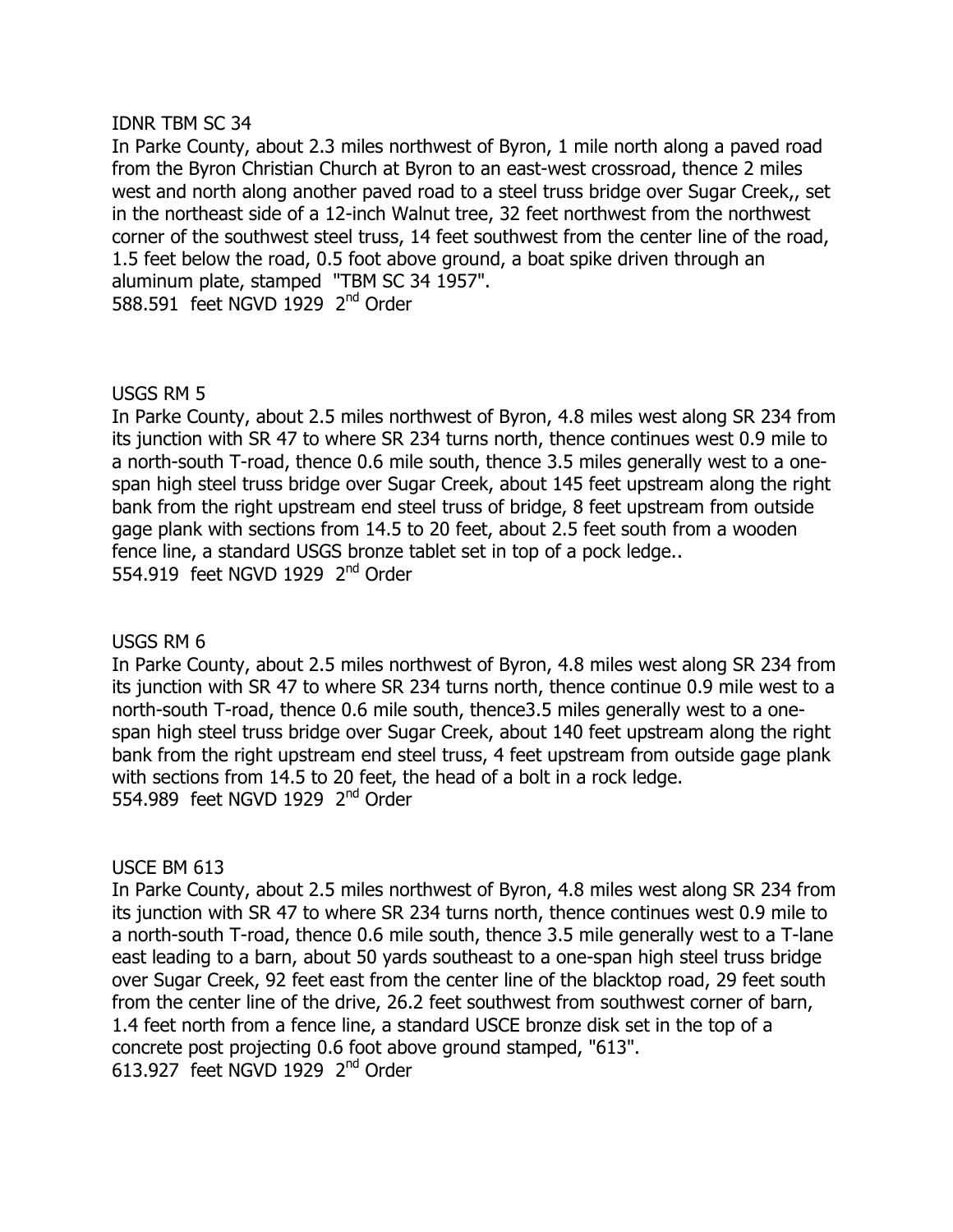IDNR TBM SC 34

In Parke County, about 2.3 miles northwest of Byron, 1 mile north along a paved road from the Byron Christian Church at Byron to an east-west crossroad, thence 2 miles west and north along another paved road to a steel truss bridge over Sugar Creek,, set in the northeast side of a 12-inch Walnut tree, 32 feet northwest from the northwest corner of the southwest steel truss, 14 feet southwest from the center line of the road, 1.5 feet below the road, 0.5 foot above ground, a boat spike driven through an aluminum plate, stamped "TBM SC 34 1957".

588.591 feet NGVD 1929 2nd Order

USGS RM 5

In Parke County, about 2.5 miles northwest of Byron, 4.8 miles west along SR 234 from its junction with SR 47 to where SR 234 turns north, thence continues west 0.9 mile to a north-south T-road, thence 0.6 mile south, thence 3.5 miles generally west to a one-span high steel truss bridge over Sugar Creek, about 145 feet upstream along the right bank from the right upstream end steel truss of bridge, 8 feet upstream from outside gage plank with sections from 14.5 to 20 feet, about 2.5 feet south from a wooden fence line, a standard USGS bronze tablet set in top of a pock ledge..

554.919 feet NGVD 1929 2nd Order

USGS RM 6

In Parke County, about 2.5 miles northwest of Byron, 4.8 miles west along SR 234 from its junction with SR 47 to where SR 234 turns north, thence continue 0.9 mile west to a north-south T-road, thence 0.6 mile south, thence3.5 miles generally west to a one-span high steel truss bridge over Sugar Creek, about 140 feet upstream along the right bank from the right upstream end steel truss, 4 feet upstream from outside gage plank with sections from 14.5 to 20 feet, the head of a bolt in a rock ledge.

554.989 feet NGVD 1929 2nd Order

USCE BM 613

In Parke County, about 2.5 miles northwest of Byron, 4.8 miles west along SR 234 from its junction with SR 47 to where SR 234 turns north, thence continues west 0.9 mile to a north-south T-road, thence 0.6 mile south, thence 3.5 mile generally west to a T-lane east leading to a barn, about 50 yards southeast to a one-span high steel truss bridge over Sugar Creek, 92 feet east from the center line of the blacktop road, 29 feet south from the center line of the drive, 26.2 feet southwest from southwest corner of barn, 1.4 feet north from a fence line, a standard USCE bronze disk set in the top of a concrete post projecting 0.6 foot above ground stamped, "613".

613.927 feet NGVD 1929 2nd Order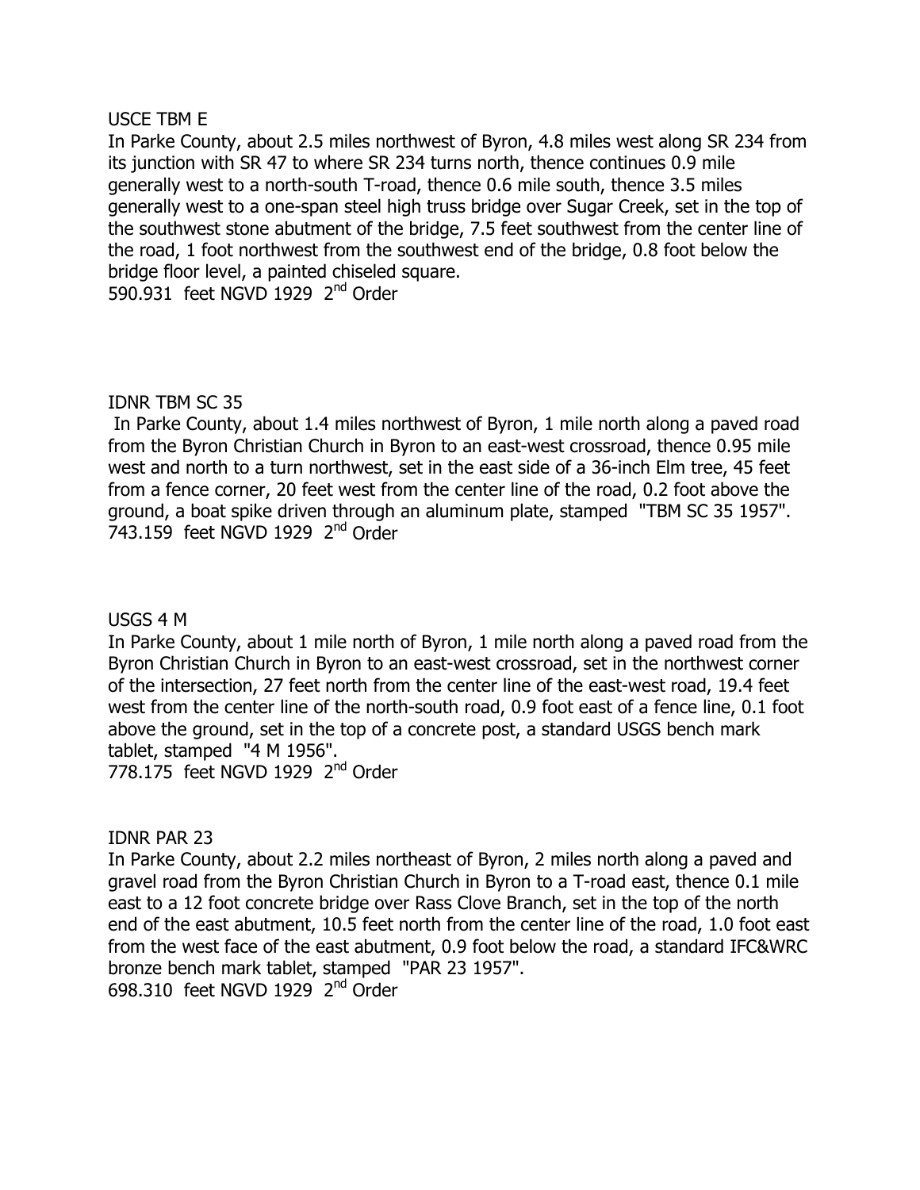USCE TBM E

In Parke County, about 2.5 miles northwest of Byron, 4.8 miles west along SR 234 from its junction with SR 47 to where SR 234 turns north, thence continues 0.9 mile generally west to a north-south T-road, thence 0.6 mile south, thence 3.5 miles generally west to a one-span steel high truss bridge over Sugar Creek, set in the top of the southwest stone abutment of the bridge, 7.5 feet southwest from the center line of the road, 1 foot northwest from the southwest end of the bridge, 0.8 foot below the bridge floor level, a painted chiseled square.

590.931 feet NGVD 1929 2nd Order

IDNR TBM SC 35

In Parke County, about 1.4 miles northwest of Byron, 1 mile north along a paved road from the Byron Christian Church in Byron to an east-west crossroad, thence 0.95 mile west and north to a turn northwest, set in the east side of a 36-inch Elm tree, 45 feet from a fence corner, 20 feet west from the center line of the road, 0.2 foot above the ground, a boat spike driven through an aluminum plate, stamped "TBM SC 35 1957".

743.159 feet NGVD 1929 2nd Order

USGS 4 M

In Parke County, about 1 mile north of Byron, 1 mile north along a paved road from the Byron Christian Church in Byron to an east-west crossroad, set in the northwest corner of the intersection, 27 feet north from the center line of the east-west road, 19.4 feet west from the center line of the north-south road, 0.9 foot east of a fence line, 0.1 foot above the ground, set in the top of a concrete post, a standard USGS bench mark tablet, stamped "4 M 1956".

778.175 feet NGVD 1929 2nd Order

IDNR PAR 23

In Parke County, about 2.2 miles northeast of Byron, 2 miles north along a paved and gravel road from the Byron Christian Church in Byron to a T-road east, thence 0.1 mile east to a 12 foot concrete bridge over Rass Clove Branch, set in the top of the north end of the east abutment, 10.5 feet north from the center line of the road, 1.0 foot east from the west face of the east abutment, 0.9 foot below the road, a standard IFC&WRC bronze bench mark tablet, stamped "PAR 23 1957".

698.310 feet NGVD 1929 2nd Order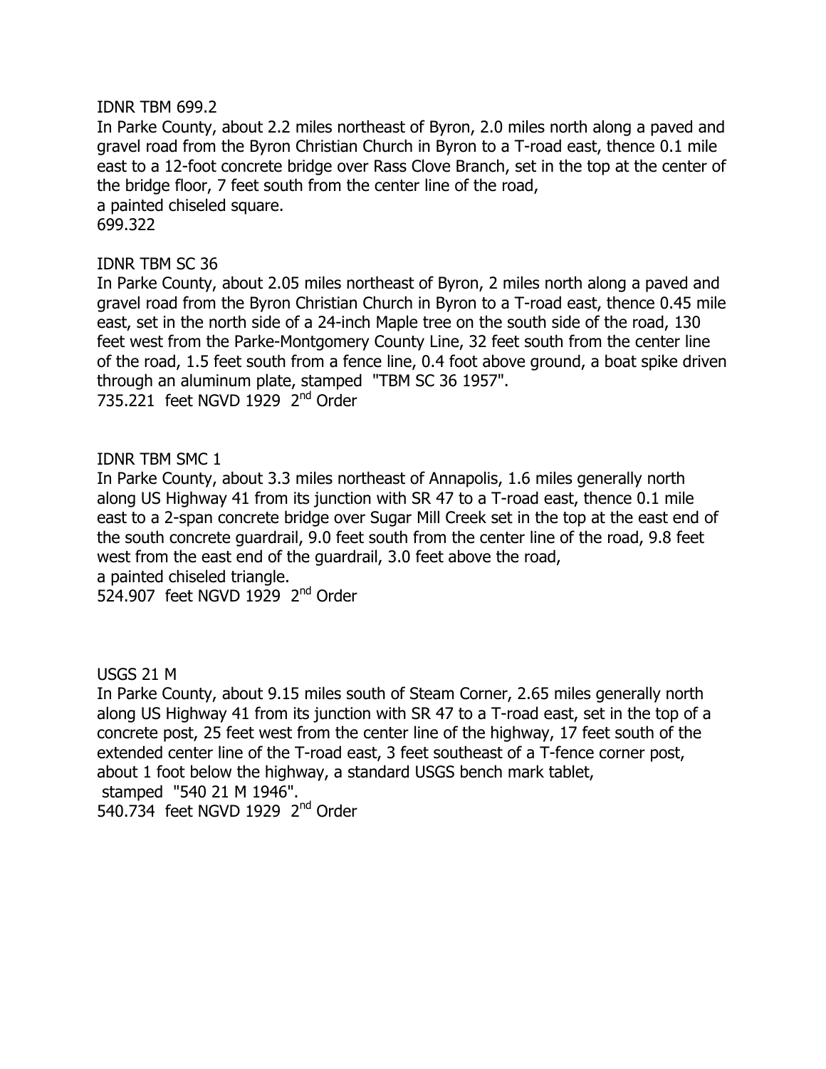IDNR TBM 699.2

In Parke County, about 2.2 miles northeast of Byron, 2.0 miles north along a paved and gravel road from the Byron Christian Church in Byron to a T-road east, thence 0.1 mile east to a 12-foot concrete bridge over Rass Clove Branch, set in the top at the center of the bridge floor, 7 feet south from the center line of the road,
a painted chiseled square.
699.322

IDNR TBM SC 36

In Parke County, about 2.05 miles northeast of Byron, 2 miles north along a paved and gravel road from the Byron Christian Church in Byron to a T-road east, thence 0.45 mile east, set in the north side of a 24-inch Maple tree on the south side of the road, 130 feet west from the Parke-Montgomery County Line, 32 feet south from the center line of the road, 1.5 feet south from a fence line, 0.4 foot above ground, a boat spike driven through an aluminum plate, stamped "TBM SC 36 1957".
735.221 feet NGVD 1929 2nd Order

IDNR TBM SMC 1

In Parke County, about 3.3 miles northeast of Annapolis, 1.6 miles generally north along US Highway 41 from its junction with SR 47 to a T-road east, thence 0.1 mile east to a 2-span concrete bridge over Sugar Mill Creek set in the top at the east end of the south concrete guardrail, 9.0 feet south from the center line of the road, 9.8 feet west from the east end of the guardrail, 3.0 feet above the road,
a painted chiseled triangle.
524.907 feet NGVD 1929 2nd Order

USGS 21 M

In Parke County, about 9.15 miles south of Steam Corner, 2.65 miles generally north along US Highway 41 from its junction with SR 47 to a T-road east, set in the top of a concrete post, 25 feet west from the center line of the highway, 17 feet south of the extended center line of the T-road east, 3 feet southeast of a T-fence corner post, about 1 foot below the highway, a standard USGS bench mark tablet,
stamped "540 21 M 1946".
540.734 feet NGVD 1929 2nd Order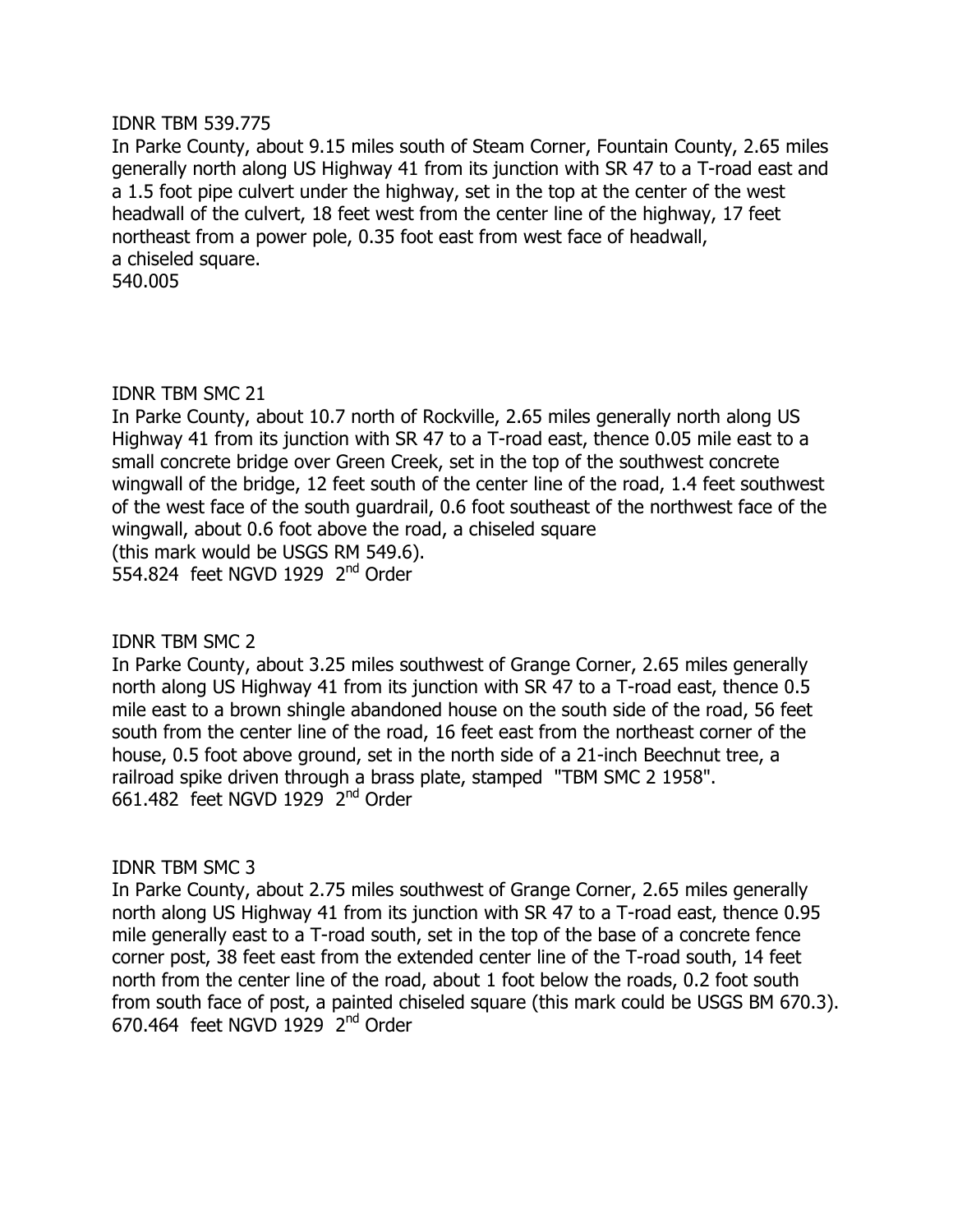IDNR TBM 539.775
In Parke County, about 9.15 miles south of Steam Corner, Fountain County, 2.65 miles generally north along US Highway 41 from its junction with SR 47 to a T-road east and a 1.5 foot pipe culvert under the highway, set in the top at the center of the west headwall of the culvert, 18 feet west from the center line of the highway, 17 feet northeast from a power pole, 0.35 foot east from west face of headwall, a chiseled square.
540.005

IDNR TBM SMC 21
In Parke County, about 10.7 north of Rockville, 2.65 miles generally north along US Highway 41 from its junction with SR 47 to a T-road east, thence 0.05 mile east to a small concrete bridge over Green Creek, set in the top of the southwest concrete wingwall of the bridge, 12 feet south of the center line of the road, 1.4 feet southwest of the west face of the south guardrail, 0.6 foot southeast of the northwest face of the wingwall, about 0.6 foot above the road, a chiseled square
(this mark would be USGS RM 549.6).
554.824 feet NGVD 1929 2nd Order

IDNR TBM SMC 2
In Parke County, about 3.25 miles southwest of Grange Corner, 2.65 miles generally north along US Highway 41 from its junction with SR 47 to a T-road east, thence 0.5 mile east to a brown shingle abandoned house on the south side of the road, 56 feet south from the center line of the road, 16 feet east from the northeast corner of the house, 0.5 foot above ground, set in the north side of a 21-inch Beechnut tree, a railroad spike driven through a brass plate, stamped "TBM SMC 2 1958".
661.482 feet NGVD 1929 2nd Order

IDNR TBM SMC 3
In Parke County, about 2.75 miles southwest of Grange Corner, 2.65 miles generally north along US Highway 41 from its junction with SR 47 to a T-road east, thence 0.95 mile generally east to a T-road south, set in the top of the base of a concrete fence corner post, 38 feet east from the extended center line of the T-road south, 14 feet north from the center line of the road, about 1 foot below the roads, 0.2 foot south from south face of post, a painted chiseled square (this mark could be USGS BM 670.3).
670.464 feet NGVD 1929 2nd Order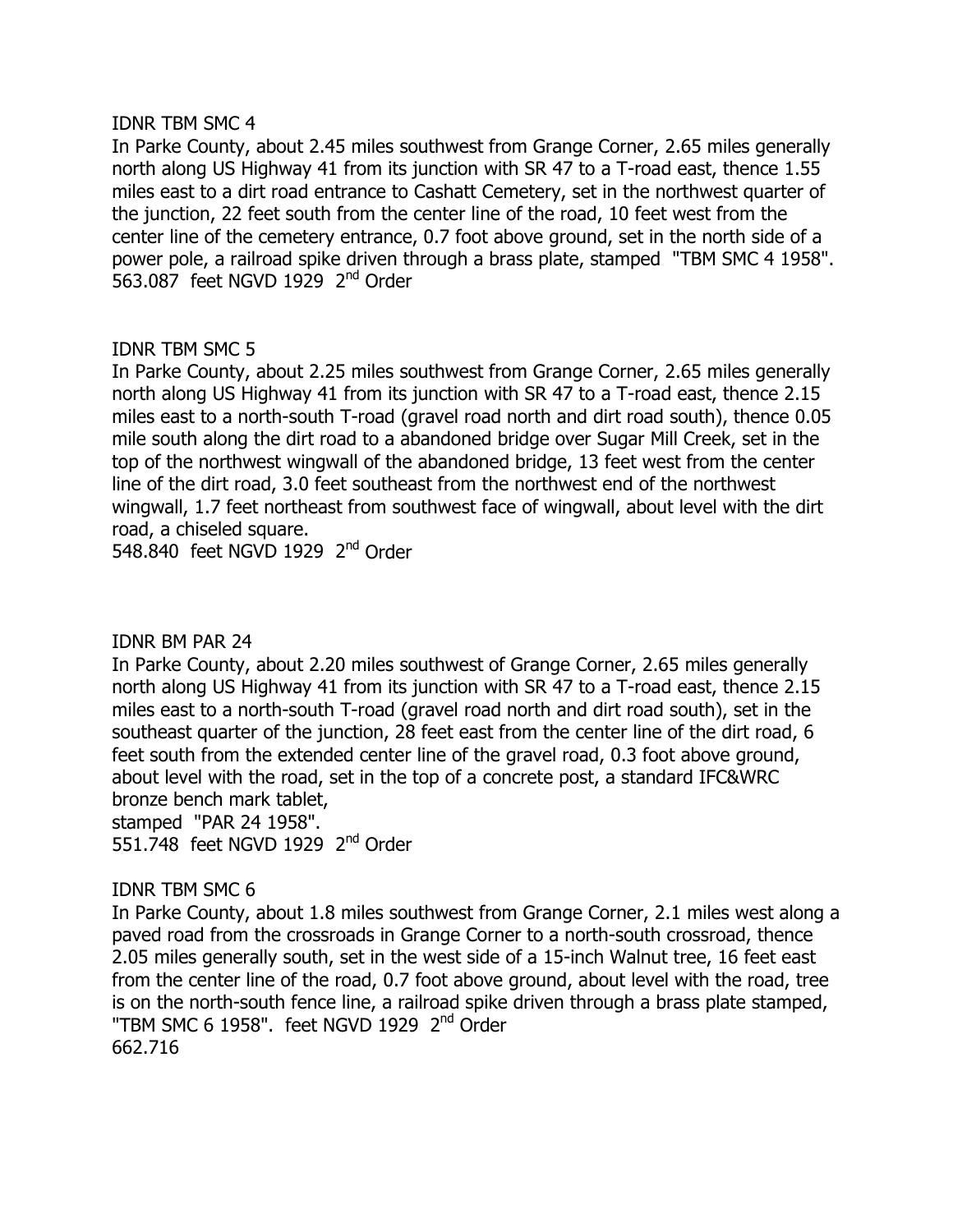IDNR TBM SMC 4

In Parke County, about 2.45 miles southwest from Grange Corner, 2.65 miles generally north along US Highway 41 from its junction with SR 47 to a T-road east, thence 1.55 miles east to a dirt road entrance to Cashatt Cemetery, set in the northwest quarter of the junction, 22 feet south from the center line of the road, 10 feet west from the center line of the cemetery entrance, 0.7 foot above ground, set in the north side of a power pole, a railroad spike driven through a brass plate, stamped "TBM SMC 4 1958".
563.087 feet NGVD 1929 2nd Order

IDNR TBM SMC 5

In Parke County, about 2.25 miles southwest from Grange Corner, 2.65 miles generally north along US Highway 41 from its junction with SR 47 to a T-road east, thence 2.15 miles east to a north-south T-road (gravel road north and dirt road south), thence 0.05 mile south along the dirt road to a abandoned bridge over Sugar Mill Creek, set in the top of the northwest wingwall of the abandoned bridge, 13 feet west from the center line of the dirt road, 3.0 feet southeast from the northwest end of the northwest wingwall, 1.7 feet northeast from southwest face of wingwall, about level with the dirt road, a chiseled square.
548.840 feet NGVD 1929 2nd Order

IDNR BM PAR 24

In Parke County, about 2.20 miles southwest of Grange Corner, 2.65 miles generally north along US Highway 41 from its junction with SR 47 to a T-road east, thence 2.15 miles east to a north-south T-road (gravel road north and dirt road south), set in the southeast quarter of the junction, 28 feet east from the center line of the dirt road, 6 feet south from the extended center line of the gravel road, 0.3 foot above ground, about level with the road, set in the top of a concrete post, a standard IFC&WRC bronze bench mark tablet,
stamped "PAR 24 1958".
551.748 feet NGVD 1929 2nd Order

IDNR TBM SMC 6

In Parke County, about 1.8 miles southwest from Grange Corner, 2.1 miles west along a paved road from the crossroads in Grange Corner to a north-south crossroad, thence 2.05 miles generally south, set in the west side of a 15-inch Walnut tree, 16 feet east from the center line of the road, 0.7 foot above ground, about level with the road, tree is on the north-south fence line, a railroad spike driven through a brass plate stamped, "TBM SMC 6 1958". feet NGVD 1929 2nd Order
662.716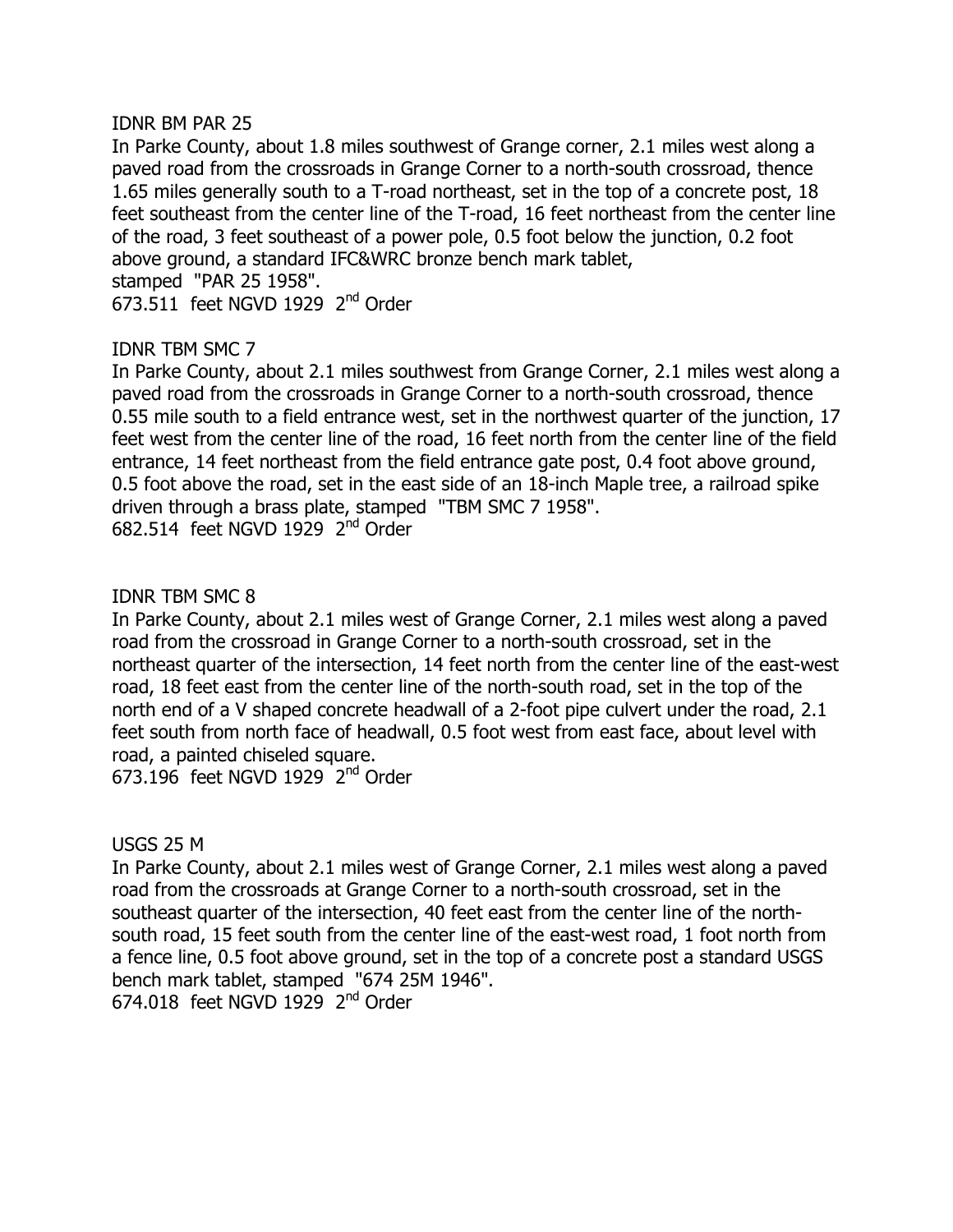IDNR BM PAR 25

In Parke County, about 1.8 miles southwest of Grange corner, 2.1 miles west along a paved road from the crossroads in Grange Corner to a north-south crossroad, thence 1.65 miles generally south to a T-road northeast, set in the top of a concrete post, 18 feet southeast from the center line of the T-road, 16 feet northeast from the center line of the road, 3 feet southeast of a power pole, 0.5 foot below the junction, 0.2 foot above ground, a standard IFC&WRC bronze bench mark tablet, stamped "PAR 25 1958".

673.511 feet NGVD 1929 2nd Order

IDNR TBM SMC 7

In Parke County, about 2.1 miles southwest from Grange Corner, 2.1 miles west along a paved road from the crossroads in Grange Corner to a north-south crossroad, thence 0.55 mile south to a field entrance west, set in the northwest quarter of the junction, 17 feet west from the center line of the road, 16 feet north from the center line of the field entrance, 14 feet northeast from the field entrance gate post, 0.4 foot above ground, 0.5 foot above the road, set in the east side of an 18-inch Maple tree, a railroad spike driven through a brass plate, stamped "TBM SMC 7 1958".

682.514 feet NGVD 1929 2nd Order

IDNR TBM SMC 8

In Parke County, about 2.1 miles west of Grange Corner, 2.1 miles west along a paved road from the crossroad in Grange Corner to a north-south crossroad, set in the northeast quarter of the intersection, 14 feet north from the center line of the east-west road, 18 feet east from the center line of the north-south road, set in the top of the north end of a V shaped concrete headwall of a 2-foot pipe culvert under the road, 2.1 feet south from north face of headwall, 0.5 foot west from east face, about level with road, a painted chiseled square.

673.196 feet NGVD 1929 2nd Order

USGS 25 M

In Parke County, about 2.1 miles west of Grange Corner, 2.1 miles west along a paved road from the crossroads at Grange Corner to a north-south crossroad, set in the southeast quarter of the intersection, 40 feet east from the center line of the north-south road, 15 feet south from the center line of the east-west road, 1 foot north from a fence line, 0.5 foot above ground, set in the top of a concrete post a standard USGS bench mark tablet, stamped "674 25M 1946".

674.018 feet NGVD 1929 2nd Order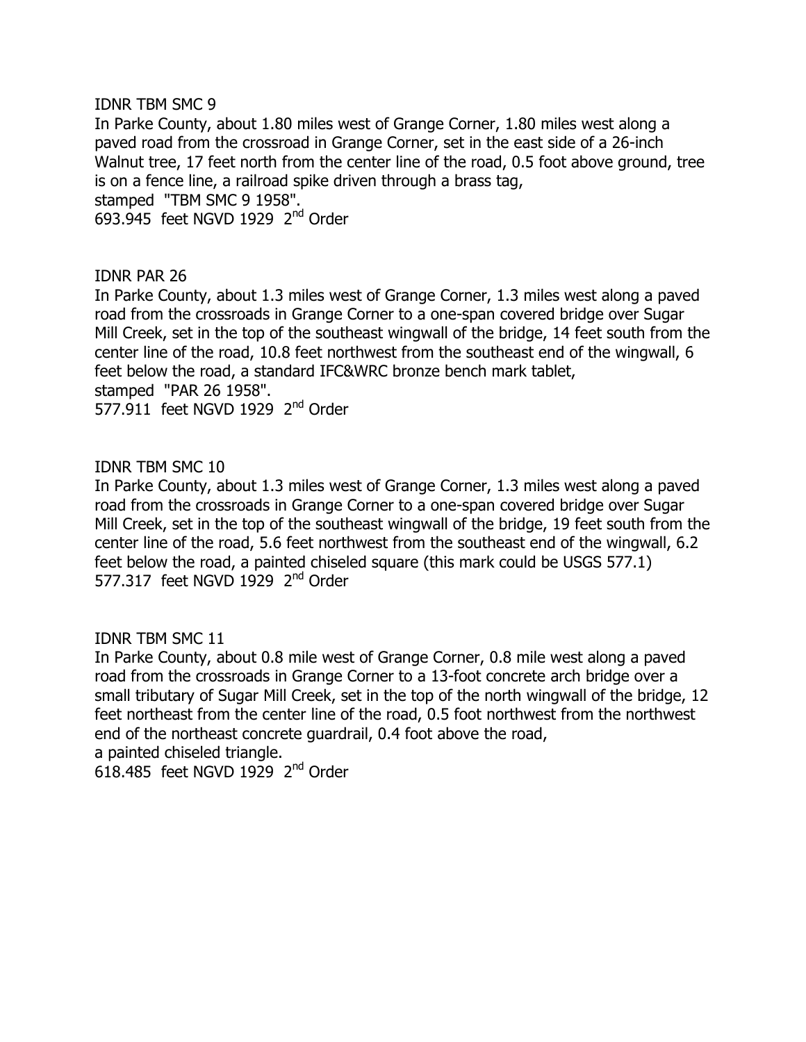IDNR TBM SMC 9

In Parke County, about 1.80 miles west of Grange Corner, 1.80 miles west along a paved road from the crossroad in Grange Corner, set in the east side of a 26-inch Walnut tree, 17 feet north from the center line of the road, 0.5 foot above ground, tree is on a fence line, a railroad spike driven through a brass tag, stamped "TBM SMC 9 1958".

693.945 feet NGVD 1929 2nd Order

IDNR PAR 26

In Parke County, about 1.3 miles west of Grange Corner, 1.3 miles west along a paved road from the crossroads in Grange Corner to a one-span covered bridge over Sugar Mill Creek, set in the top of the southeast wingwall of the bridge, 14 feet south from the center line of the road, 10.8 feet northwest from the southeast end of the wingwall, 6 feet below the road, a standard IFC&WRC bronze bench mark tablet, stamped "PAR 26 1958".

577.911 feet NGVD 1929 2nd Order

IDNR TBM SMC 10

In Parke County, about 1.3 miles west of Grange Corner, 1.3 miles west along a paved road from the crossroads in Grange Corner to a one-span covered bridge over Sugar Mill Creek, set in the top of the southeast wingwall of the bridge, 19 feet south from the center line of the road, 5.6 feet northwest from the southeast end of the wingwall, 6.2 feet below the road, a painted chiseled square (this mark could be USGS 577.1)

577.317 feet NGVD 1929 2nd Order

IDNR TBM SMC 11

In Parke County, about 0.8 mile west of Grange Corner, 0.8 mile west along a paved road from the crossroads in Grange Corner to a 13-foot concrete arch bridge over a small tributary of Sugar Mill Creek, set in the top of the north wingwall of the bridge, 12 feet northeast from the center line of the road, 0.5 foot northwest from the northwest end of the northeast concrete guardrail, 0.4 foot above the road, a painted chiseled triangle.

618.485 feet NGVD 1929 2nd Order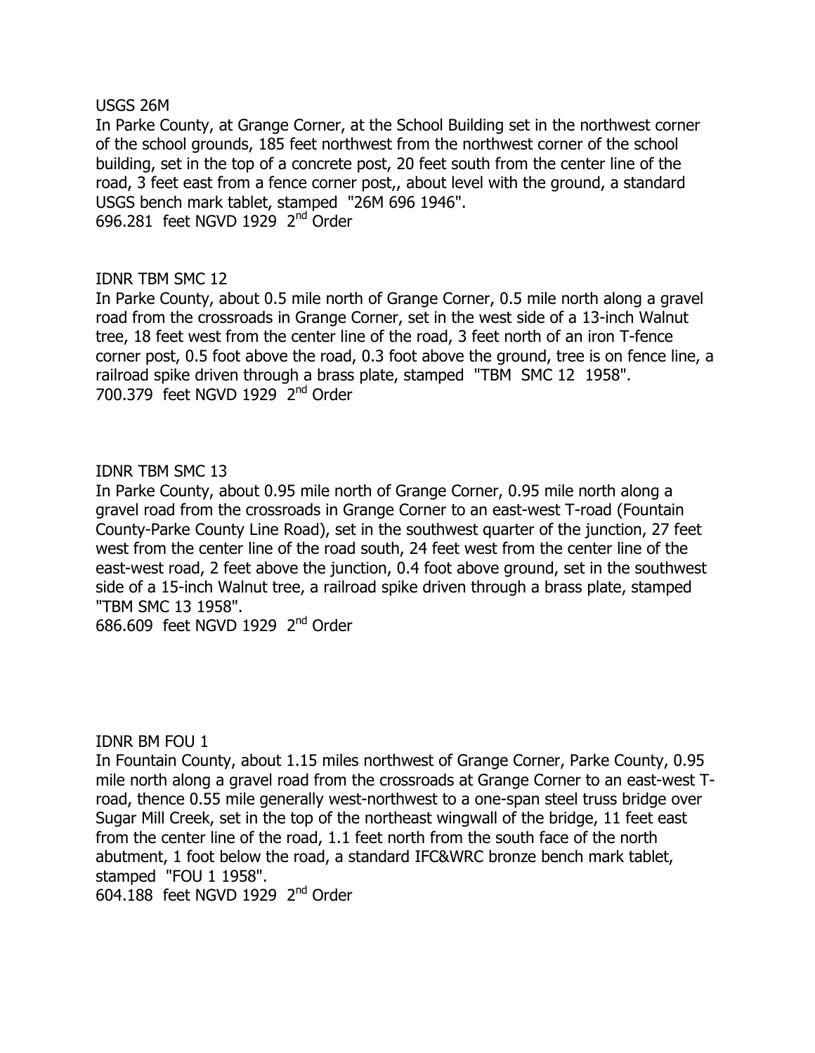USGS 26M

In Parke County, at Grange Corner, at the School Building set in the northwest corner of the school grounds, 185 feet northwest from the northwest corner of the school building, set in the top of a concrete post, 20 feet south from the center line of the road, 3 feet east from a fence corner post,, about level with the ground, a standard USGS bench mark tablet, stamped "26M 696 1946".

696.281 feet NGVD 1929 2nd Order

IDNR TBM SMC 12

In Parke County, about 0.5 mile north of Grange Corner, 0.5 mile north along a gravel road from the crossroads in Grange Corner, set in the west side of a 13-inch Walnut tree, 18 feet west from the center line of the road, 3 feet north of an iron T-fence corner post, 0.5 foot above the road, 0.3 foot above the ground, tree is on fence line, a railroad spike driven through a brass plate, stamped "TBM SMC 12 1958".

700.379 feet NGVD 1929 2nd Order

IDNR TBM SMC 13

In Parke County, about 0.95 mile north of Grange Corner, 0.95 mile north along a gravel road from the crossroads in Grange Corner to an east-west T-road (Fountain County-Parke County Line Road), set in the southwest quarter of the junction, 27 feet west from the center line of the road south, 24 feet west from the center line of the east-west road, 2 feet above the junction, 0.4 foot above ground, set in the southwest side of a 15-inch Walnut tree, a railroad spike driven through a brass plate, stamped "TBM SMC 13 1958".

686.609 feet NGVD 1929 2nd Order

IDNR BM FOU 1

In Fountain County, about 1.15 miles northwest of Grange Corner, Parke County, 0.95 mile north along a gravel road from the crossroads at Grange Corner to an east-west T-road, thence 0.55 mile generally west-northwest to a one-span steel truss bridge over Sugar Mill Creek, set in the top of the northeast wingwall of the bridge, 11 feet east from the center line of the road, 1.1 feet north from the south face of the north abutment, 1 foot below the road, a standard IFC&WRC bronze bench mark tablet, stamped "FOU 1 1958".

604.188 feet NGVD 1929 2nd Order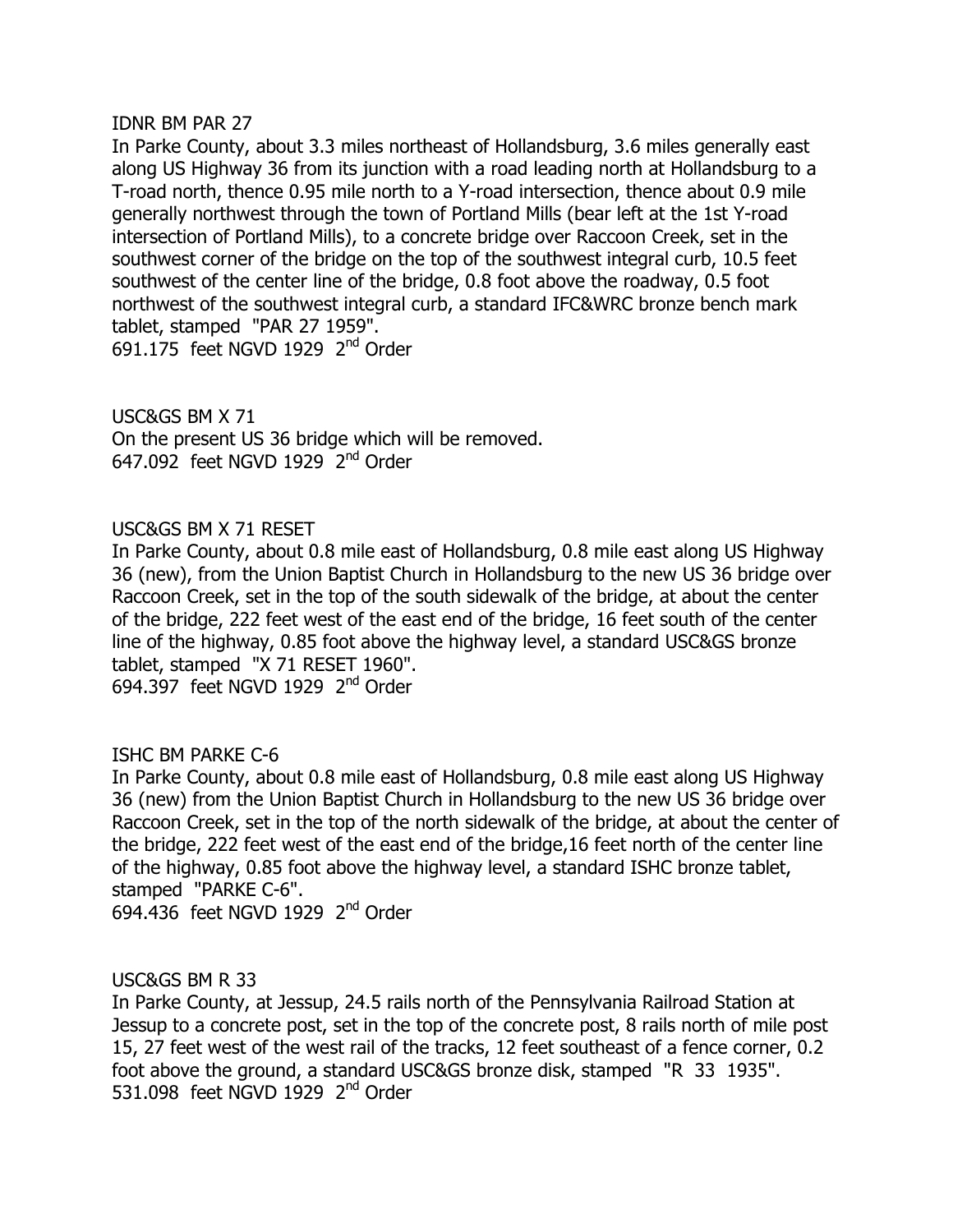IDNR BM PAR 27

In Parke County, about 3.3 miles northeast of Hollandsburg, 3.6 miles generally east along US Highway 36 from its junction with a road leading north at Hollandsburg to a T-road north, thence 0.95 mile north to a Y-road intersection, thence about 0.9 mile generally northwest through the town of Portland Mills (bear left at the 1st Y-road intersection of Portland Mills), to a concrete bridge over Raccoon Creek, set in the southwest corner of the bridge on the top of the southwest integral curb, 10.5 feet southwest of the center line of the bridge, 0.8 foot above the roadway, 0.5 foot northwest of the southwest integral curb, a standard IFC&WRC bronze bench mark tablet, stamped "PAR 27 1959".

691.175 feet NGVD 1929 2nd Order

USC&GS BM X 71

On the present US 36 bridge which will be removed.

647.092 feet NGVD 1929 2nd Order

USC&GS BM X 71 RESET

In Parke County, about 0.8 mile east of Hollandsburg, 0.8 mile east along US Highway 36 (new), from the Union Baptist Church in Hollandsburg to the new US 36 bridge over Raccoon Creek, set in the top of the south sidewalk of the bridge, at about the center of the bridge, 222 feet west of the east end of the bridge, 16 feet south of the center line of the highway, 0.85 foot above the highway level, a standard USC&GS bronze tablet, stamped "X 71 RESET 1960".

694.397 feet NGVD 1929 2nd Order

ISHC BM PARKE C-6

In Parke County, about 0.8 mile east of Hollandsburg, 0.8 mile east along US Highway 36 (new) from the Union Baptist Church in Hollandsburg to the new US 36 bridge over Raccoon Creek, set in the top of the north sidewalk of the bridge, at about the center of the bridge, 222 feet west of the east end of the bridge,16 feet north of the center line of the highway, 0.85 foot above the highway level, a standard ISHC bronze tablet, stamped "PARKE C-6".

694.436 feet NGVD 1929 2nd Order

USC&GS BM R 33

In Parke County, at Jessup, 24.5 rails north of the Pennsylvania Railroad Station at Jessup to a concrete post, set in the top of the concrete post, 8 rails north of mile post 15, 27 feet west of the west rail of the tracks, 12 feet southeast of a fence corner, 0.2 foot above the ground, a standard USC&GS bronze disk, stamped "R 33 1935".

531.098 feet NGVD 1929 2nd Order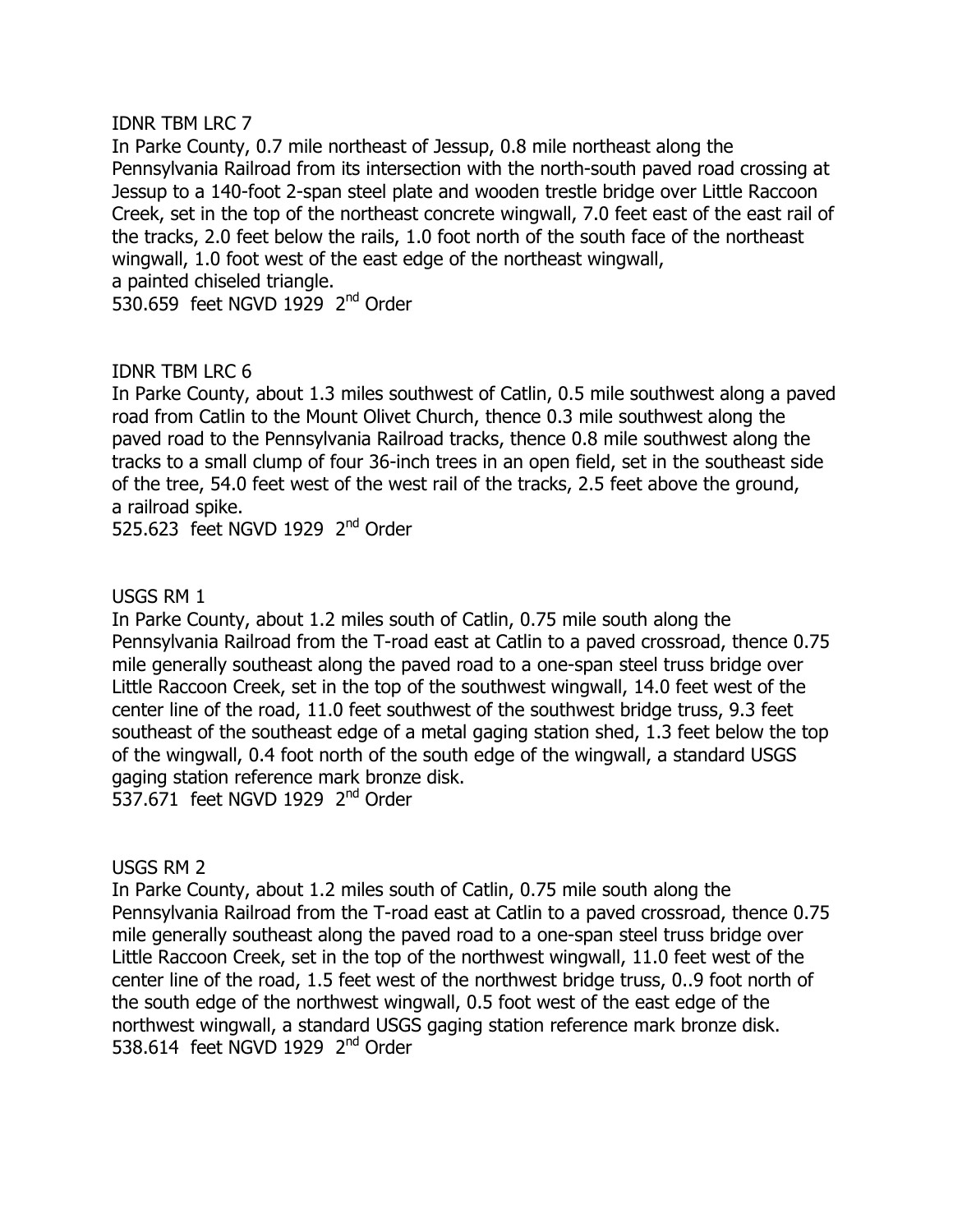IDNR TBM LRC 7

In Parke County, 0.7 mile northeast of Jessup, 0.8 mile northeast along the Pennsylvania Railroad from its intersection with the north-south paved road crossing at Jessup to a 140-foot 2-span steel plate and wooden trestle bridge over Little Raccoon Creek, set in the top of the northeast concrete wingwall, 7.0 feet east of the east rail of the tracks, 2.0 feet below the rails, 1.0 foot north of the south face of the northeast wingwall, 1.0 foot west of the east edge of the northeast wingwall, a painted chiseled triangle.

530.659 feet NGVD 1929 2nd Order

IDNR TBM LRC 6

In Parke County, about 1.3 miles southwest of Catlin, 0.5 mile southwest along a paved road from Catlin to the Mount Olivet Church, thence 0.3 mile southwest along the paved road to the Pennsylvania Railroad tracks, thence 0.8 mile southwest along the tracks to a small clump of four 36-inch trees in an open field, set in the southeast side of the tree, 54.0 feet west of the west rail of the tracks, 2.5 feet above the ground, a railroad spike.

525.623 feet NGVD 1929 2nd Order

USGS RM 1

In Parke County, about 1.2 miles south of Catlin, 0.75 mile south along the Pennsylvania Railroad from the T-road east at Catlin to a paved crossroad, thence 0.75 mile generally southeast along the paved road to a one-span steel truss bridge over Little Raccoon Creek, set in the top of the southwest wingwall, 14.0 feet west of the center line of the road, 11.0 feet southwest of the southwest bridge truss, 9.3 feet southeast of the southeast edge of a metal gaging station shed, 1.3 feet below the top of the wingwall, 0.4 foot north of the south edge of the wingwall, a standard USGS gaging station reference mark bronze disk.

537.671 feet NGVD 1929 2nd Order

USGS RM 2

In Parke County, about 1.2 miles south of Catlin, 0.75 mile south along the Pennsylvania Railroad from the T-road east at Catlin to a paved crossroad, thence 0.75 mile generally southeast along the paved road to a one-span steel truss bridge over Little Raccoon Creek, set in the top of the northwest wingwall, 11.0 feet west of the center line of the road, 1.5 feet west of the northwest bridge truss, 0..9 foot north of the south edge of the northwest wingwall, 0.5 foot west of the east edge of the northwest wingwall, a standard USGS gaging station reference mark bronze disk.

538.614 feet NGVD 1929 2nd Order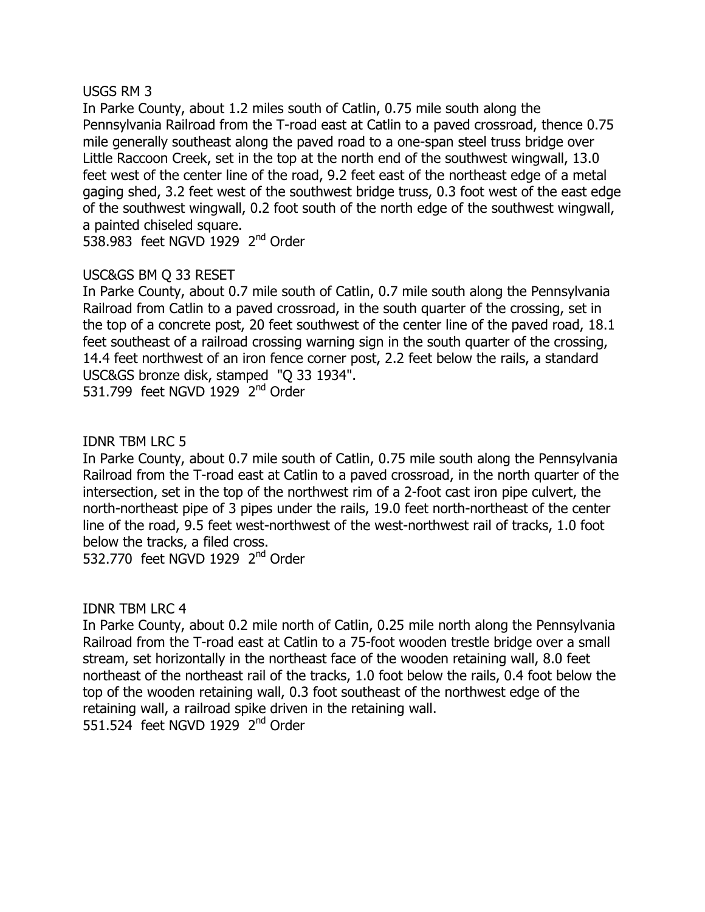USGS RM 3

In Parke County, about 1.2 miles south of Catlin, 0.75 mile south along the Pennsylvania Railroad from the T-road east at Catlin to a paved crossroad, thence 0.75 mile generally southeast along the paved road to a one-span steel truss bridge over Little Raccoon Creek, set in the top at the north end of the southwest wingwall, 13.0 feet west of the center line of the road, 9.2 feet east of the northeast edge of a metal gaging shed, 3.2 feet west of the southwest bridge truss, 0.3 foot west of the east edge of the southwest wingwall, 0.2 foot south of the north edge of the southwest wingwall, a painted chiseled square.
538.983 feet NGVD 1929 2nd Order

USC&GS BM Q 33 RESET

In Parke County, about 0.7 mile south of Catlin, 0.7 mile south along the Pennsylvania Railroad from Catlin to a paved crossroad, in the south quarter of the crossing, set in the top of a concrete post, 20 feet southwest of the center line of the paved road, 18.1 feet southeast of a railroad crossing warning sign in the south quarter of the crossing, 14.4 feet northwest of an iron fence corner post, 2.2 feet below the rails, a standard USC&GS bronze disk, stamped "Q 33 1934".
531.799 feet NGVD 1929 2nd Order

IDNR TBM LRC 5

In Parke County, about 0.7 mile south of Catlin, 0.75 mile south along the Pennsylvania Railroad from the T-road east at Catlin to a paved crossroad, in the north quarter of the intersection, set in the top of the northwest rim of a 2-foot cast iron pipe culvert, the north-northeast pipe of 3 pipes under the rails, 19.0 feet north-northeast of the center line of the road, 9.5 feet west-northwest of the west-northwest rail of tracks, 1.0 foot below the tracks, a filed cross.
532.770 feet NGVD 1929 2nd Order

IDNR TBM LRC 4

In Parke County, about 0.2 mile north of Catlin, 0.25 mile north along the Pennsylvania Railroad from the T-road east at Catlin to a 75-foot wooden trestle bridge over a small stream, set horizontally in the northeast face of the wooden retaining wall, 8.0 feet northeast of the northeast rail of the tracks, 1.0 foot below the rails, 0.4 foot below the top of the wooden retaining wall, 0.3 foot southeast of the northwest edge of the retaining wall, a railroad spike driven in the retaining wall.
551.524 feet NGVD 1929 2nd Order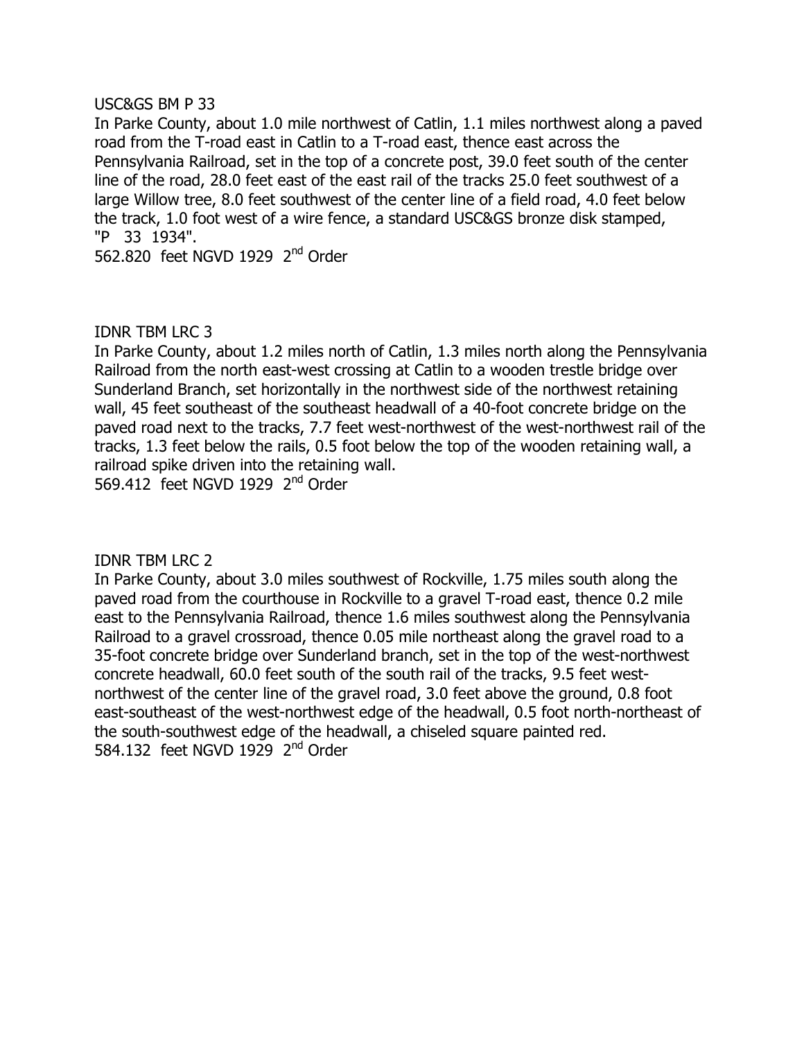USC&GS BM P 33

In Parke County, about 1.0 mile northwest of Catlin, 1.1 miles northwest along a paved road from the T-road east in Catlin to a T-road east, thence east across the Pennsylvania Railroad, set in the top of a concrete post, 39.0 feet south of the center line of the road, 28.0 feet east of the east rail of the tracks 25.0 feet southwest of a large Willow tree, 8.0 feet southwest of the center line of a field road, 4.0 feet below the track, 1.0 foot west of a wire fence, a standard USC&GS bronze disk stamped, "P 33 1934".

562.820 feet NGVD 1929 2nd Order

IDNR TBM LRC 3

In Parke County, about 1.2 miles north of Catlin, 1.3 miles north along the Pennsylvania Railroad from the north east-west crossing at Catlin to a wooden trestle bridge over Sunderland Branch, set horizontally in the northwest side of the northwest retaining wall, 45 feet southeast of the southeast headwall of a 40-foot concrete bridge on the paved road next to the tracks, 7.7 feet west-northwest of the west-northwest rail of the tracks, 1.3 feet below the rails, 0.5 foot below the top of the wooden retaining wall, a railroad spike driven into the retaining wall.

569.412 feet NGVD 1929 2nd Order

IDNR TBM LRC 2

In Parke County, about 3.0 miles southwest of Rockville, 1.75 miles south along the paved road from the courthouse in Rockville to a gravel T-road east, thence 0.2 mile east to the Pennsylvania Railroad, thence 1.6 miles southwest along the Pennsylvania Railroad to a gravel crossroad, thence 0.05 mile northeast along the gravel road to a 35-foot concrete bridge over Sunderland branch, set in the top of the west-northwest concrete headwall, 60.0 feet south of the south rail of the tracks, 9.5 feet west-northwest of the center line of the gravel road, 3.0 feet above the ground, 0.8 foot east-southeast of the west-northwest edge of the headwall, 0.5 foot north-northeast of the south-southwest edge of the headwall, a chiseled square painted red.

584.132 feet NGVD 1929 2nd Order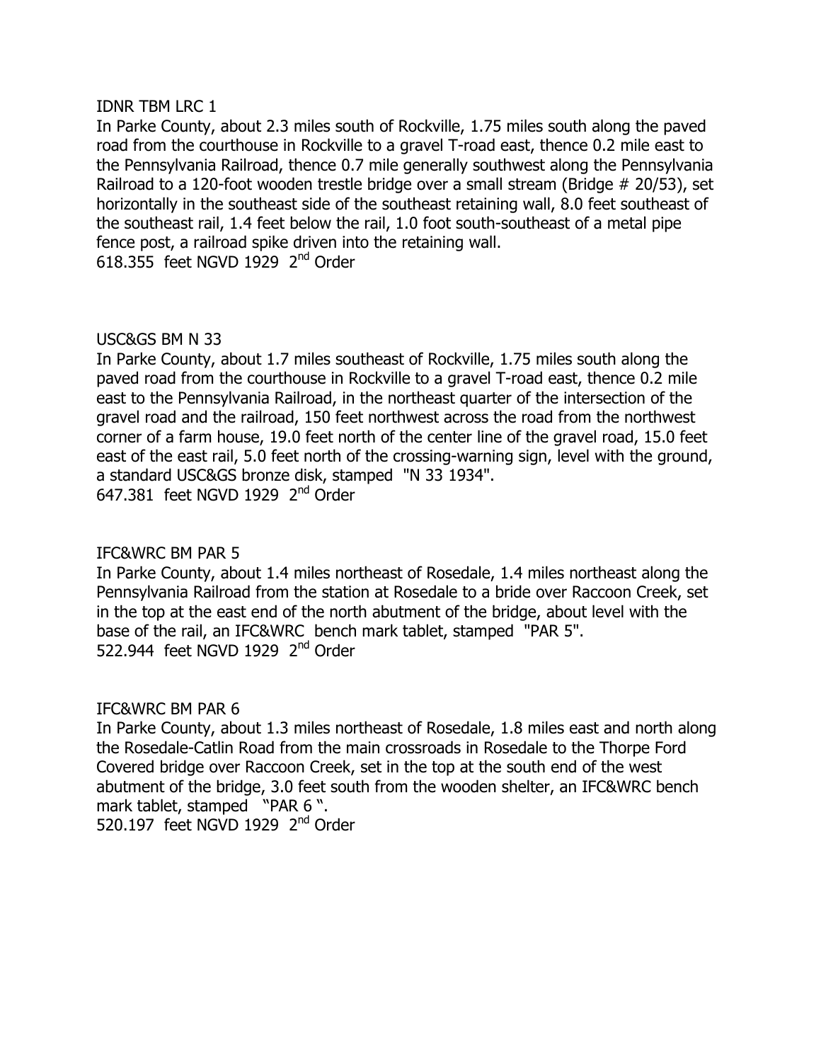IDNR TBM LRC 1

In Parke County, about 2.3 miles south of Rockville, 1.75 miles south along the paved road from the courthouse in Rockville to a gravel T-road east, thence 0.2 mile east to the Pennsylvania Railroad, thence 0.7 mile generally southwest along the Pennsylvania Railroad to a 120-foot wooden trestle bridge over a small stream (Bridge # 20/53), set horizontally in the southeast side of the southeast retaining wall, 8.0 feet southeast of the southeast rail, 1.4 feet below the rail, 1.0 foot south-southeast of a metal pipe fence post, a railroad spike driven into the retaining wall.
618.355 feet NGVD 1929 2nd Order

USC&GS BM N 33

In Parke County, about 1.7 miles southeast of Rockville, 1.75 miles south along the paved road from the courthouse in Rockville to a gravel T-road east, thence 0.2 mile east to the Pennsylvania Railroad, in the northeast quarter of the intersection of the gravel road and the railroad, 150 feet northwest across the road from the northwest corner of a farm house, 19.0 feet north of the center line of the gravel road, 15.0 feet east of the east rail, 5.0 feet north of the crossing-warning sign, level with the ground, a standard USC&GS bronze disk, stamped "N 33 1934".
647.381 feet NGVD 1929 2nd Order

IFC&WRC BM PAR 5

In Parke County, about 1.4 miles northeast of Rosedale, 1.4 miles northeast along the Pennsylvania Railroad from the station at Rosedale to a bride over Raccoon Creek, set in the top at the east end of the north abutment of the bridge, about level with the base of the rail, an IFC&WRC bench mark tablet, stamped "PAR 5".
522.944 feet NGVD 1929 2nd Order

IFC&WRC BM PAR 6

In Parke County, about 1.3 miles northeast of Rosedale, 1.8 miles east and north along the Rosedale-Catlin Road from the main crossroads in Rosedale to the Thorpe Ford Covered bridge over Raccoon Creek, set in the top at the south end of the west abutment of the bridge, 3.0 feet south from the wooden shelter, an IFC&WRC bench mark tablet, stamped "PAR 6 ".
520.197 feet NGVD 1929 2nd Order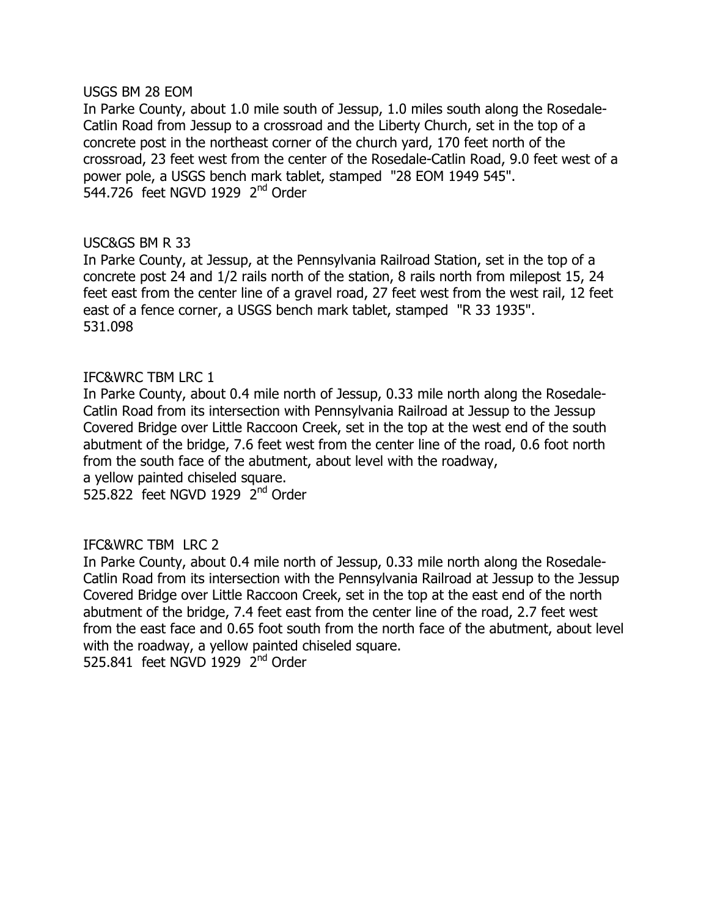USGS BM 28 EOM

In Parke County, about 1.0 mile south of Jessup, 1.0 miles south along the Rosedale-Catlin Road from Jessup to a crossroad and the Liberty Church, set in the top of a concrete post in the northeast corner of the church yard, 170 feet north of the crossroad, 23 feet west from the center of the Rosedale-Catlin Road, 9.0 feet west of a power pole, a USGS bench mark tablet, stamped "28 EOM 1949 545".
544.726 feet NGVD 1929 2nd Order

USC&GS BM R 33

In Parke County, at Jessup, at the Pennsylvania Railroad Station, set in the top of a concrete post 24 and 1/2 rails north of the station, 8 rails north from milepost 15, 24 feet east from the center line of a gravel road, 27 feet west from the west rail, 12 feet east of a fence corner, a USGS bench mark tablet, stamped "R 33 1935".
531.098

IFC&WRC TBM LRC 1

In Parke County, about 0.4 mile north of Jessup, 0.33 mile north along the Rosedale-Catlin Road from its intersection with Pennsylvania Railroad at Jessup to the Jessup Covered Bridge over Little Raccoon Creek, set in the top at the west end of the south abutment of the bridge, 7.6 feet west from the center line of the road, 0.6 foot north from the south face of the abutment, about level with the roadway,
a yellow painted chiseled square.
525.822 feet NGVD 1929 2nd Order

IFC&WRC TBM LRC 2

In Parke County, about 0.4 mile north of Jessup, 0.33 mile north along the Rosedale-Catlin Road from its intersection with the Pennsylvania Railroad at Jessup to the Jessup Covered Bridge over Little Raccoon Creek, set in the top at the east end of the north abutment of the bridge, 7.4 feet east from the center line of the road, 2.7 feet west from the east face and 0.65 foot south from the north face of the abutment, about level with the roadway, a yellow painted chiseled square.
525.841 feet NGVD 1929 2nd Order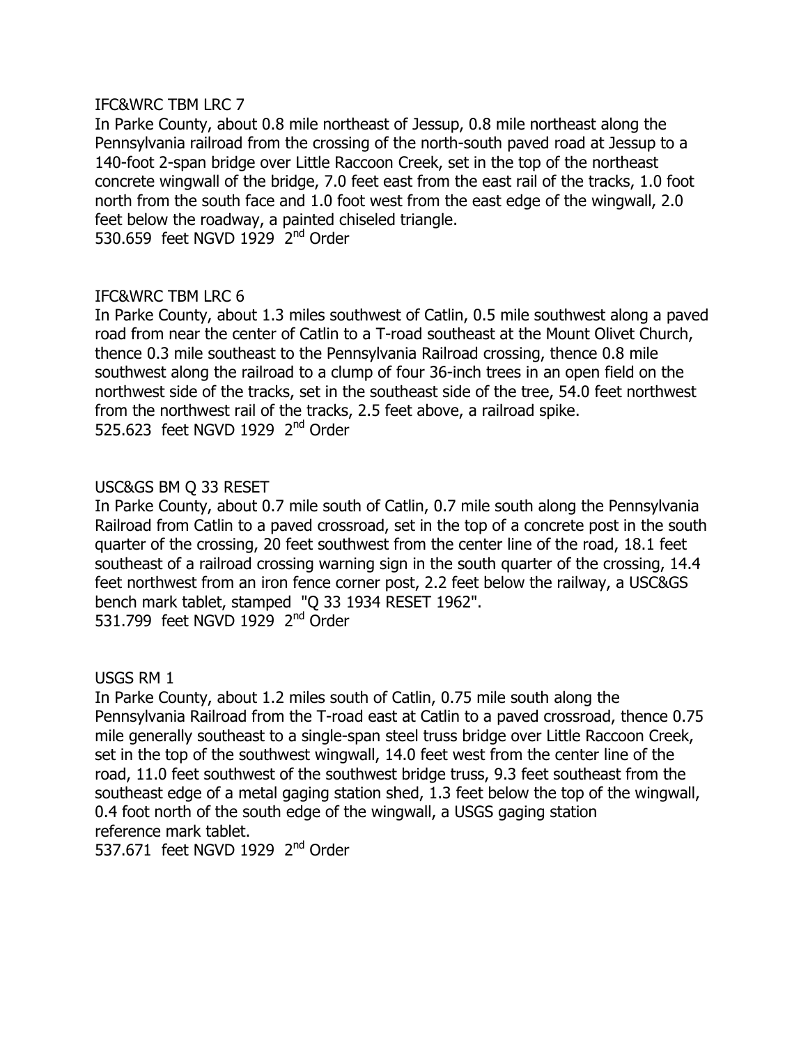IFC&WRC TBM LRC 7

In Parke County, about 0.8 mile northeast of Jessup, 0.8 mile northeast along the Pennsylvania railroad from the crossing of the north-south paved road at Jessup to a 140-foot 2-span bridge over Little Raccoon Creek, set in the top of the northeast concrete wingwall of the bridge, 7.0 feet east from the east rail of the tracks, 1.0 foot north from the south face and 1.0 foot west from the east edge of the wingwall, 2.0 feet below the roadway, a painted chiseled triangle.

530.659 feet NGVD 1929 2nd Order

IFC&WRC TBM LRC 6

In Parke County, about 1.3 miles southwest of Catlin, 0.5 mile southwest along a paved road from near the center of Catlin to a T-road southeast at the Mount Olivet Church, thence 0.3 mile southeast to the Pennsylvania Railroad crossing, thence 0.8 mile southwest along the railroad to a clump of four 36-inch trees in an open field on the northwest side of the tracks, set in the southeast side of the tree, 54.0 feet northwest from the northwest rail of the tracks, 2.5 feet above, a railroad spike.

525.623 feet NGVD 1929 2nd Order

USC&GS BM Q 33 RESET

In Parke County, about 0.7 mile south of Catlin, 0.7 mile south along the Pennsylvania Railroad from Catlin to a paved crossroad, set in the top of a concrete post in the south quarter of the crossing, 20 feet southwest from the center line of the road, 18.1 feet southeast of a railroad crossing warning sign in the south quarter of the crossing, 14.4 feet northwest from an iron fence corner post, 2.2 feet below the railway, a USC&GS bench mark tablet, stamped "Q 33 1934 RESET 1962".

531.799 feet NGVD 1929 2nd Order

USGS RM 1

In Parke County, about 1.2 miles south of Catlin, 0.75 mile south along the Pennsylvania Railroad from the T-road east at Catlin to a paved crossroad, thence 0.75 mile generally southeast to a single-span steel truss bridge over Little Raccoon Creek, set in the top of the southwest wingwall, 14.0 feet west from the center line of the road, 11.0 feet southwest of the southwest bridge truss, 9.3 feet southeast from the southeast edge of a metal gaging station shed, 1.3 feet below the top of the wingwall, 0.4 foot north of the south edge of the wingwall, a USGS gaging station reference mark tablet.

537.671 feet NGVD 1929 2nd Order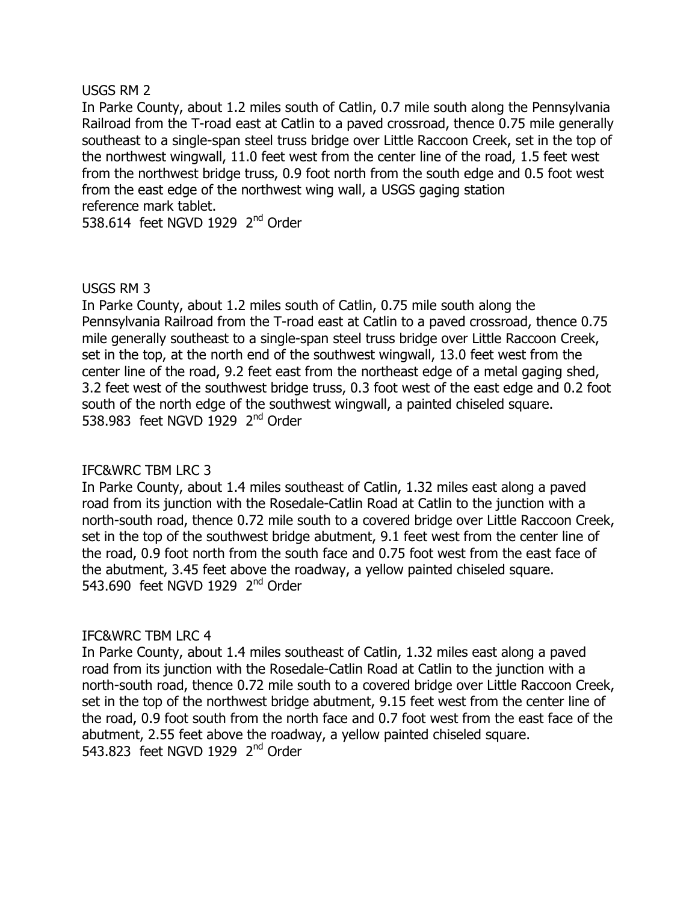USGS RM 2

In Parke County, about 1.2 miles south of Catlin, 0.7 mile south along the Pennsylvania Railroad from the T-road east at Catlin to a paved crossroad, thence 0.75 mile generally southeast to a single-span steel truss bridge over Little Raccoon Creek, set in the top of the northwest wingwall, 11.0 feet west from the center line of the road, 1.5 feet west from the northwest bridge truss, 0.9 foot north from the south edge and 0.5 foot west from the east edge of the northwest wing wall, a USGS gaging station reference mark tablet.

538.614 feet NGVD 1929 2nd Order

USGS RM 3

In Parke County, about 1.2 miles south of Catlin, 0.75 mile south along the Pennsylvania Railroad from the T-road east at Catlin to a paved crossroad, thence 0.75 mile generally southeast to a single-span steel truss bridge over Little Raccoon Creek, set in the top, at the north end of the southwest wingwall, 13.0 feet west from the center line of the road, 9.2 feet east from the northeast edge of a metal gaging shed, 3.2 feet west of the southwest bridge truss, 0.3 foot west of the east edge and 0.2 foot south of the north edge of the southwest wingwall, a painted chiseled square.

538.983 feet NGVD 1929 2nd Order

IFC&WRC TBM LRC 3

In Parke County, about 1.4 miles southeast of Catlin, 1.32 miles east along a paved road from its junction with the Rosedale-Catlin Road at Catlin to the junction with a north-south road, thence 0.72 mile south to a covered bridge over Little Raccoon Creek, set in the top of the southwest bridge abutment, 9.1 feet west from the center line of the road, 0.9 foot north from the south face and 0.75 foot west from the east face of the abutment, 3.45 feet above the roadway, a yellow painted chiseled square.

543.690 feet NGVD 1929 2nd Order

IFC&WRC TBM LRC 4

In Parke County, about 1.4 miles southeast of Catlin, 1.32 miles east along a paved road from its junction with the Rosedale-Catlin Road at Catlin to the junction with a north-south road, thence 0.72 mile south to a covered bridge over Little Raccoon Creek, set in the top of the northwest bridge abutment, 9.15 feet west from the center line of the road, 0.9 foot south from the north face and 0.7 foot west from the east face of the abutment, 2.55 feet above the roadway, a yellow painted chiseled square.

543.823 feet NGVD 1929 2nd Order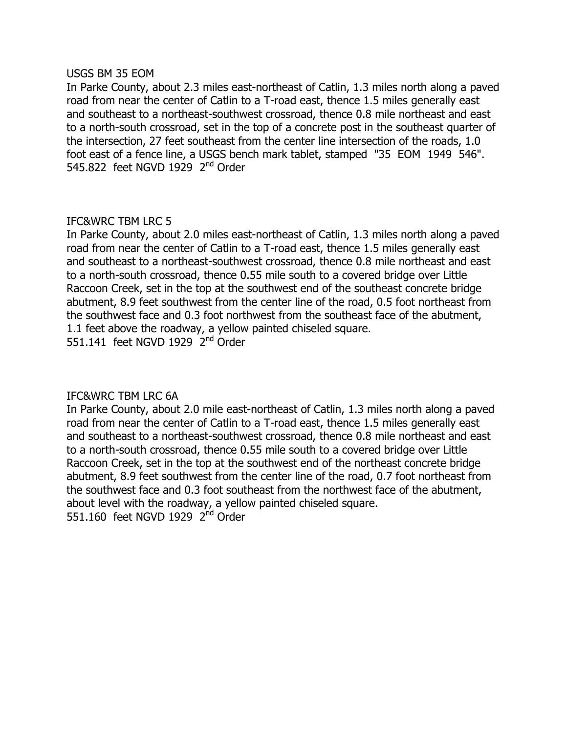USGS BM 35 EOM

In Parke County, about 2.3 miles east-northeast of Catlin, 1.3 miles north along a paved road from near the center of Catlin to a T-road east, thence 1.5 miles generally east and southeast to a northeast-southwest crossroad, thence 0.8 mile northeast and east to a north-south crossroad, set in the top of a concrete post in the southeast quarter of the intersection, 27 feet southeast from the center line intersection of the roads, 1.0 foot east of a fence line, a USGS bench mark tablet, stamped "35 EOM 1949 546".
545.822 feet NGVD 1929 2nd Order

IFC&WRC TBM LRC 5

In Parke County, about 2.0 miles east-northeast of Catlin, 1.3 miles north along a paved road from near the center of Catlin to a T-road east, thence 1.5 miles generally east and southeast to a northeast-southwest crossroad, thence 0.8 mile northeast and east to a north-south crossroad, thence 0.55 mile south to a covered bridge over Little Raccoon Creek, set in the top at the southwest end of the southeast concrete bridge abutment, 8.9 feet southwest from the center line of the road, 0.5 foot northeast from the southwest face and 0.3 foot northwest from the southeast face of the abutment, 1.1 feet above the roadway, a yellow painted chiseled square.
551.141 feet NGVD 1929 2nd Order

IFC&WRC TBM LRC 6A

In Parke County, about 2.0 mile east-northeast of Catlin, 1.3 miles north along a paved road from near the center of Catlin to a T-road east, thence 1.5 miles generally east and southeast to a northeast-southwest crossroad, thence 0.8 mile northeast and east to a north-south crossroad, thence 0.55 mile south to a covered bridge over Little Raccoon Creek, set in the top at the southwest end of the northeast concrete bridge abutment, 8.9 feet southwest from the center line of the road, 0.7 foot northeast from the southwest face and 0.3 foot southeast from the northwest face of the abutment, about level with the roadway, a yellow painted chiseled square.
551.160 feet NGVD 1929 2nd Order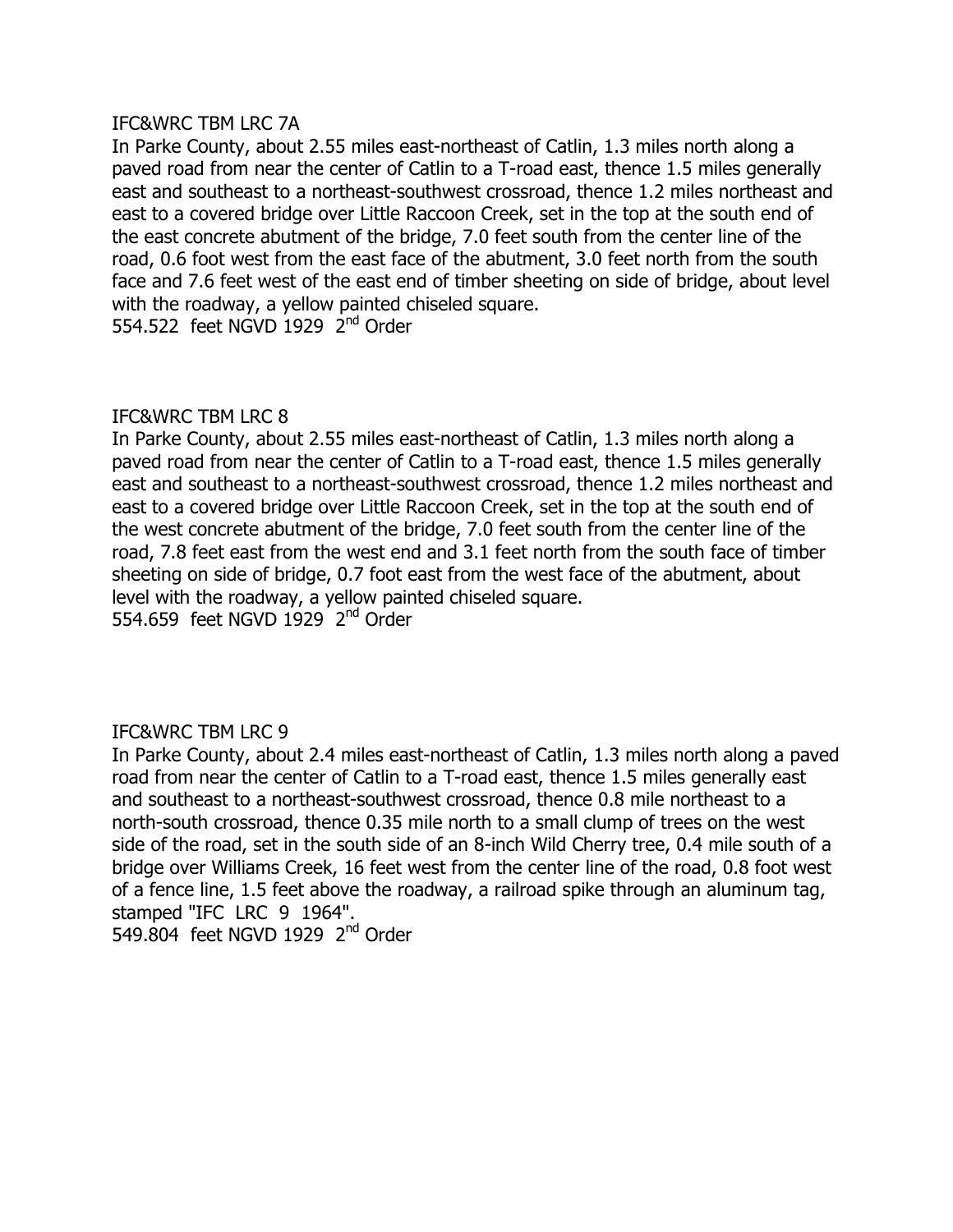IFC&WRC TBM LRC 7A

In Parke County, about 2.55 miles east-northeast of Catlin, 1.3 miles north along a paved road from near the center of Catlin to a T-road east, thence 1.5 miles generally east and southeast to a northeast-southwest crossroad, thence 1.2 miles northeast and east to a covered bridge over Little Raccoon Creek, set in the top at the south end of the east concrete abutment of the bridge, 7.0 feet south from the center line of the road, 0.6 foot west from the east face of the abutment, 3.0 feet north from the south face and 7.6 feet west of the east end of timber sheeting on side of bridge, about level with the roadway, a yellow painted chiseled square.

554.522 feet NGVD 1929 2nd Order

IFC&WRC TBM LRC 8

In Parke County, about 2.55 miles east-northeast of Catlin, 1.3 miles north along a paved road from near the center of Catlin to a T-road east, thence 1.5 miles generally east and southeast to a northeast-southwest crossroad, thence 1.2 miles northeast and east to a covered bridge over Little Raccoon Creek, set in the top at the south end of the west concrete abutment of the bridge, 7.0 feet south from the center line of the road, 7.8 feet east from the west end and 3.1 feet north from the south face of timber sheeting on side of bridge, 0.7 foot east from the west face of the abutment, about level with the roadway, a yellow painted chiseled square.

554.659 feet NGVD 1929 2nd Order

IFC&WRC TBM LRC 9

In Parke County, about 2.4 miles east-northeast of Catlin, 1.3 miles north along a paved road from near the center of Catlin to a T-road east, thence 1.5 miles generally east and southeast to a northeast-southwest crossroad, thence 0.8 mile northeast to a north-south crossroad, thence 0.35 mile north to a small clump of trees on the west side of the road, set in the south side of an 8-inch Wild Cherry tree, 0.4 mile south of a bridge over Williams Creek, 16 feet west from the center line of the road, 0.8 foot west of a fence line, 1.5 feet above the roadway, a railroad spike through an aluminum tag, stamped "IFC LRC 9 1964".

549.804 feet NGVD 1929 2nd Order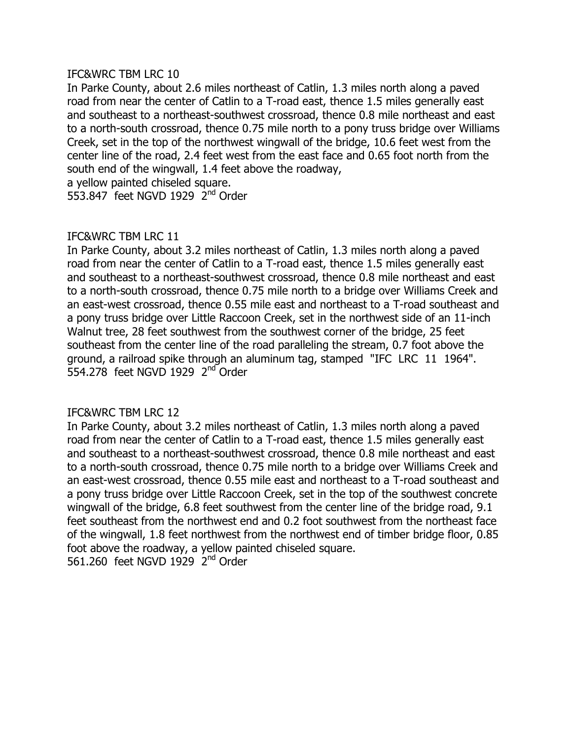IFC&WRC TBM LRC 10

In Parke County, about 2.6 miles northeast of Catlin, 1.3 miles north along a paved road from near the center of Catlin to a T-road east, thence 1.5 miles generally east and southeast to a northeast-southwest crossroad, thence 0.8 mile northeast and east to a north-south crossroad, thence 0.75 mile north to a pony truss bridge over Williams Creek, set in the top of the northwest wingwall of the bridge, 10.6 feet west from the center line of the road, 2.4 feet west from the east face and 0.65 foot north from the south end of the wingwall, 1.4 feet above the roadway,
a yellow painted chiseled square.
553.847 feet NGVD 1929 2nd Order

IFC&WRC TBM LRC 11

In Parke County, about 3.2 miles northeast of Catlin, 1.3 miles north along a paved road from near the center of Catlin to a T-road east, thence 1.5 miles generally east and southeast to a northeast-southwest crossroad, thence 0.8 mile northeast and east to a north-south crossroad, thence 0.75 mile north to a bridge over Williams Creek and an east-west crossroad, thence 0.55 mile east and northeast to a T-road southeast and a pony truss bridge over Little Raccoon Creek, set in the northwest side of an 11-inch Walnut tree, 28 feet southwest from the southwest corner of the bridge, 25 feet southeast from the center line of the road paralleling the stream, 0.7 foot above the ground, a railroad spike through an aluminum tag, stamped "IFC LRC 11 1964".
554.278 feet NGVD 1929 2nd Order

IFC&WRC TBM LRC 12

In Parke County, about 3.2 miles northeast of Catlin, 1.3 miles north along a paved road from near the center of Catlin to a T-road east, thence 1.5 miles generally east and southeast to a northeast-southwest crossroad, thence 0.8 mile northeast and east to a north-south crossroad, thence 0.75 mile north to a bridge over Williams Creek and an east-west crossroad, thence 0.55 mile east and northeast to a T-road southeast and a pony truss bridge over Little Raccoon Creek, set in the top of the southwest concrete wingwall of the bridge, 6.8 feet southwest from the center line of the bridge road, 9.1 feet southeast from the northwest end and 0.2 foot southwest from the northeast face of the wingwall, 1.8 feet northwest from the northwest end of timber bridge floor, 0.85 foot above the roadway, a yellow painted chiseled square.
561.260 feet NGVD 1929 2nd Order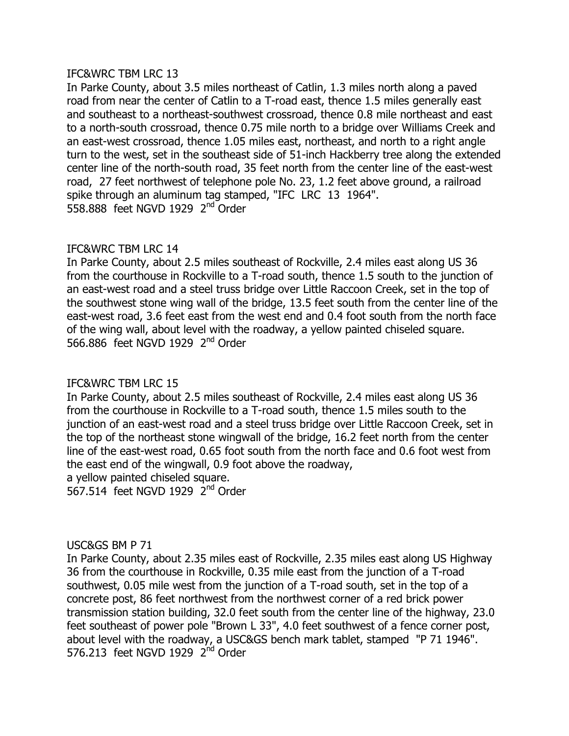IFC&WRC TBM LRC 13

In Parke County, about 3.5 miles northeast of Catlin, 1.3 miles north along a paved road from near the center of Catlin to a T-road east, thence 1.5 miles generally east and southeast to a northeast-southwest crossroad, thence 0.8 mile northeast and east to a north-south crossroad, thence 0.75 mile north to a bridge over Williams Creek and an east-west crossroad, thence 1.05 miles east, northeast, and north to a right angle turn to the west, set in the southeast side of 51-inch Hackberry tree along the extended center line of the north-south road, 35 feet north from the center line of the east-west road, 27 feet northwest of telephone pole No. 23, 1.2 feet above ground, a railroad spike through an aluminum tag stamped, "IFC LRC 13 1964".
558.888 feet NGVD 1929 2nd Order

IFC&WRC TBM LRC 14

In Parke County, about 2.5 miles southeast of Rockville, 2.4 miles east along US 36 from the courthouse in Rockville to a T-road south, thence 1.5 south to the junction of an east-west road and a steel truss bridge over Little Raccoon Creek, set in the top of the southwest stone wing wall of the bridge, 13.5 feet south from the center line of the east-west road, 3.6 feet east from the west end and 0.4 foot south from the north face of the wing wall, about level with the roadway, a yellow painted chiseled square.
566.886 feet NGVD 1929 2nd Order

IFC&WRC TBM LRC 15

In Parke County, about 2.5 miles southeast of Rockville, 2.4 miles east along US 36 from the courthouse in Rockville to a T-road south, thence 1.5 miles south to the junction of an east-west road and a steel truss bridge over Little Raccoon Creek, set in the top of the northeast stone wingwall of the bridge, 16.2 feet north from the center line of the east-west road, 0.65 foot south from the north face and 0.6 foot west from the east end of the wingwall, 0.9 foot above the roadway,
a yellow painted chiseled square.
567.514 feet NGVD 1929 2nd Order

USC&GS BM P 71

In Parke County, about 2.35 miles east of Rockville, 2.35 miles east along US Highway 36 from the courthouse in Rockville, 0.35 mile east from the junction of a T-road southwest, 0.05 mile west from the junction of a T-road south, set in the top of a concrete post, 86 feet northwest from the northwest corner of a red brick power transmission station building, 32.0 feet south from the center line of the highway, 23.0 feet southeast of power pole "Brown L 33", 4.0 feet southwest of a fence corner post, about level with the roadway, a USC&GS bench mark tablet, stamped "P 71 1946".
576.213 feet NGVD 1929 2nd Order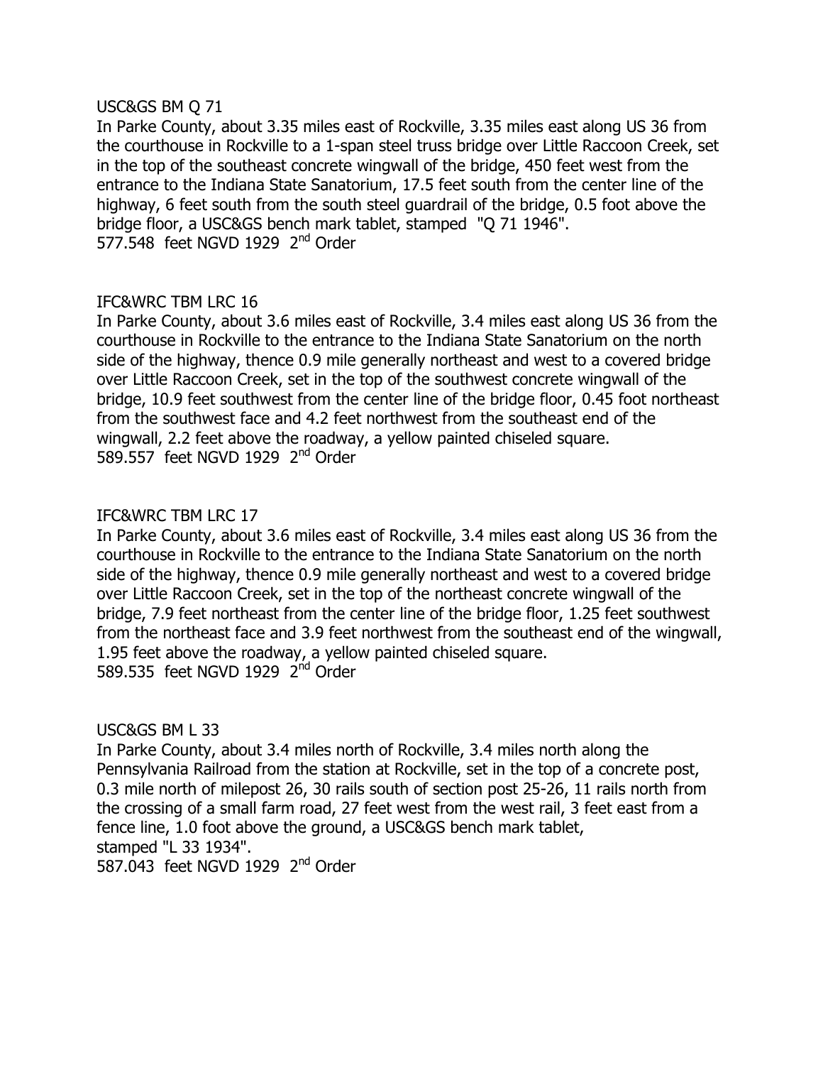USC&GS BM Q 71

In Parke County, about 3.35 miles east of Rockville, 3.35 miles east along US 36 from the courthouse in Rockville to a 1-span steel truss bridge over Little Raccoon Creek, set in the top of the southeast concrete wingwall of the bridge, 450 feet west from the entrance to the Indiana State Sanatorium, 17.5 feet south from the center line of the highway, 6 feet south from the south steel guardrail of the bridge, 0.5 foot above the bridge floor, a USC&GS bench mark tablet, stamped "Q 71 1946".
577.548 feet NGVD 1929 2nd Order

IFC&WRC TBM LRC 16

In Parke County, about 3.6 miles east of Rockville, 3.4 miles east along US 36 from the courthouse in Rockville to the entrance to the Indiana State Sanatorium on the north side of the highway, thence 0.9 mile generally northeast and west to a covered bridge over Little Raccoon Creek, set in the top of the southwest concrete wingwall of the bridge, 10.9 feet southwest from the center line of the bridge floor, 0.45 foot northeast from the southwest face and 4.2 feet northwest from the southeast end of the wingwall, 2.2 feet above the roadway, a yellow painted chiseled square.
589.557 feet NGVD 1929 2nd Order

IFC&WRC TBM LRC 17

In Parke County, about 3.6 miles east of Rockville, 3.4 miles east along US 36 from the courthouse in Rockville to the entrance to the Indiana State Sanatorium on the north side of the highway, thence 0.9 mile generally northeast and west to a covered bridge over Little Raccoon Creek, set in the top of the northeast concrete wingwall of the bridge, 7.9 feet northeast from the center line of the bridge floor, 1.25 feet southwest from the northeast face and 3.9 feet northwest from the southeast end of the wingwall, 1.95 feet above the roadway, a yellow painted chiseled square.
589.535 feet NGVD 1929 2nd Order

USC&GS BM L 33

In Parke County, about 3.4 miles north of Rockville, 3.4 miles north along the Pennsylvania Railroad from the station at Rockville, set in the top of a concrete post, 0.3 mile north of milepost 26, 30 rails south of section post 25-26, 11 rails north from the crossing of a small farm road, 27 feet west from the west rail, 3 feet east from a fence line, 1.0 foot above the ground, a USC&GS bench mark tablet, stamped "L 33 1934".
587.043 feet NGVD 1929 2nd Order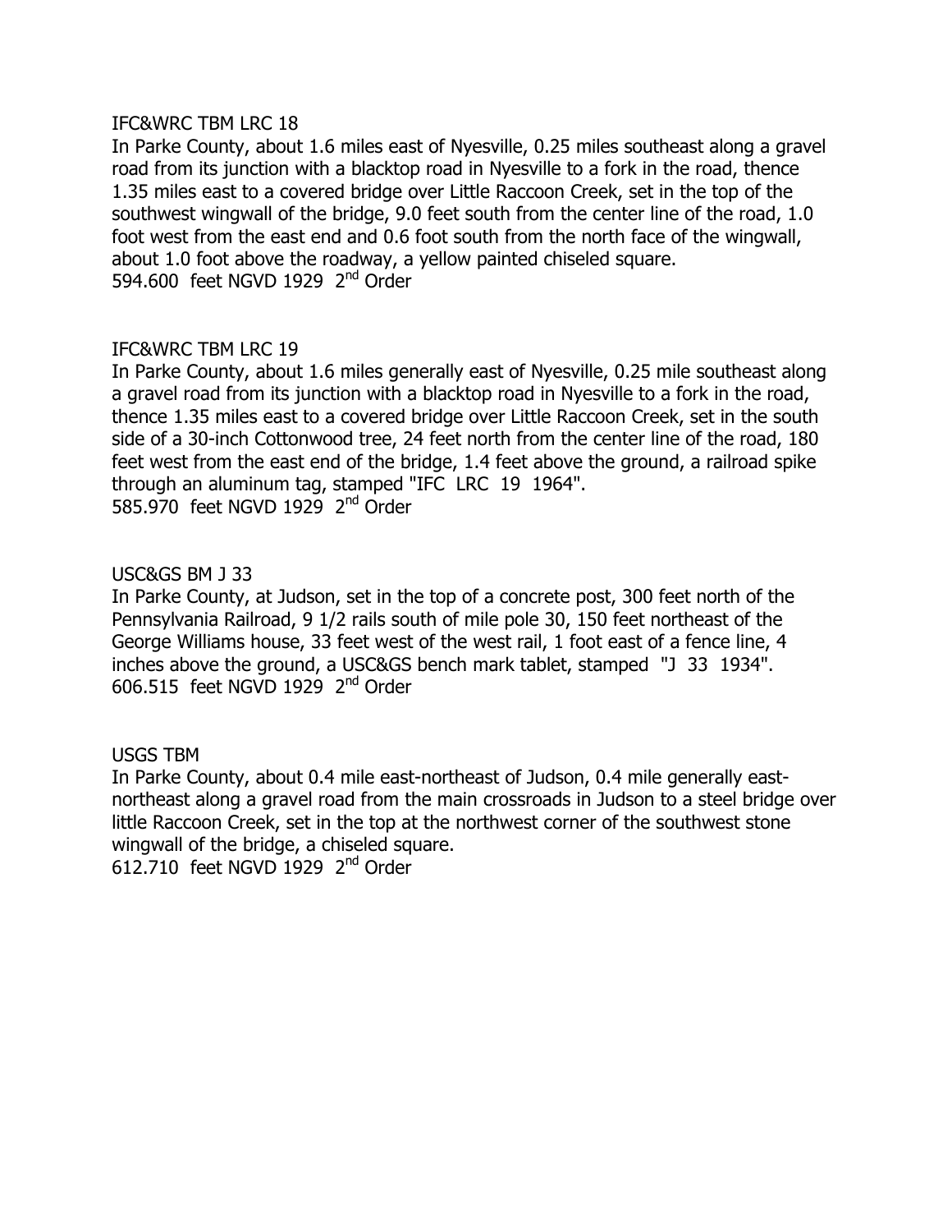IFC&WRC TBM LRC 18

In Parke County, about 1.6 miles east of Nyesville, 0.25 miles southeast along a gravel road from its junction with a blacktop road in Nyesville to a fork in the road, thence 1.35 miles east to a covered bridge over Little Raccoon Creek, set in the top of the southwest wingwall of the bridge, 9.0 feet south from the center line of the road, 1.0 foot west from the east end and 0.6 foot south from the north face of the wingwall, about 1.0 foot above the roadway, a yellow painted chiseled square.

594.600 feet NGVD 1929 2nd Order

IFC&WRC TBM LRC 19

In Parke County, about 1.6 miles generally east of Nyesville, 0.25 mile southeast along a gravel road from its junction with a blacktop road in Nyesville to a fork in the road, thence 1.35 miles east to a covered bridge over Little Raccoon Creek, set in the south side of a 30-inch Cottonwood tree, 24 feet north from the center line of the road, 180 feet west from the east end of the bridge, 1.4 feet above the ground, a railroad spike through an aluminum tag, stamped "IFC LRC 19 1964".

585.970 feet NGVD 1929 2nd Order

USC&GS BM J 33

In Parke County, at Judson, set in the top of a concrete post, 300 feet north of the Pennsylvania Railroad, 9 1/2 rails south of mile pole 30, 150 feet northeast of the George Williams house, 33 feet west of the west rail, 1 foot east of a fence line, 4 inches above the ground, a USC&GS bench mark tablet, stamped "J 33 1934".

606.515 feet NGVD 1929 2nd Order

USGS TBM

In Parke County, about 0.4 mile east-northeast of Judson, 0.4 mile generally east-northeast along a gravel road from the main crossroads in Judson to a steel bridge over little Raccoon Creek, set in the top at the northwest corner of the southwest stone wingwall of the bridge, a chiseled square.

612.710 feet NGVD 1929 2nd Order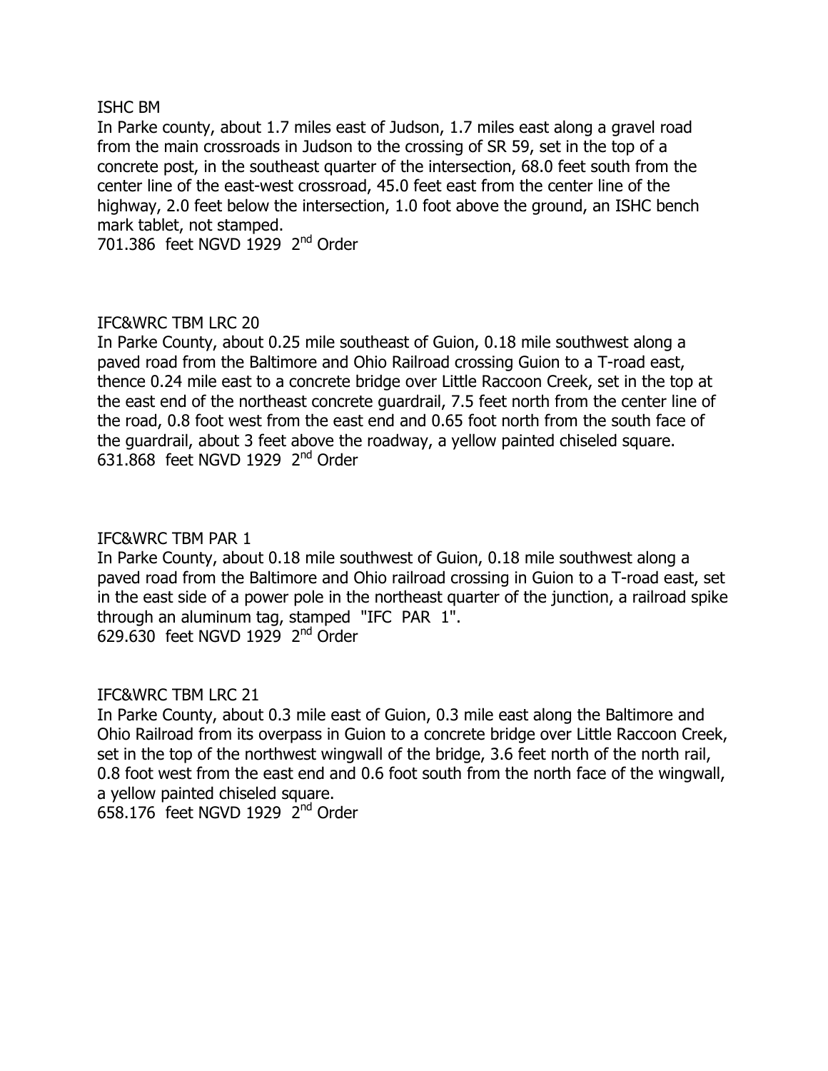ISHC BM

In Parke county, about 1.7 miles east of Judson, 1.7 miles east along a gravel road from the main crossroads in Judson to the crossing of SR 59, set in the top of a concrete post, in the southeast quarter of the intersection, 68.0 feet south from the center line of the east-west crossroad, 45.0 feet east from the center line of the highway, 2.0 feet below the intersection, 1.0 foot above the ground, an ISHC bench mark tablet, not stamped.

701.386 feet NGVD 1929 2nd Order

IFC&WRC TBM LRC 20

In Parke County, about 0.25 mile southeast of Guion, 0.18 mile southwest along a paved road from the Baltimore and Ohio Railroad crossing Guion to a T-road east, thence 0.24 mile east to a concrete bridge over Little Raccoon Creek, set in the top at the east end of the northeast concrete guardrail, 7.5 feet north from the center line of the road, 0.8 foot west from the east end and 0.65 foot north from the south face of the guardrail, about 3 feet above the roadway, a yellow painted chiseled square.

631.868 feet NGVD 1929 2nd Order

IFC&WRC TBM PAR 1

In Parke County, about 0.18 mile southwest of Guion, 0.18 mile southwest along a paved road from the Baltimore and Ohio railroad crossing in Guion to a T-road east, set in the east side of a power pole in the northeast quarter of the junction, a railroad spike through an aluminum tag, stamped "IFC PAR 1".

629.630 feet NGVD 1929 2nd Order

IFC&WRC TBM LRC 21

In Parke County, about 0.3 mile east of Guion, 0.3 mile east along the Baltimore and Ohio Railroad from its overpass in Guion to a concrete bridge over Little Raccoon Creek, set in the top of the northwest wingwall of the bridge, 3.6 feet north of the north rail, 0.8 foot west from the east end and 0.6 foot south from the north face of the wingwall, a yellow painted chiseled square.

658.176 feet NGVD 1929 2nd Order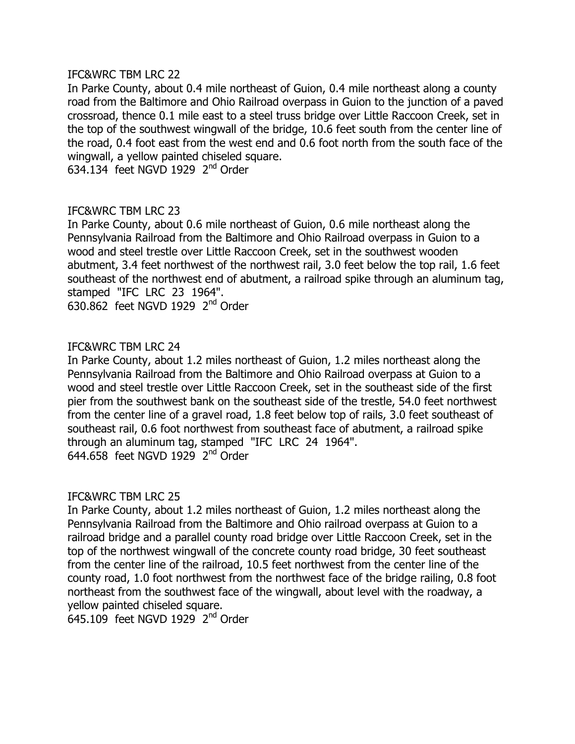IFC&WRC TBM LRC 22

In Parke County, about 0.4 mile northeast of Guion, 0.4 mile northeast along a county road from the Baltimore and Ohio Railroad overpass in Guion to the junction of a paved crossroad, thence 0.1 mile east to a steel truss bridge over Little Raccoon Creek, set in the top of the southwest wingwall of the bridge, 10.6 feet south from the center line of the road, 0.4 foot east from the west end and 0.6 foot north from the south face of the wingwall, a yellow painted chiseled square.

634.134 feet NGVD 1929 2nd Order

IFC&WRC TBM LRC 23

In Parke County, about 0.6 mile northeast of Guion, 0.6 mile northeast along the Pennsylvania Railroad from the Baltimore and Ohio Railroad overpass in Guion to a wood and steel trestle over Little Raccoon Creek, set in the southwest wooden abutment, 3.4 feet northwest of the northwest rail, 3.0 feet below the top rail, 1.6 feet southeast of the northwest end of abutment, a railroad spike through an aluminum tag, stamped "IFC LRC 23 1964".

630.862 feet NGVD 1929 2nd Order

IFC&WRC TBM LRC 24

In Parke County, about 1.2 miles northeast of Guion, 1.2 miles northeast along the Pennsylvania Railroad from the Baltimore and Ohio Railroad overpass at Guion to a wood and steel trestle over Little Raccoon Creek, set in the southeast side of the first pier from the southwest bank on the southeast side of the trestle, 54.0 feet northwest from the center line of a gravel road, 1.8 feet below top of rails, 3.0 feet southeast of southeast rail, 0.6 foot northwest from southeast face of abutment, a railroad spike through an aluminum tag, stamped "IFC LRC 24 1964".

644.658 feet NGVD 1929 2nd Order

IFC&WRC TBM LRC 25

In Parke County, about 1.2 miles northeast of Guion, 1.2 miles northeast along the Pennsylvania Railroad from the Baltimore and Ohio railroad overpass at Guion to a railroad bridge and a parallel county road bridge over Little Raccoon Creek, set in the top of the northwest wingwall of the concrete county road bridge, 30 feet southeast from the center line of the railroad, 10.5 feet northwest from the center line of the county road, 1.0 foot northwest from the northwest face of the bridge railing, 0.8 foot northeast from the southwest face of the wingwall, about level with the roadway, a yellow painted chiseled square.

645.109 feet NGVD 1929 2nd Order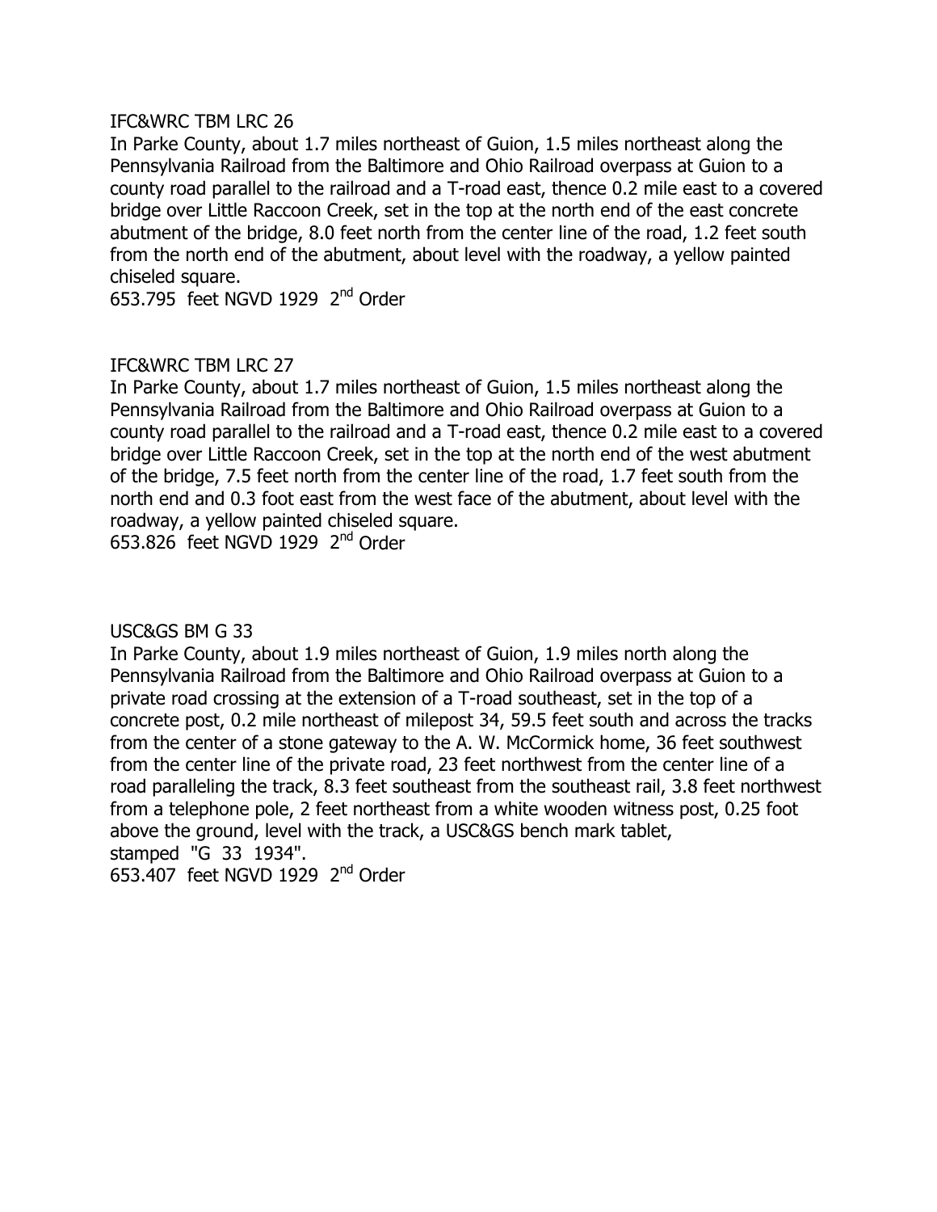IFC&WRC TBM LRC 26

In Parke County, about 1.7 miles northeast of Guion, 1.5 miles northeast along the Pennsylvania Railroad from the Baltimore and Ohio Railroad overpass at Guion to a county road parallel to the railroad and a T-road east, thence 0.2 mile east to a covered bridge over Little Raccoon Creek, set in the top at the north end of the east concrete abutment of the bridge, 8.0 feet north from the center line of the road, 1.2 feet south from the north end of the abutment, about level with the roadway, a yellow painted chiseled square.

653.795 feet NGVD 1929 2nd Order

IFC&WRC TBM LRC 27

In Parke County, about 1.7 miles northeast of Guion, 1.5 miles northeast along the Pennsylvania Railroad from the Baltimore and Ohio Railroad overpass at Guion to a county road parallel to the railroad and a T-road east, thence 0.2 mile east to a covered bridge over Little Raccoon Creek, set in the top at the north end of the west abutment of the bridge, 7.5 feet north from the center line of the road, 1.7 feet south from the north end and 0.3 foot east from the west face of the abutment, about level with the roadway, a yellow painted chiseled square.

653.826 feet NGVD 1929 2nd Order

USC&GS BM G 33

In Parke County, about 1.9 miles northeast of Guion, 1.9 miles north along the Pennsylvania Railroad from the Baltimore and Ohio Railroad overpass at Guion to a private road crossing at the extension of a T-road southeast, set in the top of a concrete post, 0.2 mile northeast of milepost 34, 59.5 feet south and across the tracks from the center of a stone gateway to the A. W. McCormick home, 36 feet southwest from the center line of the private road, 23 feet northwest from the center line of a road paralleling the track, 8.3 feet southeast from the southeast rail, 3.8 feet northwest from a telephone pole, 2 feet northeast from a white wooden witness post, 0.25 foot above the ground, level with the track, a USC&GS bench mark tablet, stamped "G 33 1934".

653.407 feet NGVD 1929 2nd Order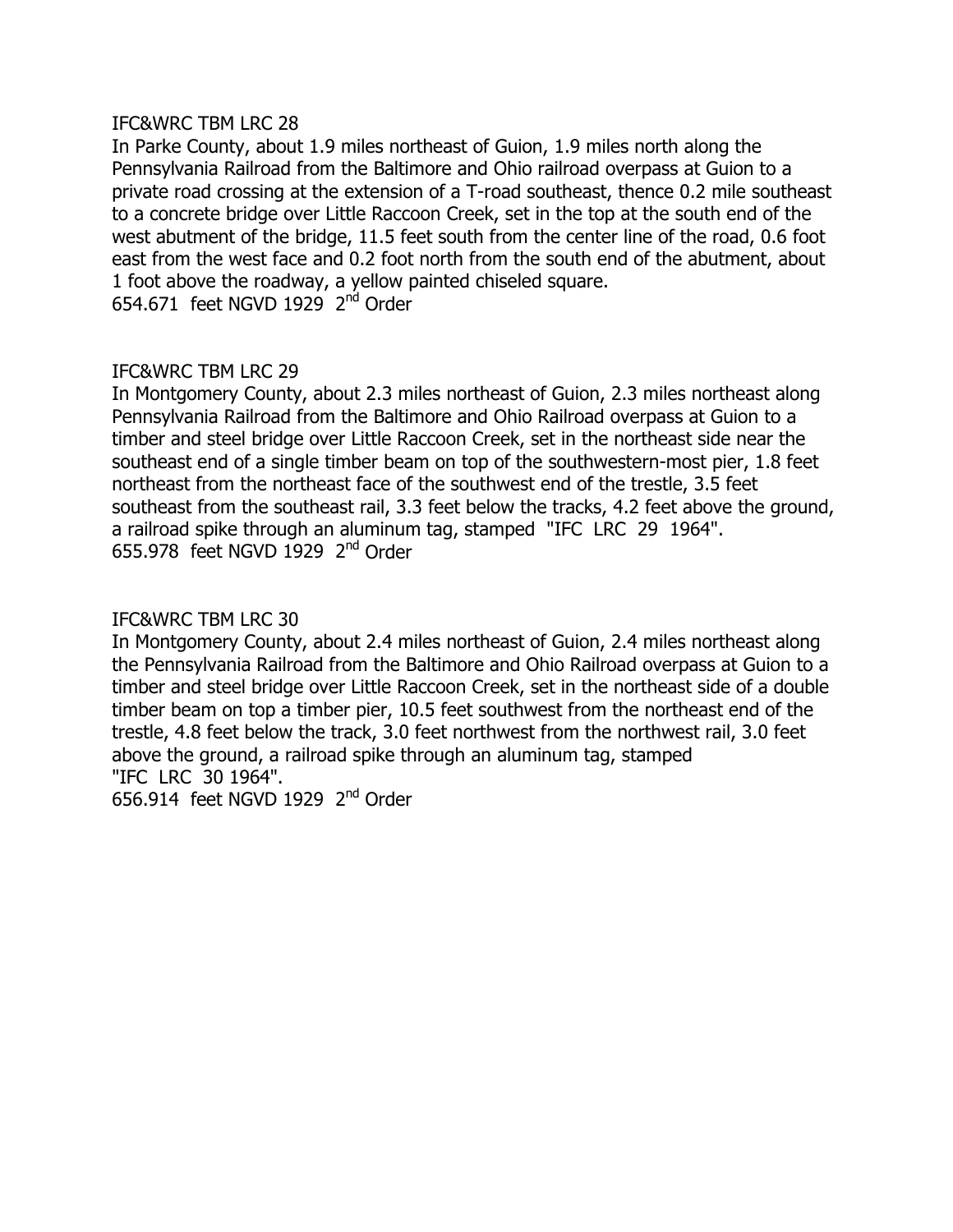IFC&WRC TBM LRC 28

In Parke County, about 1.9 miles northeast of Guion, 1.9 miles north along the Pennsylvania Railroad from the Baltimore and Ohio railroad overpass at Guion to a private road crossing at the extension of a T-road southeast, thence 0.2 mile southeast to a concrete bridge over Little Raccoon Creek, set in the top at the south end of the west abutment of the bridge, 11.5 feet south from the center line of the road, 0.6 foot east from the west face and 0.2 foot north from the south end of the abutment, about 1 foot above the roadway, a yellow painted chiseled square.

654.671 feet NGVD 1929 2nd Order

IFC&WRC TBM LRC 29

In Montgomery County, about 2.3 miles northeast of Guion, 2.3 miles northeast along Pennsylvania Railroad from the Baltimore and Ohio Railroad overpass at Guion to a timber and steel bridge over Little Raccoon Creek, set in the northeast side near the southeast end of a single timber beam on top of the southwestern-most pier, 1.8 feet northeast from the northeast face of the southwest end of the trestle, 3.5 feet southeast from the southeast rail, 3.3 feet below the tracks, 4.2 feet above the ground, a railroad spike through an aluminum tag, stamped "IFC LRC 29 1964".

655.978 feet NGVD 1929 2nd Order

IFC&WRC TBM LRC 30

In Montgomery County, about 2.4 miles northeast of Guion, 2.4 miles northeast along the Pennsylvania Railroad from the Baltimore and Ohio Railroad overpass at Guion to a timber and steel bridge over Little Raccoon Creek, set in the northeast side of a double timber beam on top a timber pier, 10.5 feet southwest from the northeast end of the trestle, 4.8 feet below the track, 3.0 feet northwest from the northwest rail, 3.0 feet above the ground, a railroad spike through an aluminum tag, stamped "IFC LRC 30 1964".

656.914 feet NGVD 1929 2nd Order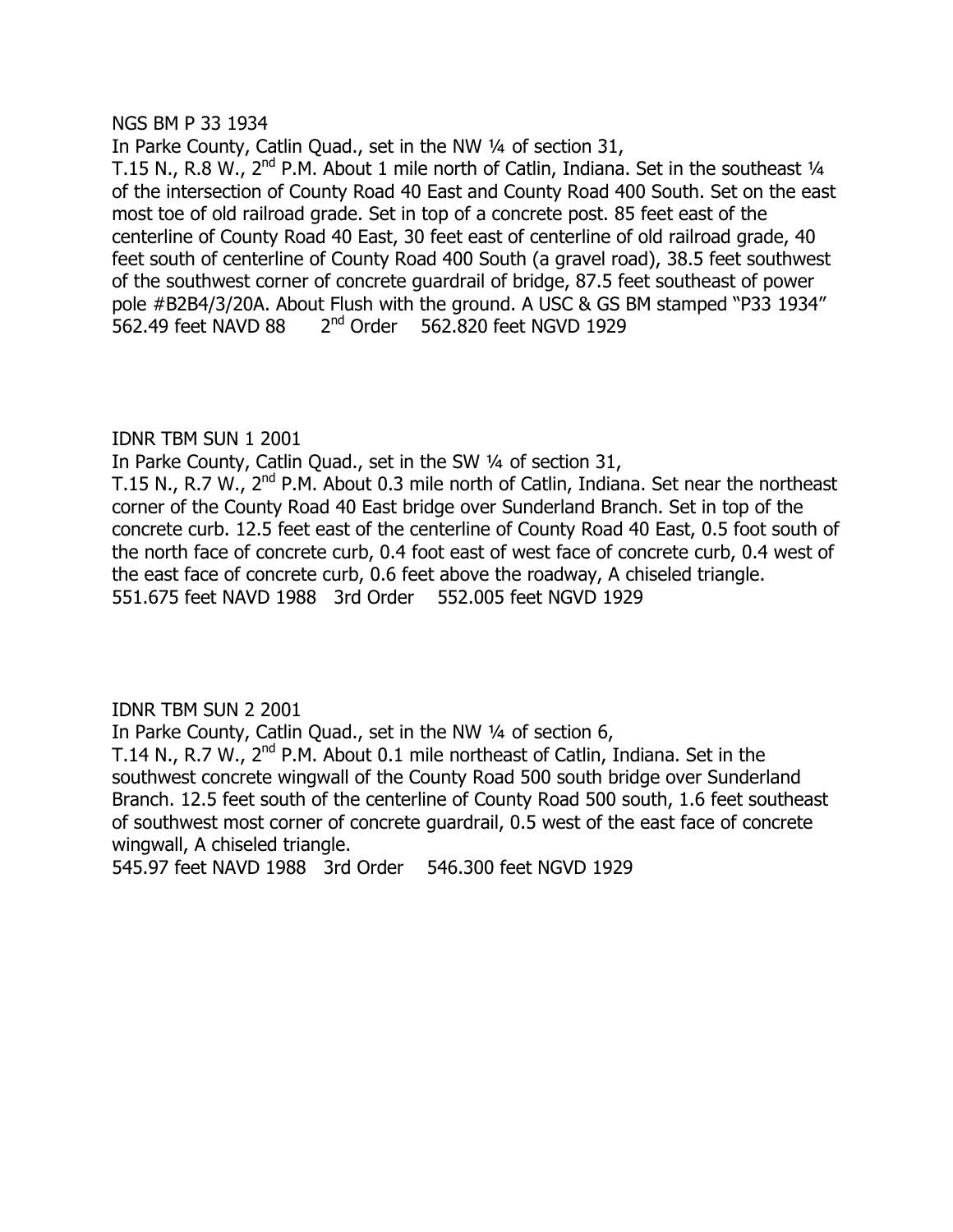NGS BM P 33 1934

In Parke County, Catlin Quad., set in the NW ¼ of section 31, T.15 N., R.8 W., 2nd P.M. About 1 mile north of Catlin, Indiana. Set in the southeast ¼ of the intersection of County Road 40 East and County Road 400 South. Set on the east most toe of old railroad grade. Set in top of a concrete post. 85 feet east of the centerline of County Road 40 East, 30 feet east of centerline of old railroad grade, 40 feet south of centerline of County Road 400 South (a gravel road), 38.5 feet southwest of the southwest corner of concrete guardrail of bridge, 87.5 feet southeast of power pole #B2B4/3/20A. About Flush with the ground. A USC & GS BM stamped "P33 1934"

562.49 feet NAVD 88     2nd Order    562.820 feet NGVD 1929

IDNR TBM SUN 1 2001

In Parke County, Catlin Quad., set in the SW ¼ of section 31, T.15 N., R.7 W., 2nd P.M. About 0.3 mile north of Catlin, Indiana. Set near the northeast corner of the County Road 40 East bridge over Sunderland Branch. Set in top of the concrete curb. 12.5 feet east of the centerline of County Road 40 East, 0.5 foot south of the north face of concrete curb, 0.4 foot east of west face of concrete curb, 0.4 west of the east face of concrete curb, 0.6 feet above the roadway, A chiseled triangle.

551.675 feet NAVD 1988   3rd Order    552.005 feet NGVD 1929

IDNR TBM SUN 2 2001

In Parke County, Catlin Quad., set in the NW ¼ of section 6, T.14 N., R.7 W., 2nd P.M. About 0.1 mile northeast of Catlin, Indiana. Set in the southwest concrete wingwall of the County Road 500 south bridge over Sunderland Branch. 12.5 feet south of the centerline of County Road 500 south, 1.6 feet southeast of southwest most corner of concrete guardrail, 0.5 west of the east face of concrete wingwall, A chiseled triangle.

545.97 feet NAVD 1988   3rd Order    546.300 feet NGVD 1929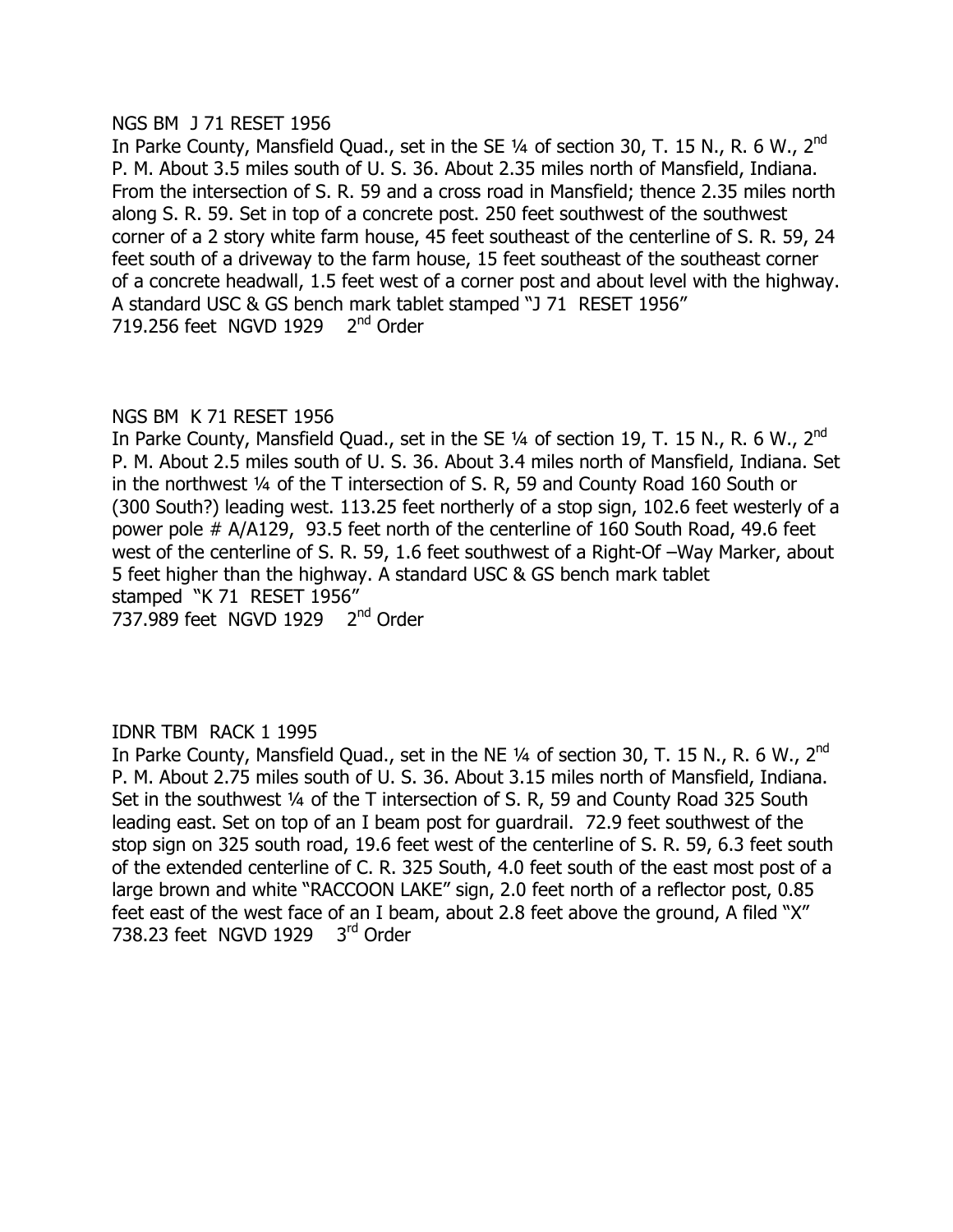NGS BM J 71 RESET 1956

In Parke County, Mansfield Quad., set in the SE ¼ of section 30, T. 15 N., R. 6 W., 2nd P. M. About 3.5 miles south of U. S. 36. About 2.35 miles north of Mansfield, Indiana. From the intersection of S. R. 59 and a cross road in Mansfield; thence 2.35 miles north along S. R. 59. Set in top of a concrete post. 250 feet southwest of the southwest corner of a 2 story white farm house, 45 feet southeast of the centerline of S. R. 59, 24 feet south of a driveway to the farm house, 15 feet southeast of the southeast corner of a concrete headwall, 1.5 feet west of a corner post and about level with the highway. A standard USC & GS bench mark tablet stamped "J 71 RESET 1956"
719.256 feet NGVD 1929 2nd Order

NGS BM K 71 RESET 1956

In Parke County, Mansfield Quad., set in the SE ¼ of section 19, T. 15 N., R. 6 W., 2nd P. M. About 2.5 miles south of U. S. 36. About 3.4 miles north of Mansfield, Indiana. Set in the northwest ¼ of the T intersection of S. R, 59 and County Road 160 South or (300 South?) leading west. 113.25 feet northerly of a stop sign, 102.6 feet westerly of a power pole # A/A129, 93.5 feet north of the centerline of 160 South Road, 49.6 feet west of the centerline of S. R. 59, 1.6 feet southwest of a Right-Of –Way Marker, about 5 feet higher than the highway. A standard USC & GS bench mark tablet stamped "K 71 RESET 1956"
737.989 feet NGVD 1929 2nd Order

IDNR TBM RACK 1 1995

In Parke County, Mansfield Quad., set in the NE ¼ of section 30, T. 15 N., R. 6 W., 2nd P. M. About 2.75 miles south of U. S. 36. About 3.15 miles north of Mansfield, Indiana. Set in the southwest ¼ of the T intersection of S. R, 59 and County Road 325 South leading east. Set on top of an I beam post for guardrail. 72.9 feet southwest of the stop sign on 325 south road, 19.6 feet west of the centerline of S. R. 59, 6.3 feet south of the extended centerline of C. R. 325 South, 4.0 feet south of the east most post of a large brown and white "RACCOON LAKE" sign, 2.0 feet north of a reflector post, 0.85 feet east of the west face of an I beam, about 2.8 feet above the ground, A filed "X"
738.23 feet NGVD 1929 3rd Order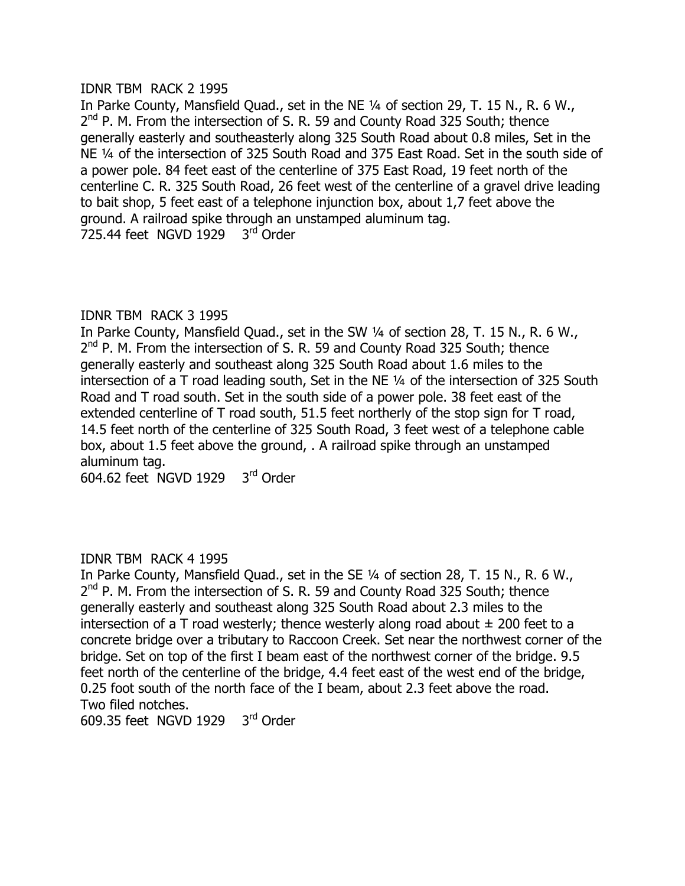IDNR TBM RACK 2 1995

In Parke County, Mansfield Quad., set in the NE ¼ of section 29, T. 15 N., R. 6 W., 2nd P. M. From the intersection of S. R. 59 and County Road 325 South; thence generally easterly and southeasterly along 325 South Road about 0.8 miles, Set in the NE ¼ of the intersection of 325 South Road and 375 East Road. Set in the south side of a power pole. 84 feet east of the centerline of 375 East Road, 19 feet north of the centerline C. R. 325 South Road, 26 feet west of the centerline of a gravel drive leading to bait shop, 5 feet east of a telephone injunction box, about 1,7 feet above the ground. A railroad spike through an unstamped aluminum tag.

725.44 feet NGVD 1929 3rd Order

IDNR TBM RACK 3 1995

In Parke County, Mansfield Quad., set in the SW ¼ of section 28, T. 15 N., R. 6 W., 2nd P. M. From the intersection of S. R. 59 and County Road 325 South; thence generally easterly and southeast along 325 South Road about 1.6 miles to the intersection of a T road leading south, Set in the NE ¼ of the intersection of 325 South Road and T road south. Set in the south side of a power pole. 38 feet east of the extended centerline of T road south, 51.5 feet northerly of the stop sign for T road, 14.5 feet north of the centerline of 325 South Road, 3 feet west of a telephone cable box, about 1.5 feet above the ground, . A railroad spike through an unstamped aluminum tag.

604.62 feet NGVD 1929 3rd Order

IDNR TBM RACK 4 1995

In Parke County, Mansfield Quad., set in the SE ¼ of section 28, T. 15 N., R. 6 W., 2nd P. M. From the intersection of S. R. 59 and County Road 325 South; thence generally easterly and southeast along 325 South Road about 2.3 miles to the intersection of a T road westerly; thence westerly along road about ± 200 feet to a concrete bridge over a tributary to Raccoon Creek. Set near the northwest corner of the bridge. Set on top of the first I beam east of the northwest corner of the bridge. 9.5 feet north of the centerline of the bridge, 4.4 feet east of the west end of the bridge, 0.25 foot south of the north face of the I beam, about 2.3 feet above the road. Two filed notches.

609.35 feet NGVD 1929 3rd Order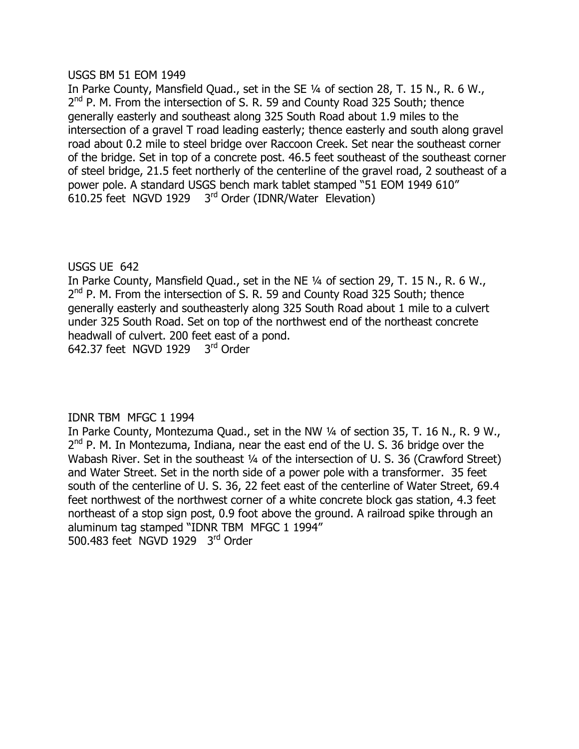USGS BM 51 EOM 1949

In Parke County, Mansfield Quad., set in the SE ¼ of section 28, T. 15 N., R. 6 W., 2nd P. M. From the intersection of S. R. 59 and County Road 325 South; thence generally easterly and southeast along 325 South Road about 1.9 miles to the intersection of a gravel T road leading easterly; thence easterly and south along gravel road about 0.2 mile to steel bridge over Raccoon Creek. Set near the southeast corner of the bridge. Set in top of a concrete post. 46.5 feet southeast of the southeast corner of steel bridge, 21.5 feet northerly of the centerline of the gravel road, 2 southeast of a power pole. A standard USGS bench mark tablet stamped "51 EOM 1949 610"

610.25 feet NGVD 1929 3rd Order (IDNR/Water Elevation)

USGS UE 642

In Parke County, Mansfield Quad., set in the NE ¼ of section 29, T. 15 N., R. 6 W., 2nd P. M. From the intersection of S. R. 59 and County Road 325 South; thence generally easterly and southeasterly along 325 South Road about 1 mile to a culvert under 325 South Road. Set on top of the northwest end of the northeast concrete headwall of culvert. 200 feet east of a pond.

642.37 feet NGVD 1929 3rd Order

IDNR TBM MFGC 1 1994

In Parke County, Montezuma Quad., set in the NW ¼ of section 35, T. 16 N., R. 9 W., 2nd P. M. In Montezuma, Indiana, near the east end of the U. S. 36 bridge over the Wabash River. Set in the southeast ¼ of the intersection of U. S. 36 (Crawford Street) and Water Street. Set in the north side of a power pole with a transformer. 35 feet south of the centerline of U. S. 36, 22 feet east of the centerline of Water Street, 69.4 feet northwest of the northwest corner of a white concrete block gas station, 4.3 feet northeast of a stop sign post, 0.9 foot above the ground. A railroad spike through an aluminum tag stamped "IDNR TBM MFGC 1 1994"

500.483 feet NGVD 1929 3rd Order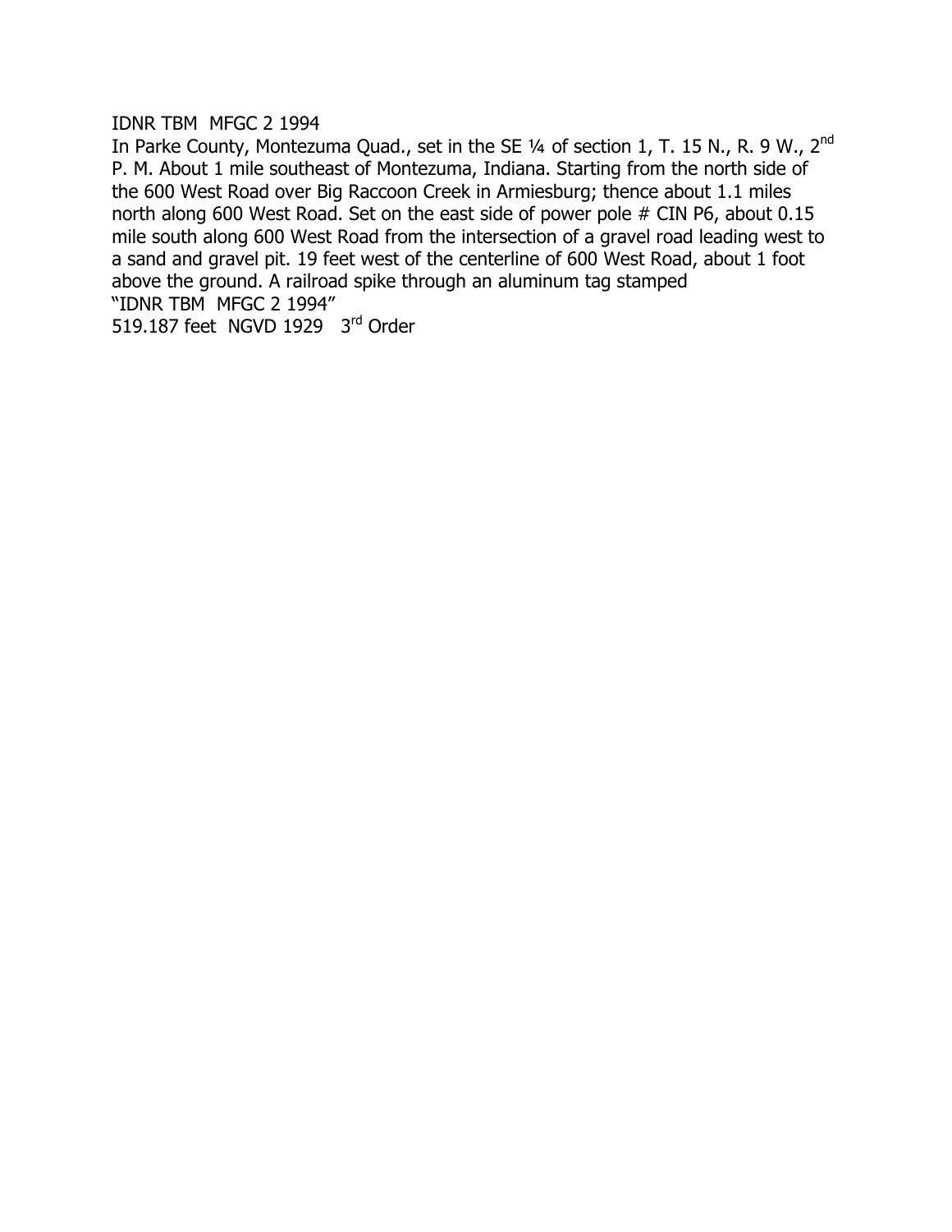IDNR TBM  MFGC 2 1994

In Parke County, Montezuma Quad., set in the SE ¼ of section 1, T. 15 N., R. 9 W., 2nd P. M. About 1 mile southeast of Montezuma, Indiana. Starting from the north side of the 600 West Road over Big Raccoon Creek in Armiesburg; thence about 1.1 miles north along 600 West Road. Set on the east side of power pole # CIN P6, about 0.15 mile south along 600 West Road from the intersection of a gravel road leading west to a sand and gravel pit. 19 feet west of the centerline of 600 West Road, about 1 foot above the ground. A railroad spike through an aluminum tag stamped "IDNR TBM  MFGC 2 1994"

519.187 feet  NGVD 1929   3rd Order